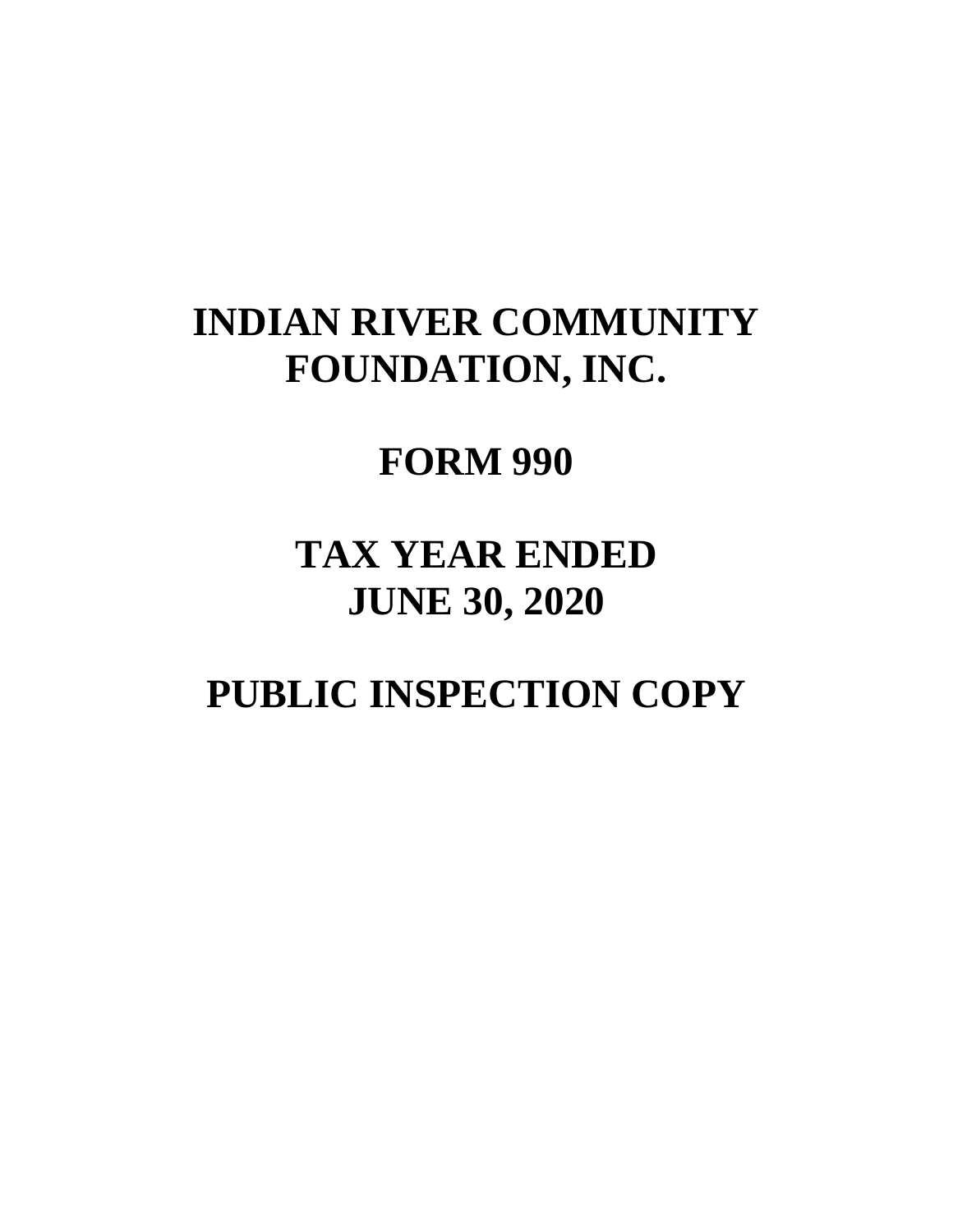# INDIAN RIVER COMMUNITY FOUNDATION, INC.

# FORM 990

# TAX YEAR ENDED JUNE 30, 2020

# PUBLIC INSPECTION COPY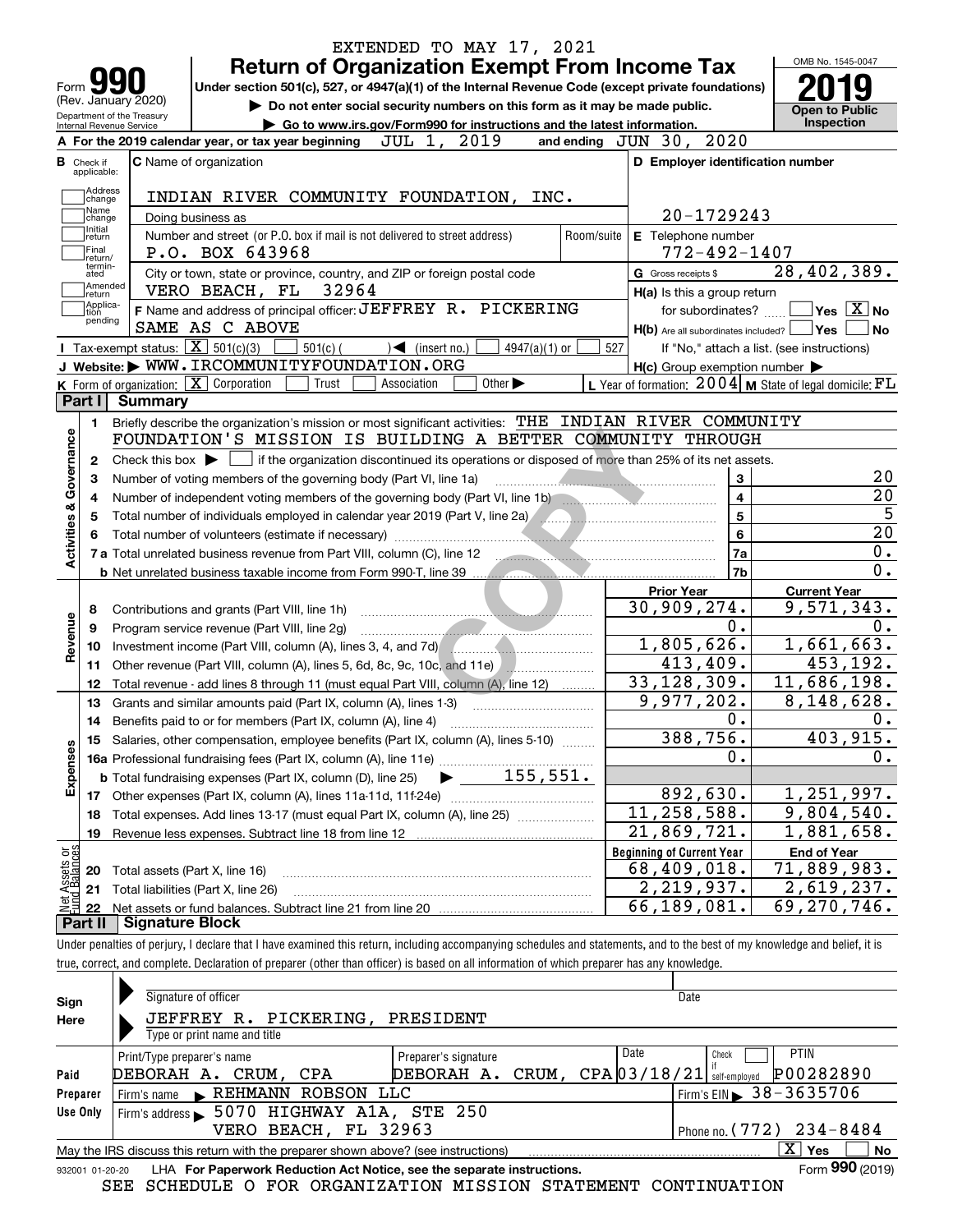EXTENDED TO MAY 17, 2021

# Form 990 — Return of Organization Exempt From Income Tax

(Rev. January 2020) Department of the Treasury Internal Revenue Service

**Under section 501(c), 527, or 4947(a)(1) of the Internal Revenue Code (except private foundations)**

▶ Do not enter social security numbers on this form as it may be made public.

▶ Go to www.irs.gov/Form990 for instructions and the latest information.

OMB No. 1545-0047 — **2019** — Open to Public Inspection

**A** For the 2019 calendar year, or tax year beginning JUL 1, 2019 and ending JUN 30, 2020

**B** Check if applicable: Address change, Name change, Initial return, Final return/terminated, Amended return, Application pending

**C** Name of organization: INDIAN RIVER COMMUNITY FOUNDATION, INC.

Doing business as

Number and street (or P.O. box if mail is not delivered to street address): P.O. BOX 643968 — Room/suite

City or town, state or province, country, and ZIP or foreign postal code: VERO BEACH, FL 32964

**D** Employer identification number: 20-1729243

**E** Telephone number: 772-492-1407

**G** Gross receipts $ 28,402,389.

**F** Name and address of principal officer: JEFFREY R. PICKERING SAME AS C ABOVE

**H(a)** Is this a group return for subordinates? ☐ Yes ☒ No

**H(b)** Are all subordinates included? ☐ Yes ☐ No — If "No," attach a list. (see instructions)

**H(c)** Group exemption number ▶

**I** Tax-exempt status: ☒ 501(c)(3) ☐ 501(c) ( ) ◀ (insert no.) ☐ 4947(a)(1) or ☐ 527

**J** Website: ▶ WWW.IRCOMMUNITYFOUNDATION.ORG

**K** Form of organization: ☒ Corporation ☐ Trust ☐ Association ☐ Other ▶

**L** Year of formation: 2004 **M** State of legal domicile: FL

## Part I Summary

**Activities & Governance**

1 Briefly describe the organization's mission or most significant activities: THE INDIAN RIVER COMMUNITY FOUNDATION'S MISSION IS BUILDING A BETTER COMMUNITY THROUGH

2 Check this box ▶ ☐ if the organization discontinued its operations or disposed of more than 25% of its net assets.

| Line | Description | No. | Value |
|---|---|---|---|
| 3 | Number of voting members of the governing body (Part VI, line 1a) | 3 | 20 |
| 4 | Number of independent voting members of the governing body (Part VI, line 1b) | 4 | 20 |
| 5 | Total number of individuals employed in calendar year 2019 (Part V, line 2a) | 5 | 5 |
| 6 | Total number of volunteers (estimate if necessary) | 6 | 20 |
| 7a | Total unrelated business revenue from Part VIII, column (C), line 12 | 7a | 0. |
| b | Net unrelated business taxable income from Form 990-T, line 39 | 7b | 0. |

| Line | Description | Prior Year | Current Year |
|---|---|---|---|
| **Revenue** | | | |
| 8 | Contributions and grants (Part VIII, line 1h) | 30,909,274. | 9,571,343. |
| 9 | Program service revenue (Part VIII, line 2g) | 0. | 0. |
| 10 | Investment income (Part VIII, column (A), lines 3, 4, and 7d) | 1,805,626. | 1,661,663. |
| 11 | Other revenue (Part VIII, column (A), lines 5, 6d, 8c, 9c, 10c, and 11e) | 413,409. | 453,192. |
| 12 | Total revenue - add lines 8 through 11 (must equal Part VIII, column (A), line 12) | 33,128,309. | 11,686,198. |
| **Expenses** | | | |
| 13 | Grants and similar amounts paid (Part IX, column (A), lines 1-3) | 9,977,202. | 8,148,628. |
| 14 | Benefits paid to or for members (Part IX, column (A), line 4) | 0. | 0. |
| 15 | Salaries, other compensation, employee benefits (Part IX, column (A), lines 5-10) | 388,756. | 403,915. |
| 16a | Professional fundraising fees (Part IX, column (A), line 11e) | 0. | 0. |
| b | Total fundraising expenses (Part IX, column (D), line 25) ▶ 155,551. | | |
| 17 | Other expenses (Part IX, column (A), lines 11a-11d, 11f-24e) | 892,630. | 1,251,997. |
| 18 | Total expenses. Add lines 13-17 (must equal Part IX, column (A), line 25) | 11,258,588. | 9,804,540. |
| 19 | Revenue less expenses. Subtract line 18 from line 12 | 21,869,721. | 1,881,658. |

| Line | Net Assets or Fund Balances | Beginning of Current Year | End of Year |
|---|---|---|---|
| 20 | Total assets (Part X, line 16) | 68,409,018. | 71,889,983. |
| 21 | Total liabilities (Part X, line 26) | 2,219,937. | 2,619,237. |
| 22 | Net assets or fund balances. Subtract line 21 from line 20 | 66,189,081. | 69,270,746. |

## Part II Signature Block

Under penalties of perjury, I declare that I have examined this return, including accompanying schedules and statements, and to the best of my knowledge and belief, it is true, correct, and complete. Declaration of preparer (other than officer) is based on all information of which preparer has any knowledge.

**Sign Here**

Signature of officer — Date

JEFFREY R. PICKERING, PRESIDENT

Type or print name and title

**Paid Preparer Use Only**

| Print/Type preparer's name | Preparer's signature | Date | Check if self-employed | PTIN |
|---|---|---|---|---|
| DEBORAH A. CRUM, CPA | DEBORAH A. CRUM, CPA | 03/18/21 | ☐ | P00282890 |

Firm's name ▶ REHMANN ROBSON LLC — Firm's EIN ▶ 38-3635706

Firm's address ▶ 5070 HIGHWAY A1A, STE 250 VERO BEACH, FL 32963 — Phone no. (772) 234-8484

May the IRS discuss this return with the preparer shown above? (see instructions) ☒ Yes ☐ No

932001 01-20-20 LHA For Paperwork Reduction Act Notice, see the separate instructions. Form 990 (2019)

SEE SCHEDULE O FOR ORGANIZATION MISSION STATEMENT CONTINUATION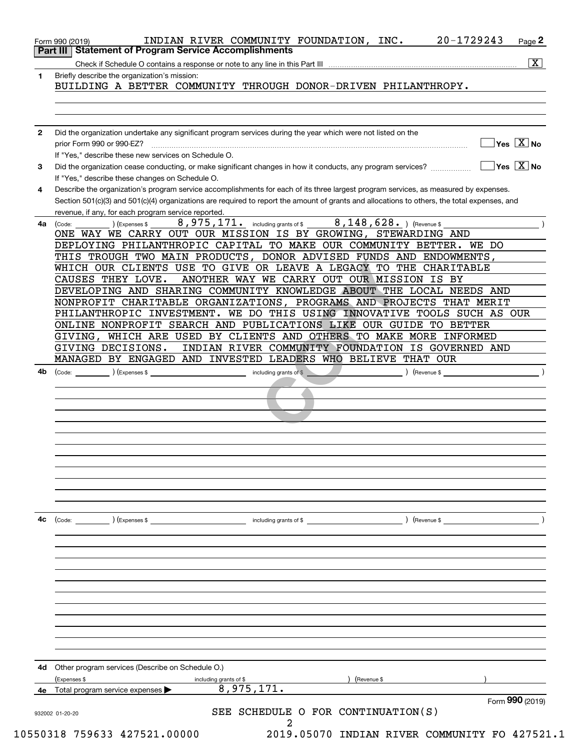Form 990 (2019) INDIAN RIVER COMMUNITY FOUNDATION, INC. 20-1729243 Page **2**

**Part III | Statement of Program Service Accomplishments**

Check if Schedule O contains a response or note to any line in this Part III .................. [X]

**1** Briefly describe the organization's mission:

BUILDING A BETTER COMMUNITY THROUGH DONOR-DRIVEN PHILANTHROPY.

**2** Did the organization undertake any significant program services during the year which were not listed on the prior Form 990 or 990-EZ? .................. [ ] Yes [X] No

If "Yes," describe these new services on Schedule O.

**3** Did the organization cease conducting, or make significant changes in how it conducts, any program services? .................. [ ] Yes [X] No

If "Yes," describe these changes on Schedule O.

**4** Describe the organization's program service accomplishments for each of its three largest program services, as measured by expenses. Section 501(c)(3) and 501(c)(4) organizations are required to report the amount of grants and allocations to others, the total expenses, and revenue, if any, for each program service reported.

**4a** (Code: ) (Expenses $ 8,975,171. including grants of $ 8,148,628. ) (Revenue $ )

ONE WAY WE CARRY OUT OUR MISSION IS BY GROWING, STEWARDING AND DEPLOYING PHILANTHROPIC CAPITAL TO MAKE OUR COMMUNITY BETTER. WE DO THIS TROUGH TWO MAIN PRODUCTS, DONOR ADVISED FUNDS AND ENDOWMENTS, WHICH OUR CLIENTS USE TO GIVE OR LEAVE A LEGACY TO THE CHARITABLE CAUSES THEY LOVE. ANOTHER WAY WE CARRY OUT OUR MISSION IS BY DEVELOPING AND SHARING COMMUNITY KNOWLEDGE ABOUT THE LOCAL NEEDS AND NONPROFIT CHARITABLE ORGANIZATIONS, PROGRAMS AND PROJECTS THAT MERIT PHILANTHROPIC INVESTMENT. WE DO THIS USING INNOVATIVE TOOLS SUCH AS OUR ONLINE NONPROFIT SEARCH AND PUBLICATIONS LIKE OUR GUIDE TO BETTER GIVING, WHICH ARE USED BY CLIENTS AND OTHERS TO MAKE MORE INFORMED GIVING DECISIONS. INDIAN RIVER COMMUNITY FOUNDATION IS GOVERNED AND MANAGED BY ENGAGED AND INVESTED LEADERS WHO BELIEVE THAT OUR

**4b** (Code: ) (Expenses $ including grants of $ ) (Revenue $ )

**4c** (Code: ) (Expenses $ including grants of $ ) (Revenue $ )

**4d** Other program services (Describe on Schedule O.)

(Expenses $ including grants of $ ) (Revenue $ )

**4e** Total program service expenses ▶ 8,975,171.

SEE SCHEDULE O FOR CONTINUATION(S)

Form **990** (2019)

932002 01-20-20

10550318 759633 427521.00000 2019.05070 INDIAN RIVER COMMUNITY FO 427521.1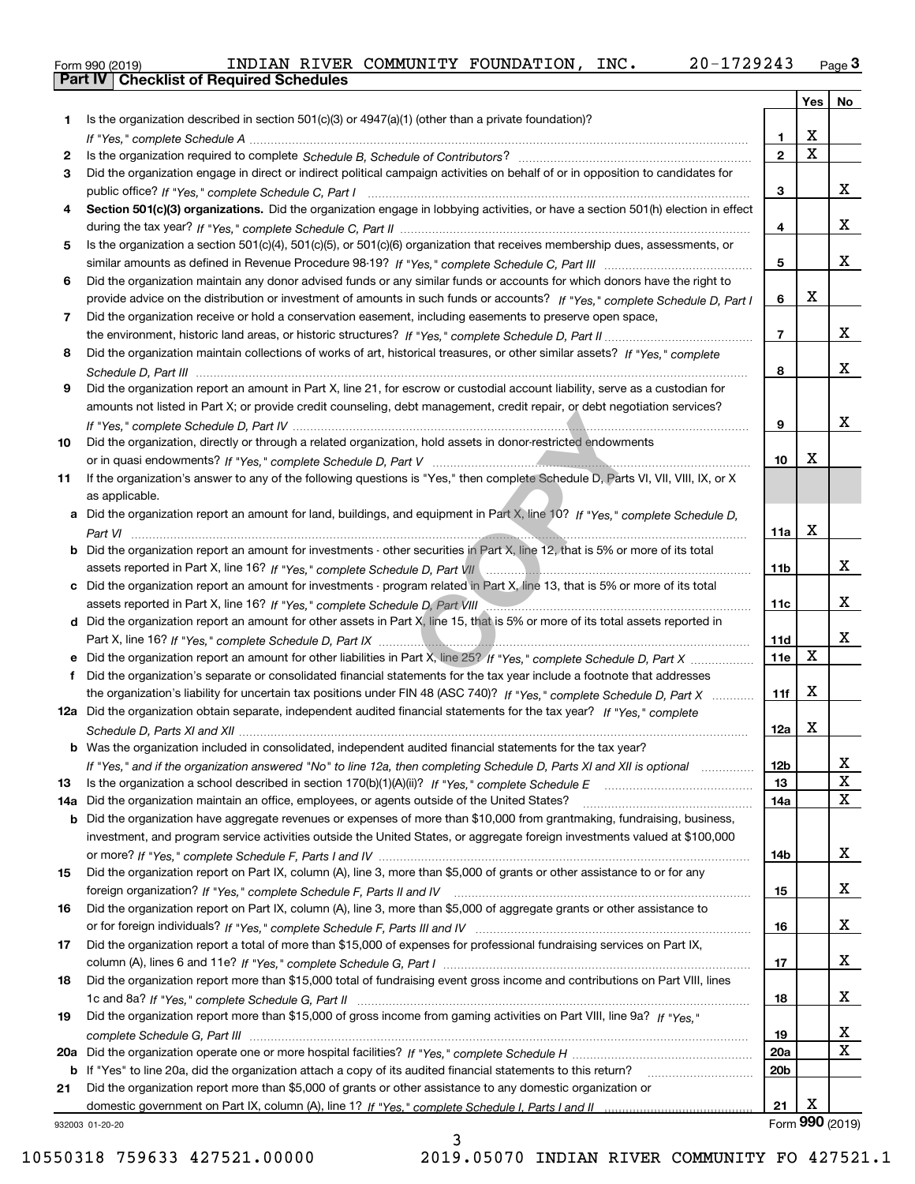Form 990 (2019) INDIAN RIVER COMMUNITY FOUNDATION, INC. 20-1729243 Page 3

## Part IV Checklist of Required Schedules

| | | | Yes | No |
|---|---|---|---|---|
| 1 | Is the organization described in section 501(c)(3) or 4947(a)(1) (other than a private foundation)? *If "Yes," complete Schedule A* | 1 | X | |
| 2 | Is the organization required to complete *Schedule B, Schedule of Contributors*? | 2 | X | |
| 3 | Did the organization engage in direct or indirect political campaign activities on behalf of or in opposition to candidates for public office? *If "Yes," complete Schedule C, Part I* | 3 | | X |
| 4 | **Section 501(c)(3) organizations.** Did the organization engage in lobbying activities, or have a section 501(h) election in effect during the tax year? *If "Yes," complete Schedule C, Part II* | 4 | | X |
| 5 | Is the organization a section 501(c)(4), 501(c)(5), or 501(c)(6) organization that receives membership dues, assessments, or similar amounts as defined in Revenue Procedure 98-19? *If "Yes," complete Schedule C, Part III* | 5 | | X |
| 6 | Did the organization maintain any donor advised funds or any similar funds or accounts for which donors have the right to provide advice on the distribution or investment of amounts in such funds or accounts? *If "Yes," complete Schedule D, Part I* | 6 | X | |
| 7 | Did the organization receive or hold a conservation easement, including easements to preserve open space, the environment, historic land areas, or historic structures? *If "Yes," complete Schedule D, Part II* | 7 | | X |
| 8 | Did the organization maintain collections of works of art, historical treasures, or other similar assets? *If "Yes," complete Schedule D, Part III* | 8 | | X |
| 9 | Did the organization report an amount in Part X, line 21, for escrow or custodial account liability, serve as a custodian for amounts not listed in Part X; or provide credit counseling, debt management, credit repair, or debt negotiation services? *If "Yes," complete Schedule D, Part IV* | 9 | | X |
| 10 | Did the organization, directly or through a related organization, hold assets in donor-restricted endowments or in quasi endowments? *If "Yes," complete Schedule D, Part V* | 10 | X | |
| 11 | If the organization's answer to any of the following questions is "Yes," then complete Schedule D, Parts VI, VII, VIII, IX, or X as applicable. | | | |
| a | Did the organization report an amount for land, buildings, and equipment in Part X, line 10? *If "Yes," complete Schedule D, Part VI* | 11a | X | |
| b | Did the organization report an amount for investments - other securities in Part X, line 12, that is 5% or more of its total assets reported in Part X, line 16? *If "Yes," complete Schedule D, Part VII* | 11b | | X |
| c | Did the organization report an amount for investments - program related in Part X, line 13, that is 5% or more of its total assets reported in Part X, line 16? *If "Yes," complete Schedule D, Part VIII* | 11c | | X |
| d | Did the organization report an amount for other assets in Part X, line 15, that is 5% or more of its total assets reported in Part X, line 16? *If "Yes," complete Schedule D, Part IX* | 11d | | X |
| e | Did the organization report an amount for other liabilities in Part X, line 25? *If "Yes," complete Schedule D, Part X* | 11e | X | |
| f | Did the organization's separate or consolidated financial statements for the tax year include a footnote that addresses the organization's liability for uncertain tax positions under FIN 48 (ASC 740)? *If "Yes," complete Schedule D, Part X* | 11f | X | |
| 12a | Did the organization obtain separate, independent audited financial statements for the tax year? *If "Yes," complete Schedule D, Parts XI and XII* | 12a | X | |
| b | Was the organization included in consolidated, independent audited financial statements for the tax year? *If "Yes," and if the organization answered "No" to line 12a, then completing Schedule D, Parts XI and XII is optional* | 12b | | X |
| 13 | Is the organization a school described in section 170(b)(1)(A)(ii)? *If "Yes," complete Schedule E* | 13 | | X |
| 14a | Did the organization maintain an office, employees, or agents outside of the United States? | 14a | | X |
| b | Did the organization have aggregate revenues or expenses of more than $10,000 from grantmaking, fundraising, business, investment, and program service activities outside the United States, or aggregate foreign investments valued at $100,000 or more? *If "Yes," complete Schedule F, Parts I and IV* | 14b | | X |
| 15 | Did the organization report on Part IX, column (A), line 3, more than $5,000 of grants or other assistance to or for any foreign organization? *If "Yes," complete Schedule F, Parts II and IV* | 15 | | X |
| 16 | Did the organization report on Part IX, column (A), line 3, more than $5,000 of aggregate grants or other assistance to or for foreign individuals? *If "Yes," complete Schedule F, Parts III and IV* | 16 | | X |
| 17 | Did the organization report a total of more than $15,000 of expenses for professional fundraising services on Part IX, column (A), lines 6 and 11e? *If "Yes," complete Schedule G, Part I* | 17 | | X |
| 18 | Did the organization report more than $15,000 total of fundraising event gross income and contributions on Part VIII, lines 1c and 8a? *If "Yes," complete Schedule G, Part II* | 18 | | X |
| 19 | Did the organization report more than $15,000 of gross income from gaming activities on Part VIII, line 9a? *If "Yes," complete Schedule G, Part III* | 19 | | X |
| 20a | Did the organization operate one or more hospital facilities? *If "Yes," complete Schedule H* | 20a | | X |
| b | If "Yes" to line 20a, did the organization attach a copy of its audited financial statements to this return? | 20b | | |
| 21 | Did the organization report more than $5,000 of grants or other assistance to any domestic organization or domestic government on Part IX, column (A), line 1? *If "Yes," complete Schedule I, Parts I and II* | 21 | X | |

932003 01-20-20 Form 990 (2019)

10550318 759633 427521.00000 2019.05070 INDIAN RIVER COMMUNITY FO 427521.1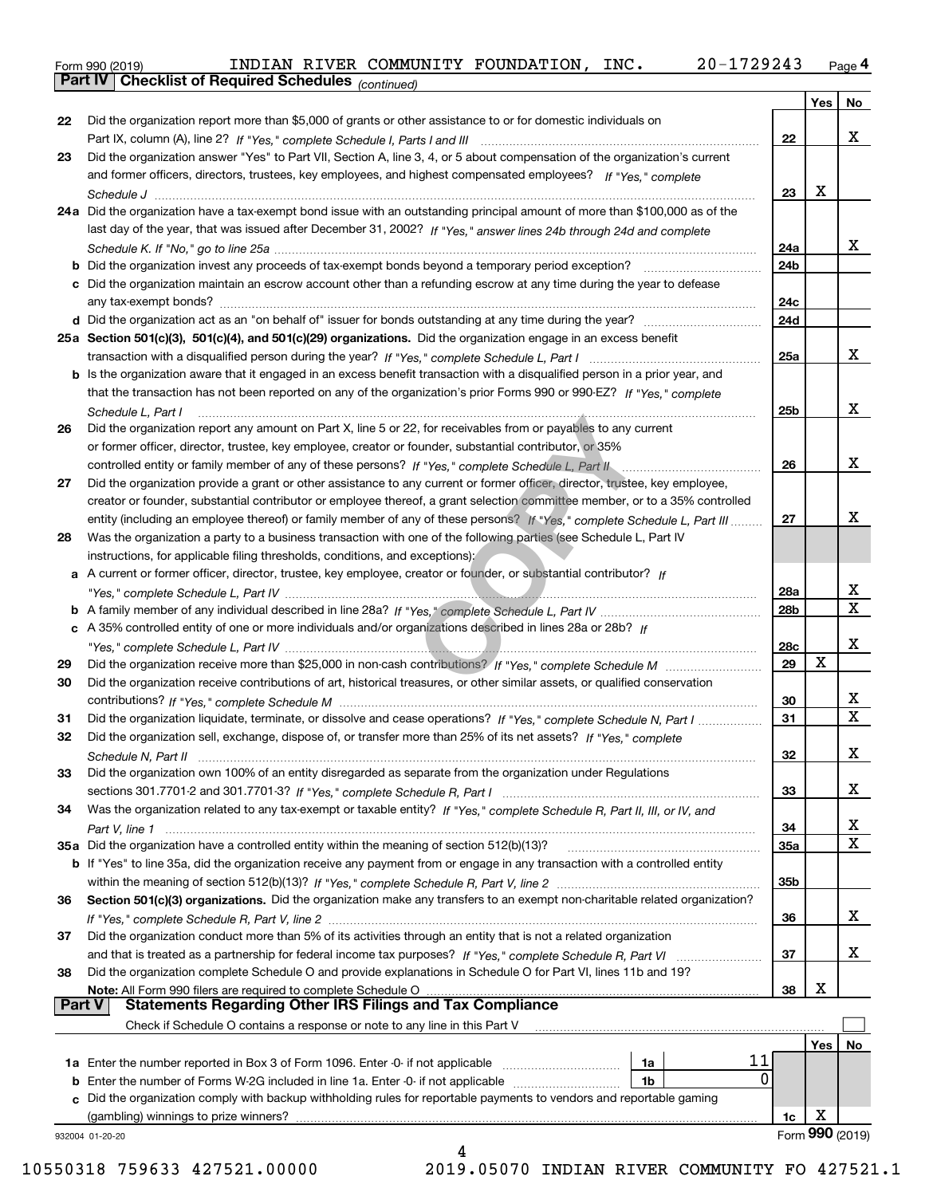Form 990 (2019) INDIAN RIVER COMMUNITY FOUNDATION, INC. 20-1729243 Page 4

**Part IV | Checklist of Required Schedules** *(continued)*

| | | | Yes | No |
|---|---|---|---|---|
| 22 | Did the organization report more than $5,000 of grants or other assistance to or for domestic individuals on Part IX, column (A), line 2? *If "Yes," complete Schedule I, Parts I and III* | 22 | | X |
| 23 | Did the organization answer "Yes" to Part VII, Section A, line 3, 4, or 5 about compensation of the organization's current and former officers, directors, trustees, key employees, and highest compensated employees? *If "Yes," complete Schedule J* | 23 | X | |
| 24a | Did the organization have a tax-exempt bond issue with an outstanding principal amount of more than $100,000 as of the last day of the year, that was issued after December 31, 2002? *If "Yes," answer lines 24b through 24d and complete Schedule K. If "No," go to line 25a* | 24a | | X |
| b | Did the organization invest any proceeds of tax-exempt bonds beyond a temporary period exception? | 24b | | |
| c | Did the organization maintain an escrow account other than a refunding escrow at any time during the year to defease any tax-exempt bonds? | 24c | | |
| d | Did the organization act as an "on behalf of" issuer for bonds outstanding at any time during the year? | 24d | | |
| 25a | **Section 501(c)(3), 501(c)(4), and 501(c)(29) organizations.** Did the organization engage in an excess benefit transaction with a disqualified person during the year? *If "Yes," complete Schedule L, Part I* | 25a | | X |
| b | Is the organization aware that it engaged in an excess benefit transaction with a disqualified person in a prior year, and that the transaction has not been reported on any of the organization's prior Forms 990 or 990-EZ? *If "Yes," complete Schedule L, Part I* | 25b | | X |
| 26 | Did the organization report any amount on Part X, line 5 or 22, for receivables from or payables to any current or former officer, director, trustee, key employee, creator or founder, substantial contributor, or 35% controlled entity or family member of any of these persons? *If "Yes," complete Schedule L, Part II* | 26 | | X |
| 27 | Did the organization provide a grant or other assistance to any current or former officer, director, trustee, key employee, creator or founder, substantial contributor or employee thereof, a grant selection committee member, or to a 35% controlled entity (including an employee thereof) or family member of any of these persons? *If "Yes," complete Schedule L, Part III* | 27 | | X |
| 28 | Was the organization a party to a business transaction with one of the following parties (see Schedule L, Part IV instructions, for applicable filing thresholds, conditions, and exceptions): | | | |
| a | A current or former officer, director, trustee, key employee, creator or founder, or substantial contributor? *If "Yes," complete Schedule L, Part IV* | 28a | | X |
| b | A family member of any individual described in line 28a? *If "Yes," complete Schedule L, Part IV* | 28b | | X |
| c | A 35% controlled entity of one or more individuals and/or organizations described in lines 28a or 28b? *If "Yes," complete Schedule L, Part IV* | 28c | | X |
| 29 | Did the organization receive more than $25,000 in non-cash contributions? *If "Yes," complete Schedule M* | 29 | X | |
| 30 | Did the organization receive contributions of art, historical treasures, or other similar assets, or qualified conservation contributions? *If "Yes," complete Schedule M* | 30 | | X |
| 31 | Did the organization liquidate, terminate, or dissolve and cease operations? *If "Yes," complete Schedule N, Part I* | 31 | | X |
| 32 | Did the organization sell, exchange, dispose of, or transfer more than 25% of its net assets? *If "Yes," complete Schedule N, Part II* | 32 | | X |
| 33 | Did the organization own 100% of an entity disregarded as separate from the organization under Regulations sections 301.7701-2 and 301.7701-3? *If "Yes," complete Schedule R, Part I* | 33 | | X |
| 34 | Was the organization related to any tax-exempt or taxable entity? *If "Yes," complete Schedule R, Part II, III, or IV, and Part V, line 1* | 34 | | X |
| 35a | Did the organization have a controlled entity within the meaning of section 512(b)(13)? | 35a | | X |
| b | If "Yes" to line 35a, did the organization receive any payment from or engage in any transaction with a controlled entity within the meaning of section 512(b)(13)? *If "Yes," complete Schedule R, Part V, line 2* | 35b | | |
| 36 | **Section 501(c)(3) organizations.** Did the organization make any transfers to an exempt non-charitable related organization? *If "Yes," complete Schedule R, Part V, line 2* | 36 | | X |
| 37 | Did the organization conduct more than 5% of its activities through an entity that is not a related organization and that is treated as a partnership for federal income tax purposes? *If "Yes," complete Schedule R, Part VI* | 37 | | X |
| 38 | Did the organization complete Schedule O and provide explanations in Schedule O for Part VI, lines 11b and 19? **Note:** All Form 990 filers are required to complete Schedule O | 38 | X | |

**Part V | Statements Regarding Other IRS Filings and Tax Compliance**

Check if Schedule O contains a response or note to any line in this Part V ☐

| | | | | | Yes | No |
|---|---|---|---|---|---|---|
| 1a | Enter the number reported in Box 3 of Form 1096. Enter -0- if not applicable | 1a | 11 | | | |
| b | Enter the number of Forms W-2G included in line 1a. Enter -0- if not applicable | 1b | 0 | | | |
| c | Did the organization comply with backup withholding rules for reportable payments to vendors and reportable gaming (gambling) winnings to prize winners? | | | 1c | X | |

932004 01-20-20 Form **990** (2019)

10550318 759633 427521.00000 2019.05070 INDIAN RIVER COMMUNITY FO 427521.1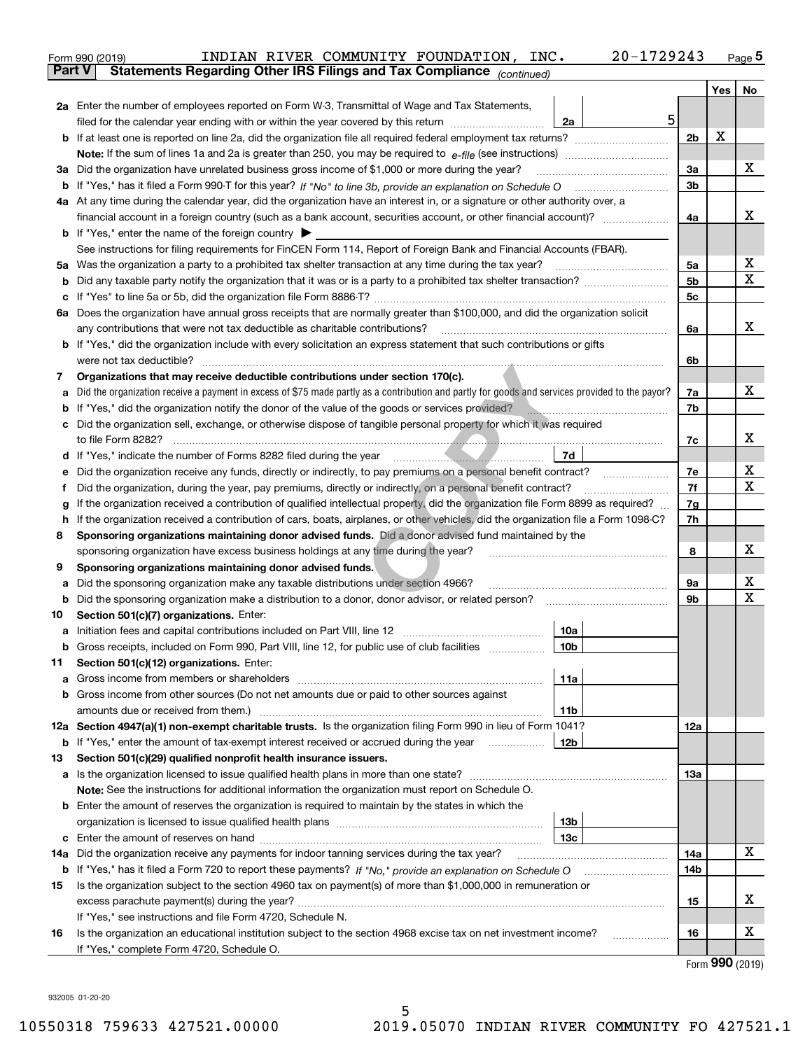Form 990 (2019) INDIAN RIVER COMMUNITY FOUNDATION, INC. 20-1729243

**Part V Statements Regarding Other IRS Filings and Tax Compliance** *(continued)*

| | | | | Yes | No |
|---|---|---|---|---|---|
| **2a** | Enter the number of employees reported on Form W-3, Transmittal of Wage and Tax Statements, filed for the calendar year ending with or within the year covered by this return | 2a 5 | | | |
| **b** | If at least one is reported on line 2a, did the organization file all required federal employment tax returns? | | 2b | X | |
| | **Note:** If the sum of lines 1a and 2a is greater than 250, you may be required to *e-file* (see instructions) | | | | |
| **3a** | Did the organization have unrelated business gross income of $1,000 or more during the year? | | 3a | | X |
| **b** | If "Yes," has it filed a Form 990-T for this year? *If "No" to line 3b, provide an explanation on Schedule O* | | 3b | | |
| **4a** | At any time during the calendar year, did the organization have an interest in, or a signature or other authority over, a financial account in a foreign country (such as a bank account, securities account, or other financial account)? | | 4a | | X |
| **b** | If "Yes," enter the name of the foreign country ▶ | | | | |
| | See instructions for filing requirements for FinCEN Form 114, Report of Foreign Bank and Financial Accounts (FBAR). | | | | |
| **5a** | Was the organization a party to a prohibited tax shelter transaction at any time during the tax year? | | 5a | | X |
| **b** | Did any taxable party notify the organization that it was or is a party to a prohibited tax shelter transaction? | | 5b | | X |
| **c** | If "Yes" to line 5a or 5b, did the organization file Form 8886-T? | | 5c | | |
| **6a** | Does the organization have annual gross receipts that are normally greater than $100,000, and did the organization solicit any contributions that were not tax deductible as charitable contributions? | | 6a | | X |
| **b** | If "Yes," did the organization include with every solicitation an express statement that such contributions or gifts were not tax deductible? | | 6b | | |
| **7** | **Organizations that may receive deductible contributions under section 170(c).** | | | | |
| **a** | Did the organization receive a payment in excess of $75 made partly as a contribution and partly for goods and services provided to the payor? | | 7a | | X |
| **b** | If "Yes," did the organization notify the donor of the value of the goods or services provided? | | 7b | | |
| **c** | Did the organization sell, exchange, or otherwise dispose of tangible personal property for which it was required to file Form 8282? | | 7c | | X |
| **d** | If "Yes," indicate the number of Forms 8282 filed during the year | 7d | | | |
| **e** | Did the organization receive any funds, directly or indirectly, to pay premiums on a personal benefit contract? | | 7e | | X |
| **f** | Did the organization, during the year, pay premiums, directly or indirectly, on a personal benefit contract? | | 7f | | X |
| **g** | If the organization received a contribution of qualified intellectual property, did the organization file Form 8899 as required? | | 7g | | |
| **h** | If the organization received a contribution of cars, boats, airplanes, or other vehicles, did the organization file a Form 1098-C? | | 7h | | |
| **8** | **Sponsoring organizations maintaining donor advised funds.** Did a donor advised fund maintained by the sponsoring organization have excess business holdings at any time during the year? | | 8 | | X |
| **9** | **Sponsoring organizations maintaining donor advised funds.** | | | | |
| **a** | Did the sponsoring organization make any taxable distributions under section 4966? | | 9a | | X |
| **b** | Did the sponsoring organization make a distribution to a donor, donor advisor, or related person? | | 9b | | X |
| **10** | **Section 501(c)(7) organizations.** Enter: | | | | |
| **a** | Initiation fees and capital contributions included on Part VIII, line 12 | 10a | | | |
| **b** | Gross receipts, included on Form 990, Part VIII, line 12, for public use of club facilities | 10b | | | |
| **11** | **Section 501(c)(12) organizations.** Enter: | | | | |
| **a** | Gross income from members or shareholders | 11a | | | |
| **b** | Gross income from other sources (Do not net amounts due or paid to other sources against amounts due or received from them.) | 11b | | | |
| **12a** | **Section 4947(a)(1) non-exempt charitable trusts.** Is the organization filing Form 990 in lieu of Form 1041? | | 12a | | |
| **b** | If "Yes," enter the amount of tax-exempt interest received or accrued during the year | 12b | | | |
| **13** | **Section 501(c)(29) qualified nonprofit health insurance issuers.** | | | | |
| **a** | Is the organization licensed to issue qualified health plans in more than one state? | | 13a | | |
| | **Note:** See the instructions for additional information the organization must report on Schedule O. | | | | |
| **b** | Enter the amount of reserves the organization is required to maintain by the states in which the organization is licensed to issue qualified health plans | 13b | | | |
| **c** | Enter the amount of reserves on hand | 13c | | | |
| **14a** | Did the organization receive any payments for indoor tanning services during the tax year? | | 14a | | X |
| **b** | If "Yes," has it filed a Form 720 to report these payments? *If "No," provide an explanation on Schedule O* | | 14b | | |
| **15** | Is the organization subject to the section 4960 tax on payment(s) of more than $1,000,000 in remuneration or excess parachute payment(s) during the year? | | 15 | | X |
| | If "Yes," see instructions and file Form 4720, Schedule N. | | | | |
| **16** | Is the organization an educational institution subject to the section 4968 excise tax on net investment income? | | 16 | | X |
| | If "Yes," complete Form 4720, Schedule O. | | | | |

Form **990** (2019)

932005 01-20-20

10550318 759633 427521.00000 2019.05070 INDIAN RIVER COMMUNITY FO 427521.1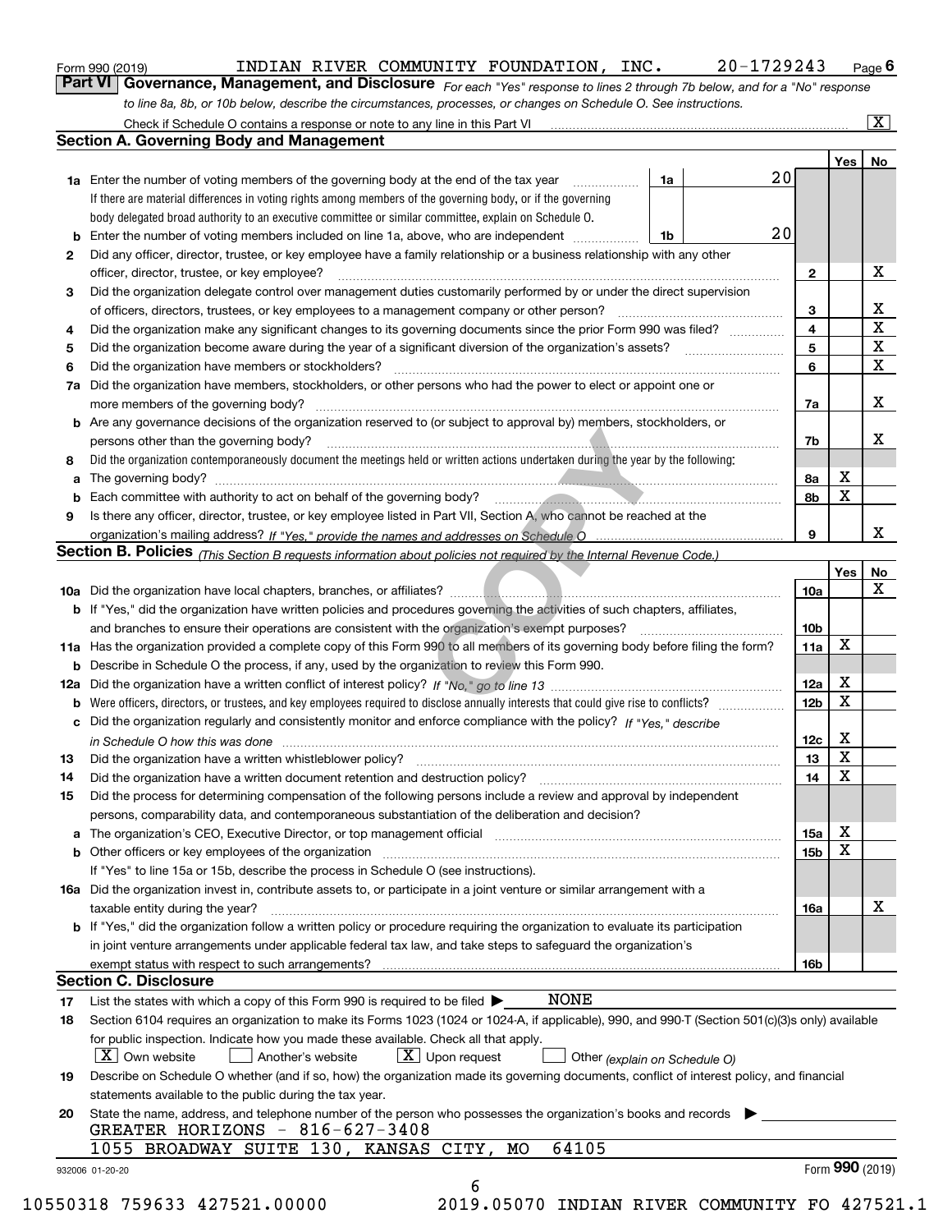Form 990 (2019) INDIAN RIVER COMMUNITY FOUNDATION, INC. 20-1729243 Page 6

## Part VI Governance, Management, and Disclosure

*For each "Yes" response to lines 2 through 7b below, and for a "No" response to line 8a, 8b, or 10b below, describe the circumstances, processes, or changes on Schedule O. See instructions.*

Check if Schedule O contains a response or note to any line in this Part VI ..... [X]

### Section A. Governing Body and Management

| | | | | Yes | No |
|---|---|---|---|---|---|
| **1a** | Enter the number of voting members of the governing body at the end of the tax year ..... **1a** | 20 | | | |
| | If there are material differences in voting rights among members of the governing body, or if the governing body delegated broad authority to an executive committee or similar committee, explain on Schedule O. | | | | |
| **b** | Enter the number of voting members included on line 1a, above, who are independent ..... **1b** | 20 | | | |
| **2** | Did any officer, director, trustee, or key employee have a family relationship or a business relationship with any other officer, director, trustee, or key employee? | | **2** | | X |
| **3** | Did the organization delegate control over management duties customarily performed by or under the direct supervision of officers, directors, trustees, or key employees to a management company or other person? | | **3** | | X |
| **4** | Did the organization make any significant changes to its governing documents since the prior Form 990 was filed? | | **4** | | X |
| **5** | Did the organization become aware during the year of a significant diversion of the organization's assets? | | **5** | | X |
| **6** | Did the organization have members or stockholders? | | **6** | | X |
| **7a** | Did the organization have members, stockholders, or other persons who had the power to elect or appoint one or more members of the governing body? | | **7a** | | X |
| **b** | Are any governance decisions of the organization reserved to (or subject to approval by) members, stockholders, or persons other than the governing body? | | **7b** | | X |
| **8** | Did the organization contemporaneously document the meetings held or written actions undertaken during the year by the following: | | | | |
| **a** | The governing body? | | **8a** | X | |
| **b** | Each committee with authority to act on behalf of the governing body? | | **8b** | X | |
| **9** | Is there any officer, director, trustee, or key employee listed in Part VII, Section A, who cannot be reached at the organization's mailing address? *If "Yes," provide the names and addresses on Schedule O* | | **9** | | X |

### Section B. Policies *(This Section B requests information about policies not required by the Internal Revenue Code.)*

| | | | Yes | No |
|---|---|---|---|---|
| **10a** | Did the organization have local chapters, branches, or affiliates? | **10a** | | X |
| **b** | If "Yes," did the organization have written policies and procedures governing the activities of such chapters, affiliates, and branches to ensure their operations are consistent with the organization's exempt purposes? | **10b** | | |
| **11a** | Has the organization provided a complete copy of this Form 990 to all members of its governing body before filing the form? | **11a** | X | |
| **b** | Describe in Schedule O the process, if any, used by the organization to review this Form 990. | | | |
| **12a** | Did the organization have a written conflict of interest policy? *If "No," go to line 13* | **12a** | X | |
| **b** | Were officers, directors, or trustees, and key employees required to disclose annually interests that could give rise to conflicts? | **12b** | X | |
| **c** | Did the organization regularly and consistently monitor and enforce compliance with the policy? *If "Yes," describe in Schedule O how this was done* | **12c** | X | |
| **13** | Did the organization have a written whistleblower policy? | **13** | X | |
| **14** | Did the organization have a written document retention and destruction policy? | **14** | X | |
| **15** | Did the process for determining compensation of the following persons include a review and approval by independent persons, comparability data, and contemporaneous substantiation of the deliberation and decision? | | | |
| **a** | The organization's CEO, Executive Director, or top management official | **15a** | X | |
| **b** | Other officers or key employees of the organization | **15b** | X | |
| | If "Yes" to line 15a or 15b, describe the process in Schedule O (see instructions). | | | |
| **16a** | Did the organization invest in, contribute assets to, or participate in a joint venture or similar arrangement with a taxable entity during the year? | **16a** | | X |
| **b** | If "Yes," did the organization follow a written policy or procedure requiring the organization to evaluate its participation in joint venture arrangements under applicable federal tax law, and take steps to safeguard the organization's exempt status with respect to such arrangements? | **16b** | | |

### Section C. Disclosure

**17** List the states with which a copy of this Form 990 is required to be filed ▶ NONE

**18** Section 6104 requires an organization to make its Forms 1023 (1024 or 1024-A, if applicable), 990, and 990-T (Section 501(c)(3)s only) available for public inspection. Indicate how you made these available. Check all that apply.

[X] Own website [ ] Another's website [X] Upon request [ ] Other *(explain on Schedule O)*

**19** Describe on Schedule O whether (and if so, how) the organization made its governing documents, conflict of interest policy, and financial statements available to the public during the tax year.

**20** State the name, address, and telephone number of the person who possesses the organization's books and records ▶

GREATER HORIZONS - 816-627-3408
1055 BROADWAY SUITE 130, KANSAS CITY, MO 64105

932006 01-20-20 Form **990** (2019)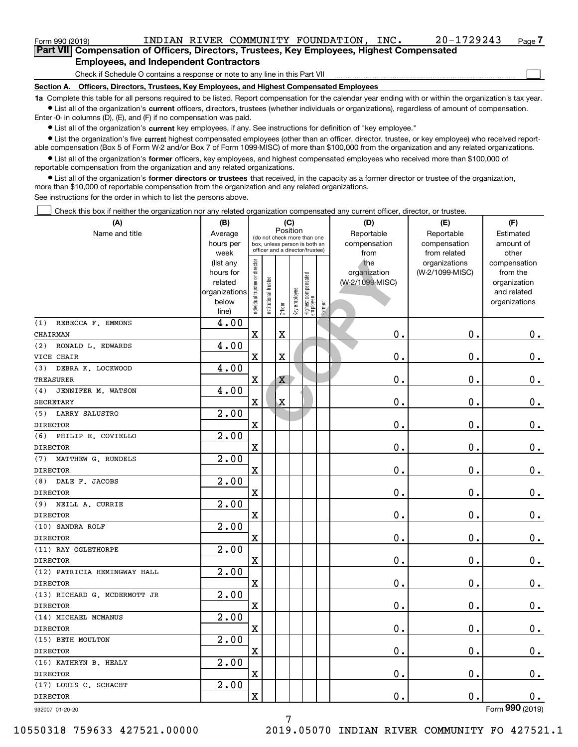Form 990 (2019) INDIAN RIVER COMMUNITY FOUNDATION, INC. 20-1729243 Page 7

## Part VII Compensation of Officers, Directors, Trustees, Key Employees, Highest Compensated Employees, and Independent Contractors

Check if Schedule O contains a response or note to any line in this Part VII

### Section A. Officers, Directors, Trustees, Key Employees, and Highest Compensated Employees

**1a** Complete this table for all persons required to be listed. Report compensation for the calendar year ending with or within the organization's tax year.

- List all of the organization's **current** officers, directors, trustees (whether individuals or organizations), regardless of amount of compensation. Enter -0- in columns (D), (E), and (F) if no compensation was paid.
- List all of the organization's **current** key employees, if any. See instructions for definition of "key employee."
- List the organization's five **current** highest compensated employees (other than an officer, director, trustee, or key employee) who received reportable compensation (Box 5 of Form W-2 and/or Box 7 of Form 1099-MISC) of more than $100,000 from the organization and any related organizations.
- List all of the organization's **former** officers, key employees, and highest compensated employees who received more than $100,000 of reportable compensation from the organization and any related organizations.
- List all of the organization's **former directors or trustees** that received, in the capacity as a former director or trustee of the organization, more than $10,000 of reportable compensation from the organization and any related organizations.

See instructions for the order in which to list the persons above.

Check this box if neither the organization nor any related organization compensated any current officer, director, or trustee.

| (A) Name and title | (B) Average hours per week (list any hours for related organizations below line) | (C) Position (do not check more than one box, unless person is both an officer and a director/trustee) | | | | | | (D) Reportable compensation from the organization (W-2/1099-MISC) | (E) Reportable compensation from related organizations (W-2/1099-MISC) | (F) Estimated amount of other compensation from the organization and related organizations |
|---|---|---|---|---|---|---|---|---|---|---|
| | | Individual trustee or director | Institutional trustee | Officer | Key employee | Highest compensated employee | Former | | | |
| (1) REBECCA F. EMMONS<br>CHAIRMAN | 4.00 | X | | X | | | | 0. | 0. | 0. |
| (2) RONALD L. EDWARDS<br>VICE CHAIR | 4.00 | X | | X | | | | 0. | 0. | 0. |
| (3) DEBRA K. LOCKWOOD<br>TREASURER | 4.00 | X | | X | | | | 0. | 0. | 0. |
| (4) JENNIFER M. WATSON<br>SECRETARY | 4.00 | X | | X | | | | 0. | 0. | 0. |
| (5) LARRY SALUSTRO<br>DIRECTOR | 2.00 | X | | | | | | 0. | 0. | 0. |
| (6) PHILIP E. COVIELLO<br>DIRECTOR | 2.00 | X | | | | | | 0. | 0. | 0. |
| (7) MATTHEW G. RUNDELS<br>DIRECTOR | 2.00 | X | | | | | | 0. | 0. | 0. |
| (8) DALE F. JACOBS<br>DIRECTOR | 2.00 | X | | | | | | 0. | 0. | 0. |
| (9) NEILL A. CURRIE<br>DIRECTOR | 2.00 | X | | | | | | 0. | 0. | 0. |
| (10) SANDRA ROLF<br>DIRECTOR | 2.00 | X | | | | | | 0. | 0. | 0. |
| (11) RAY OGLETHORPE<br>DIRECTOR | 2.00 | X | | | | | | 0. | 0. | 0. |
| (12) PATRICIA HEMINGWAY HALL<br>DIRECTOR | 2.00 | X | | | | | | 0. | 0. | 0. |
| (13) RICHARD G. MCDERMOTT JR<br>DIRECTOR | 2.00 | X | | | | | | 0. | 0. | 0. |
| (14) MICHAEL MCMANUS<br>DIRECTOR | 2.00 | X | | | | | | 0. | 0. | 0. |
| (15) BETH MOULTON<br>DIRECTOR | 2.00 | X | | | | | | 0. | 0. | 0. |
| (16) KATHRYN B. HEALY<br>DIRECTOR | 2.00 | X | | | | | | 0. | 0. | 0. |
| (17) LOUIS C. SCHACHT<br>DIRECTOR | 2.00 | X | | | | | | 0. | 0. | 0. |

932007 01-20-20 Form 990 (2019)

10550318 759633 427521.00000 2019.05070 INDIAN RIVER COMMUNITY FO 427521.1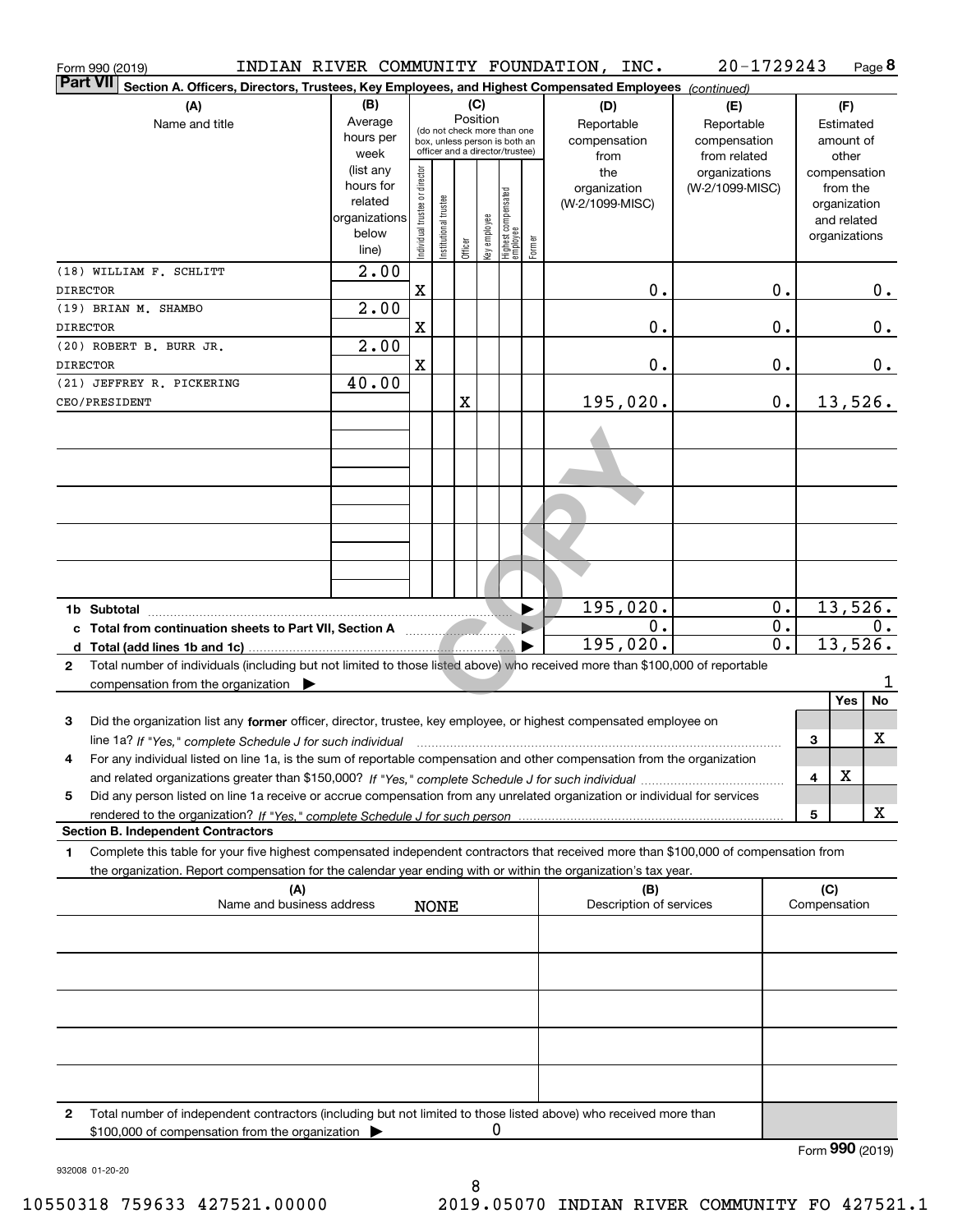Form 990 (2019) INDIAN RIVER COMMUNITY FOUNDATION, INC. 20-1729243 Page **8**

**Part VII** Section A. Officers, Directors, Trustees, Key Employees, and Highest Compensated Employees *(continued)*

| (A) Name and title | (B) Average hours per week (list any hours for related organizations below line) | (C) Position: Individual trustee or director | Institutional trustee | Officer | Key employee | Highest compensated employee | Former | (D) Reportable compensation from the organization (W-2/1099-MISC) | (E) Reportable compensation from related organizations (W-2/1099-MISC) | (F) Estimated amount of other compensation from the organization and related organizations |
|---|---|---|---|---|---|---|---|---|---|---|
| (18) WILLIAM F. SCHLITT<br>DIRECTOR | 2.00 | X | | | | | | 0. | 0. | 0. |
| (19) BRIAN M. SHAMBO<br>DIRECTOR | 2.00 | X | | | | | | 0. | 0. | 0. |
| (20) ROBERT B. BURR JR.<br>DIRECTOR | 2.00 | X | | | | | | 0. | 0. | 0. |
| (21) JEFFREY R. PICKERING<br>CEO/PRESIDENT | 40.00 | | | X | | | | 195,020. | 0. | 13,526. |
| 1b Subtotal | | | | | | | | 195,020. | 0. | 13,526. |
| c Total from continuation sheets to Part VII, Section A | | | | | | | | 0. | 0. | 0. |
| d Total (add lines 1b and 1c) | | | | | | | | 195,020. | 0. | 13,526. |

2 Total number of individuals (including but not limited to those listed above) who received more than $100,000 of reportable compensation from the organization ▶ 1

| | | Yes | No |
|---|---|---|---|
| 3 Did the organization list any **former** officer, director, trustee, key employee, or highest compensated employee on line 1a? *If "Yes," complete Schedule J for such individual* | 3 | | X |
| 4 For any individual listed on line 1a, is the sum of reportable compensation and other compensation from the organization and related organizations greater than $150,000? *If "Yes," complete Schedule J for such individual* | 4 | X | |
| 5 Did any person listed on line 1a receive or accrue compensation from any unrelated organization or individual for services rendered to the organization? *If "Yes," complete Schedule J for such person* | 5 | | X |

**Section B. Independent Contractors**

1 Complete this table for your five highest compensated independent contractors that received more than $100,000 of compensation from the organization. Report compensation for the calendar year ending with or within the organization's tax year.

| (A) Name and business address | (B) Description of services | (C) Compensation |
|---|---|---|
| NONE | | |

2 Total number of independent contractors (including but not limited to those listed above) who received more than $100,000 of compensation from the organization ▶ 0

Form **990** (2019)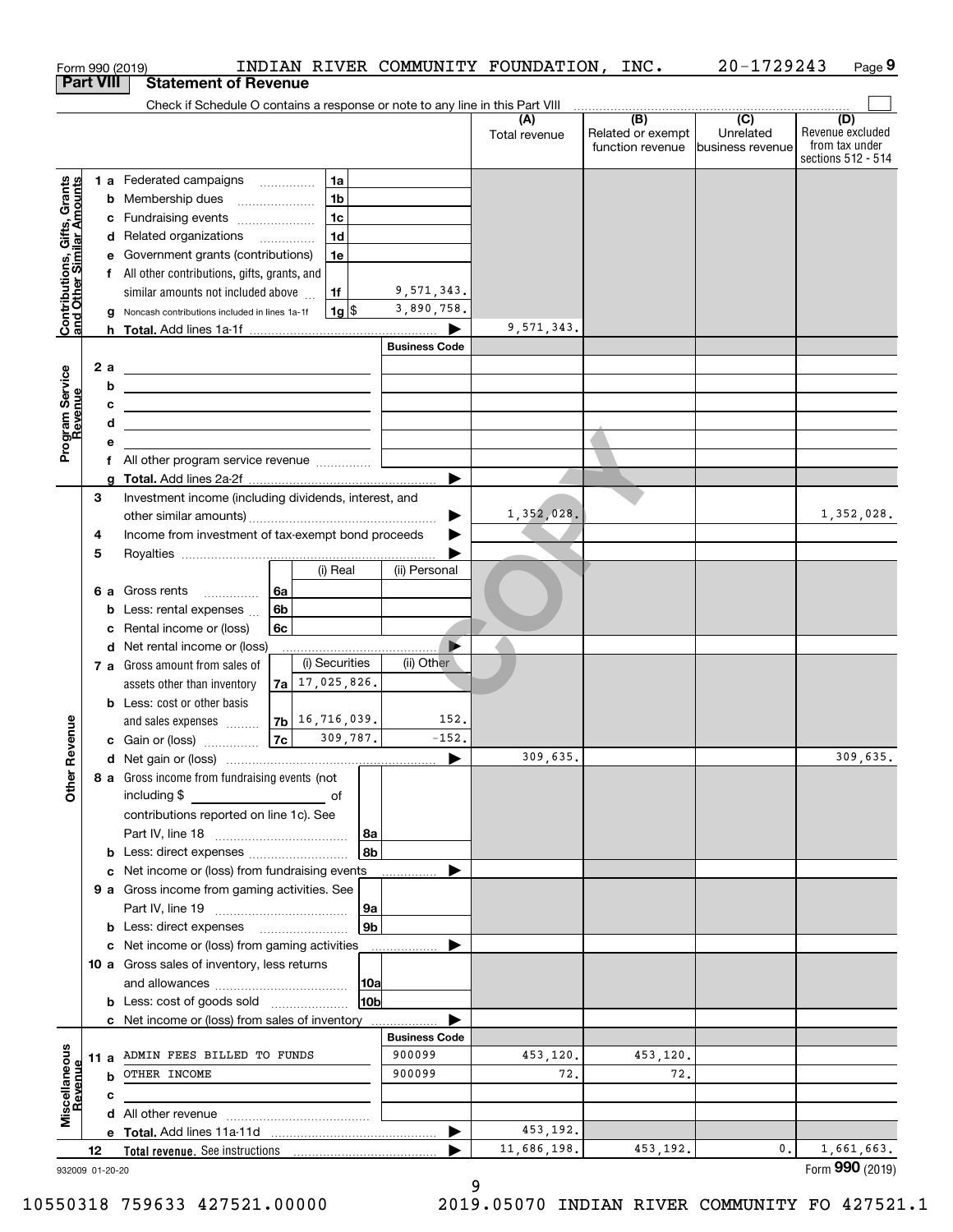Form 990 (2019) INDIAN RIVER COMMUNITY FOUNDATION, INC. 20-1729243 Page 9

## Part VIII Statement of Revenue

Check if Schedule O contains a response or note to any line in this Part VIII

| | | | | (A) Total revenue | (B) Related or exempt function revenue | (C) Unrelated business revenue | (D) Revenue excluded from tax under sections 512 - 514 |
|---|---|---|---|---|---|---|---|
| **Contributions, Gifts, Grants and Other Similar Amounts** | 1a Federated campaigns | 1a | | | | | |
| | b Membership dues | 1b | | | | | |
| | c Fundraising events | 1c | | | | | |
| | d Related organizations | 1d | | | | | |
| | e Government grants (contributions) | 1e | | | | | |
| | f All other contributions, gifts, grants, and similar amounts not included above | 1f | 9,571,343. | | | | |
| | g Noncash contributions included in lines 1a-1f | 1g $ | 3,890,758. | | | | |
| | h Total. Add lines 1a-1f | | | 9,571,343. | | | |
| **Program Service Revenue** | | | Business Code | | | | |
| | 2a | | | | | | |
| | b | | | | | | |
| | c | | | | | | |
| | d | | | | | | |
| | e | | | | | | |
| | f All other program service revenue | | | | | | |
| | g Total. Add lines 2a-2f | | | | | | |
| **Other Revenue** | 3 Investment income (including dividends, interest, and other similar amounts) | | | 1,352,028. | | | 1,352,028. |
| | 4 Income from investment of tax-exempt bond proceeds | | | | | | |
| | 5 Royalties | | | | | | |
| | | (i) Real | (ii) Personal | | | | |
| | 6a Gross rents 6a | | | | | | |
| | b Less: rental expenses 6b | | | | | | |
| | c Rental income or (loss) 6c | | | | | | |
| | d Net rental income or (loss) | | | | | | |
| | | (i) Securities | (ii) Other | | | | |
| | 7a Gross amount from sales of assets other than inventory 7a | 17,025,826. | | | | | |
| | b Less: cost or other basis and sales expenses 7b | 16,716,039. | 152. | | | | |
| | c Gain or (loss) 7c | 309,787. | -152. | | | | |
| | d Net gain or (loss) | | | 309,635. | | | 309,635. |
| | 8a Gross income from fundraising events (not including $ of contributions reported on line 1c). See Part IV, line 18 | 8a | | | | | |
| | b Less: direct expenses | 8b | | | | | |
| | c Net income or (loss) from fundraising events | | | | | | |
| | 9a Gross income from gaming activities. See Part IV, line 19 | 9a | | | | | |
| | b Less: direct expenses | 9b | | | | | |
| | c Net income or (loss) from gaming activities | | | | | | |
| | 10a Gross sales of inventory, less returns and allowances | 10a | | | | | |
| | b Less: cost of goods sold | 10b | | | | | |
| | c Net income or (loss) from sales of inventory | | | | | | |
| **Miscellaneous Revenue** | | | Business Code | | | | |
| | 11a ADMIN FEES BILLED TO FUNDS | | 900099 | 453,120. | 453,120. | | |
| | b OTHER INCOME | | 900099 | 72. | 72. | | |
| | c | | | | | | |
| | d All other revenue | | | | | | |
| | e Total. Add lines 11a-11d | | | 453,192. | | | |
| | 12 Total revenue. See instructions | | | 11,686,198. | 453,192. | 0. | 1,661,663. |

932009 01-20-20 Form **990** (2019)

10550318 759633 427521.00000 2019.05070 INDIAN RIVER COMMUNITY FO 427521.1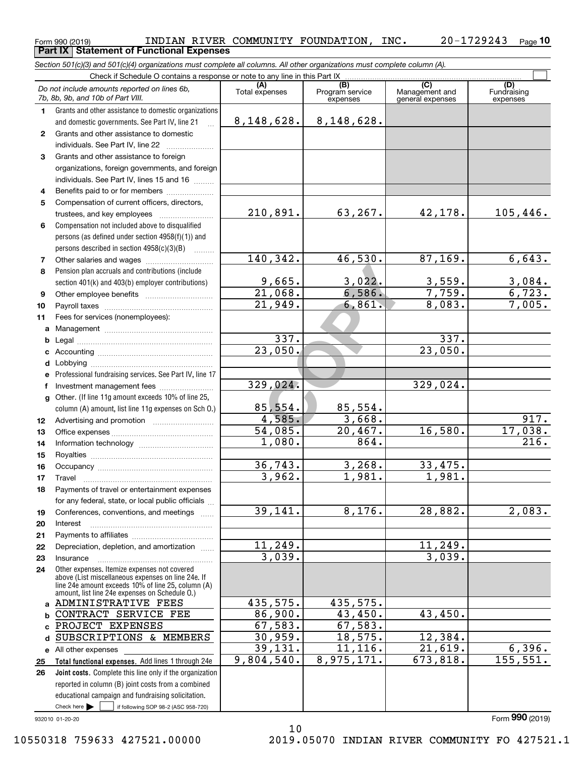Form 990 (2019) INDIAN RIVER COMMUNITY FOUNDATION, INC. 20-1729243

## Part IX Statement of Functional Expenses

*Section 501(c)(3) and 501(c)(4) organizations must complete all columns. All other organizations must complete column (A).*

Check if Schedule O contains a response or note to any line in this Part IX

| | *Do not include amounts reported on lines 6b, 7b, 8b, 9b, and 10b of Part VIII.* | (A) Total expenses | (B) Program service expenses | (C) Management and general expenses | (D) Fundraising expenses |
|---|---|---|---|---|---|
| 1 | Grants and other assistance to domestic organizations and domestic governments. See Part IV, line 21 | 8,148,628. | 8,148,628. | | |
| 2 | Grants and other assistance to domestic individuals. See Part IV, line 22 | | | | |
| 3 | Grants and other assistance to foreign organizations, foreign governments, and foreign individuals. See Part IV, lines 15 and 16 | | | | |
| 4 | Benefits paid to or for members | | | | |
| 5 | Compensation of current officers, directors, trustees, and key employees | 210,891. | 63,267. | 42,178. | 105,446. |
| 6 | Compensation not included above to disqualified persons (as defined under section 4958(f)(1)) and persons described in section 4958(c)(3)(B) | | | | |
| 7 | Other salaries and wages | 140,342. | 46,530. | 87,169. | 6,643. |
| 8 | Pension plan accruals and contributions (include section 401(k) and 403(b) employer contributions) | 9,665. | 3,022. | 3,559. | 3,084. |
| 9 | Other employee benefits | 21,068. | 6,586. | 7,759. | 6,723. |
| 10 | Payroll taxes | 21,949. | 6,861. | 8,083. | 7,005. |
| 11 | Fees for services (nonemployees): | | | | |
| a | Management | | | | |
| b | Legal | 337. | | 337. | |
| c | Accounting | 23,050. | | 23,050. | |
| d | Lobbying | | | | |
| e | Professional fundraising services. See Part IV, line 17 | | | | |
| f | Investment management fees | 329,024. | | 329,024. | |
| g | Other. (If line 11g amount exceeds 10% of line 25, column (A) amount, list line 11g expenses on Sch O.) | 85,554. | 85,554. | | |
| 12 | Advertising and promotion | 4,585. | 3,668. | | 917. |
| 13 | Office expenses | 54,085. | 20,467. | 16,580. | 17,038. |
| 14 | Information technology | 1,080. | 864. | | 216. |
| 15 | Royalties | | | | |
| 16 | Occupancy | 36,743. | 3,268. | 33,475. | |
| 17 | Travel | 3,962. | 1,981. | 1,981. | |
| 18 | Payments of travel or entertainment expenses for any federal, state, or local public officials | | | | |
| 19 | Conferences, conventions, and meetings | 39,141. | 8,176. | 28,882. | 2,083. |
| 20 | Interest | | | | |
| 21 | Payments to affiliates | | | | |
| 22 | Depreciation, depletion, and amortization | 11,249. | | 11,249. | |
| 23 | Insurance | 3,039. | | 3,039. | |
| 24 | Other expenses. Itemize expenses not covered above (List miscellaneous expenses on line 24e. If line 24e amount exceeds 10% of line 25, column (A) amount, list line 24e expenses on Schedule O.) | | | | |
| a | ADMINISTRATIVE FEES | 435,575. | 435,575. | | |
| b | CONTRACT SERVICE FEE | 86,900. | 43,450. | 43,450. | |
| c | PROJECT EXPENSES | 67,583. | 67,583. | | |
| d | SUBSCRIPTIONS & MEMBERS | 30,959. | 18,575. | 12,384. | |
| e | All other expenses | 39,131. | 11,116. | 21,619. | 6,396. |
| 25 | **Total functional expenses.** Add lines 1 through 24e | 9,804,540. | 8,975,171. | 673,818. | 155,551. |
| 26 | **Joint costs.** Complete this line only if the organization reported in column (B) joint costs from a combined educational campaign and fundraising solicitation. Check here [ ] if following SOP 98-2 (ASC 958-720) | | | | |

932010 01-20-20 Form 990 (2019)

10550318 759633 427521.00000 2019.05070 INDIAN RIVER COMMUNITY FO 427521.1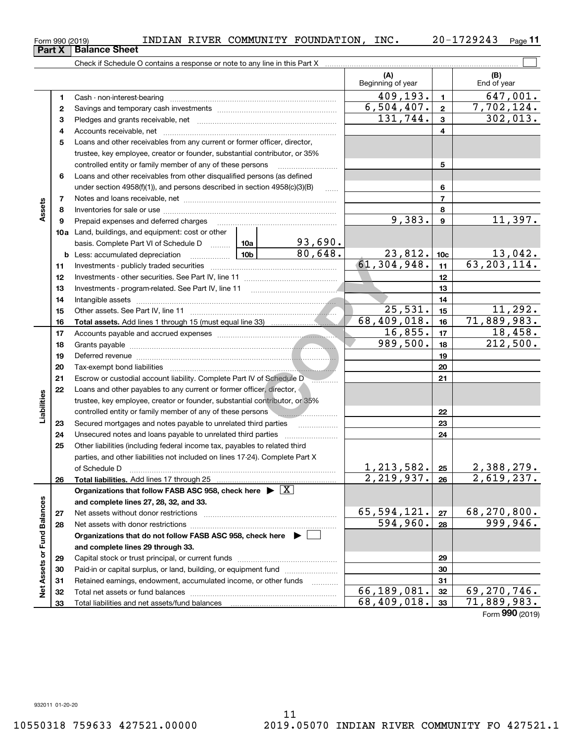Form 990 (2019) INDIAN RIVER COMMUNITY FOUNDATION, INC. 20-1729243 Page 11

## Part X Balance Sheet

Check if Schedule O contains a response or note to any line in this Part X

| | | | | (A) Beginning of year | | (B) End of year |
|---|---|---|---|---|---|---|
| **Assets** | 1 | Cash - non-interest-bearing | | 409,193. | 1 | 647,001. |
| | 2 | Savings and temporary cash investments | | 6,504,407. | 2 | 7,702,124. |
| | 3 | Pledges and grants receivable, net | | 131,744. | 3 | 302,013. |
| | 4 | Accounts receivable, net | | | 4 | |
| | 5 | Loans and other receivables from any current or former officer, director, trustee, key employee, creator or founder, substantial contributor, or 35% controlled entity or family member of any of these persons | | | 5 | |
| | 6 | Loans and other receivables from other disqualified persons (as defined under section 4958(f)(1)), and persons described in section 4958(c)(3)(B) | | | 6 | |
| | 7 | Notes and loans receivable, net | | | 7 | |
| | 8 | Inventories for sale or use | | | 8 | |
| | 9 | Prepaid expenses and deferred charges | | 9,383. | 9 | 11,397. |
| | 10a | Land, buildings, and equipment: cost or other basis. Complete Part VI of Schedule D | 10a 93,690. | | | |
| | b | Less: accumulated depreciation | 10b 80,648. | 23,812. | 10c | 13,042. |
| | 11 | Investments - publicly traded securities | | 61,304,948. | 11 | 63,203,114. |
| | 12 | Investments - other securities. See Part IV, line 11 | | | 12 | |
| | 13 | Investments - program-related. See Part IV, line 11 | | | 13 | |
| | 14 | Intangible assets | | | 14 | |
| | 15 | Other assets. See Part IV, line 11 | | 25,531. | 15 | 11,292. |
| | 16 | **Total assets.** Add lines 1 through 15 (must equal line 33) | | 68,409,018. | 16 | 71,889,983. |
| **Liabilities** | 17 | Accounts payable and accrued expenses | | 16,855. | 17 | 18,458. |
| | 18 | Grants payable | | 989,500. | 18 | 212,500. |
| | 19 | Deferred revenue | | | 19 | |
| | 20 | Tax-exempt bond liabilities | | | 20 | |
| | 21 | Escrow or custodial account liability. Complete Part IV of Schedule D | | | 21 | |
| | 22 | Loans and other payables to any current or former officer, director, trustee, key employee, creator or founder, substantial contributor, or 35% controlled entity or family member of any of these persons | | | 22 | |
| | 23 | Secured mortgages and notes payable to unrelated third parties | | | 23 | |
| | 24 | Unsecured notes and loans payable to unrelated third parties | | | 24 | |
| | 25 | Other liabilities (including federal income tax, payables to related third parties, and other liabilities not included on lines 17-24). Complete Part X of Schedule D | | 1,213,582. | 25 | 2,388,279. |
| | 26 | **Total liabilities.** Add lines 17 through 25 | | 2,219,937. | 26 | 2,619,237. |
| **Net Assets or Fund Balances** | | **Organizations that follow FASB ASC 958, check here** ▶ [X] **and complete lines 27, 28, 32, and 33.** | | | | |
| | 27 | Net assets without donor restrictions | | 65,594,121. | 27 | 68,270,800. |
| | 28 | Net assets with donor restrictions | | 594,960. | 28 | 999,946. |
| | | **Organizations that do not follow FASB ASC 958, check here** ▶ [ ] **and complete lines 29 through 33.** | | | | |
| | 29 | Capital stock or trust principal, or current funds | | | 29 | |
| | 30 | Paid-in or capital surplus, or land, building, or equipment fund | | | 30 | |
| | 31 | Retained earnings, endowment, accumulated income, or other funds | | | 31 | |
| | 32 | Total net assets or fund balances | | 66,189,081. | 32 | 69,270,746. |
| | 33 | Total liabilities and net assets/fund balances | | 68,409,018. | 33 | 71,889,983. |

Form **990** (2019)

932011 01-20-20

10550318 759633 427521.00000 2019.05070 INDIAN RIVER COMMUNITY FO 427521.1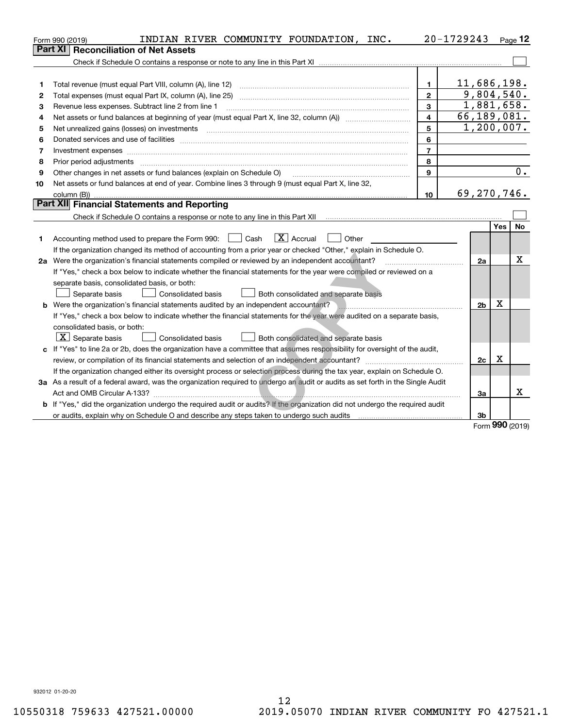Form 990 (2019) INDIAN RIVER COMMUNITY FOUNDATION, INC. 20-1729243 Page 12

## Part XI Reconciliation of Net Assets

Check if Schedule O contains a response or note to any line in this Part XI ☐

| | | | |
|---|---|---|---|
| 1 | Total revenue (must equal Part VIII, column (A), line 12) | 1 | 11,686,198. |
| 2 | Total expenses (must equal Part IX, column (A), line 25) | 2 | 9,804,540. |
| 3 | Revenue less expenses. Subtract line 2 from line 1 | 3 | 1,881,658. |
| 4 | Net assets or fund balances at beginning of year (must equal Part X, line 32, column (A)) | 4 | 66,189,081. |
| 5 | Net unrealized gains (losses) on investments | 5 | 1,200,007. |
| 6 | Donated services and use of facilities | 6 | |
| 7 | Investment expenses | 7 | |
| 8 | Prior period adjustments | 8 | |
| 9 | Other changes in net assets or fund balances (explain on Schedule O) | 9 | 0. |
| 10 | Net assets or fund balances at end of year. Combine lines 3 through 9 (must equal Part X, line 32, column (B)) | 10 | 69,270,746. |

## Part XII Financial Statements and Reporting

Check if Schedule O contains a response or note to any line in this Part XII ☐

| | | | Yes | No |
|---|---|---|---|---|
| 1 | Accounting method used to prepare the Form 990: ☐ Cash ☒ Accrual ☐ Other<br>If the organization changed its method of accounting from a prior year or checked "Other," explain in Schedule O. | | | |
| 2a | Were the organization's financial statements compiled or reviewed by an independent accountant?<br>If "Yes," check a box below to indicate whether the financial statements for the year were compiled or reviewed on a separate basis, consolidated basis, or both:<br>☐ Separate basis ☐ Consolidated basis ☐ Both consolidated and separate basis | 2a | | X |
| b | Were the organization's financial statements audited by an independent accountant?<br>If "Yes," check a box below to indicate whether the financial statements for the year were audited on a separate basis, consolidated basis, or both:<br>☒ Separate basis ☐ Consolidated basis ☐ Both consolidated and separate basis | 2b | X | |
| c | If "Yes" to line 2a or 2b, does the organization have a committee that assumes responsibility for oversight of the audit, review, or compilation of its financial statements and selection of an independent accountant?<br>If the organization changed either its oversight process or selection process during the tax year, explain on Schedule O. | 2c | X | |
| 3a | As a result of a federal award, was the organization required to undergo an audit or audits as set forth in the Single Audit Act and OMB Circular A-133? | 3a | | X |
| b | If "Yes," did the organization undergo the required audit or audits? If the organization did not undergo the required audit or audits, explain why on Schedule O and describe any steps taken to undergo such audits | 3b | | |

Form 990 (2019)

932012 01-20-20

10550318 759633 427521.00000 2019.05070 INDIAN RIVER COMMUNITY FO 427521.1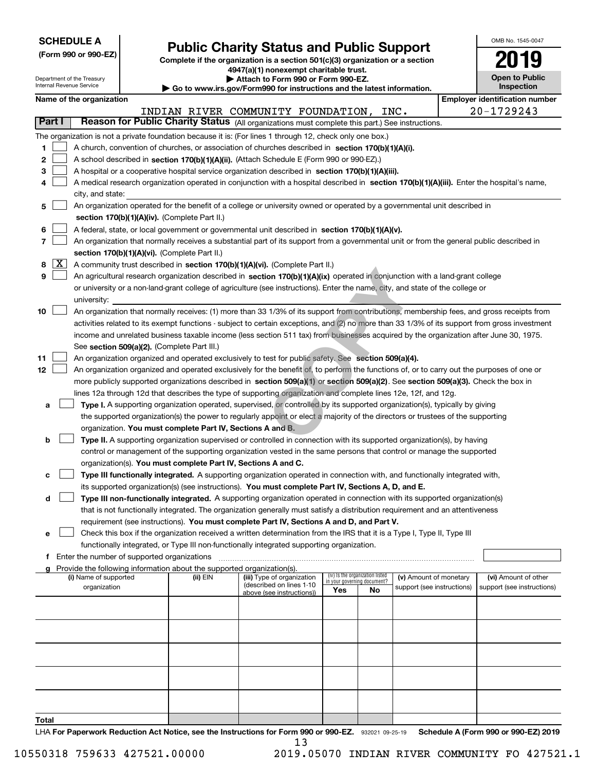**SCHEDULE A**
**(Form 990 or 990-EZ)**

Department of the Treasury
Internal Revenue Service

# Public Charity Status and Public Support

**Complete if the organization is a section 501(c)(3) organization or a section 4947(a)(1) nonexempt charitable trust.**
**▶ Attach to Form 990 or Form 990-EZ.**
**▶ Go to www.irs.gov/Form990 for instructions and the latest information.**

OMB No. 1545-0047

**2019**

**Open to Public Inspection**

**Name of the organization:** INDIAN RIVER COMMUNITY FOUNDATION, INC.

**Employer identification number:** 20-1729243

## Part I Reason for Public Charity Status (All organizations must complete this part.) See instructions.

The organization is not a private foundation because it is: (For lines 1 through 12, check only one box.)

1. [ ] A church, convention of churches, or association of churches described in **section 170(b)(1)(A)(i).**
2. [ ] A school described in **section 170(b)(1)(A)(ii).** (Attach Schedule E (Form 990 or 990-EZ).)
3. [ ] A hospital or a cooperative hospital service organization described in **section 170(b)(1)(A)(iii).**
4. [ ] A medical research organization operated in conjunction with a hospital described in **section 170(b)(1)(A)(iii).** Enter the hospital's name, city, and state:
5. [ ] An organization operated for the benefit of a college or university owned or operated by a governmental unit described in **section 170(b)(1)(A)(iv).** (Complete Part II.)
6. [ ] A federal, state, or local government or governmental unit described in **section 170(b)(1)(A)(v).**
7. [ ] An organization that normally receives a substantial part of its support from a governmental unit or from the general public described in **section 170(b)(1)(A)(vi).** (Complete Part II.)
8. [X] A community trust described in **section 170(b)(1)(A)(vi).** (Complete Part II.)
9. [ ] An agricultural research organization described in **section 170(b)(1)(A)(ix)** operated in conjunction with a land-grant college or university or a non-land-grant college of agriculture (see instructions). Enter the name, city, and state of the college or university:
10. [ ] An organization that normally receives: (1) more than 33 1/3% of its support from contributions, membership fees, and gross receipts from activities related to its exempt functions - subject to certain exceptions, and (2) no more than 33 1/3% of its support from gross investment income and unrelated business taxable income (less section 511 tax) from businesses acquired by the organization after June 30, 1975. See **section 509(a)(2).** (Complete Part III.)
11. [ ] An organization organized and operated exclusively to test for public safety. See **section 509(a)(4).**
12. [ ] An organization organized and operated exclusively for the benefit of, to perform the functions of, or to carry out the purposes of one or more publicly supported organizations described in **section 509(a)(1)** or **section 509(a)(2).** See **section 509(a)(3).** Check the box in lines 12a through 12d that describes the type of supporting organization and complete lines 12e, 12f, and 12g.
   - **a** [ ] **Type I.** A supporting organization operated, supervised, or controlled by its supported organization(s), typically by giving the supported organization(s) the power to regularly appoint or elect a majority of the directors or trustees of the supporting organization. **You must complete Part IV, Sections A and B.**
   - **b** [ ] **Type II.** A supporting organization supervised or controlled in connection with its supported organization(s), by having control or management of the supporting organization vested in the same persons that control or manage the supported organization(s). **You must complete Part IV, Sections A and C.**
   - **c** [ ] **Type III functionally integrated.** A supporting organization operated in connection with, and functionally integrated with, its supported organization(s) (see instructions). **You must complete Part IV, Sections A, D, and E.**
   - **d** [ ] **Type III non-functionally integrated.** A supporting organization operated in connection with its supported organization(s) that is not functionally integrated. The organization generally must satisfy a distribution requirement and an attentiveness requirement (see instructions). **You must complete Part IV, Sections A and D, and Part V.**
   - **e** [ ] Check this box if the organization received a written determination from the IRS that it is a Type I, Type II, Type III functionally integrated, or Type III non-functionally integrated supporting organization.
   - **f** Enter the number of supported organizations
   - **g** Provide the following information about the supported organization(s).

| (i) Name of supported organization | (ii) EIN | (iii) Type of organization (described on lines 1-10 above (see instructions)) | (iv) Is the organization listed in your governing document? Yes | No | (v) Amount of monetary support (see instructions) | (vi) Amount of other support (see instructions) |
|---|---|---|---|---|---|---|
| | | | | | | |
| | | | | | | |
| | | | | | | |
| | | | | | | |
| | | | | | | |
| **Total** | | | | | | |

LHA **For Paperwork Reduction Act Notice, see the Instructions for Form 990 or 990-EZ.** 932021 09-25-19 **Schedule A (Form 990 or 990-EZ) 2019**

10550318 759633 427521.00000 2019.05070 INDIAN RIVER COMMUNITY FO 427521.1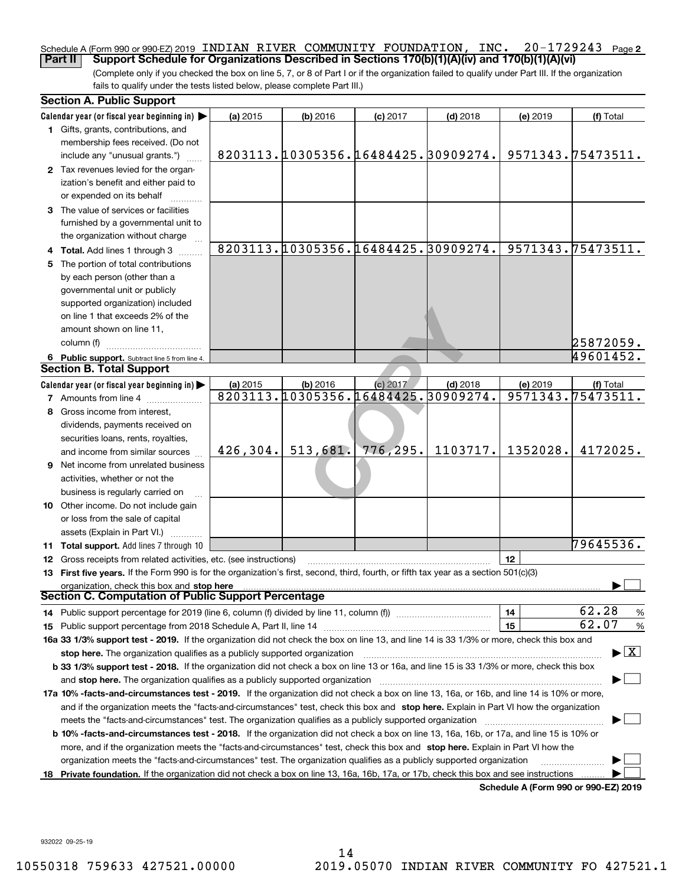Schedule A (Form 990 or 990-EZ) 2019 INDIAN RIVER COMMUNITY FOUNDATION, INC. 20-1729243 Page 2

**Part II Support Schedule for Organizations Described in Sections 170(b)(1)(A)(iv) and 170(b)(1)(A)(vi)**

(Complete only if you checked the box on line 5, 7, or 8 of Part I or if the organization failed to qualify under Part III. If the organization fails to qualify under the tests listed below, please complete Part III.)

### Section A. Public Support

| Calendar year (or fiscal year beginning in) ▶ | (a) 2015 | (b) 2016 | (c) 2017 | (d) 2018 | (e) 2019 | (f) Total |
|---|---|---|---|---|---|---|
| **1** Gifts, grants, contributions, and membership fees received. (Do not include any "unusual grants.") | 8203113. | 10305356. | 16484425. | 30909274. | 9571343. | 75473511. |
| **2** Tax revenues levied for the organization's benefit and either paid to or expended on its behalf | | | | | | |
| **3** The value of services or facilities furnished by a governmental unit to the organization without charge | | | | | | |
| **4 Total.** Add lines 1 through 3 | 8203113. | 10305356. | 16484425. | 30909274. | 9571343. | 75473511. |
| **5** The portion of total contributions by each person (other than a governmental unit or publicly supported organization) included on line 1 that exceeds 2% of the amount shown on line 11, column (f) | | | | | | 25872059. |
| **6 Public support.** Subtract line 5 from line 4. | | | | | | 49601452. |

### Section B. Total Support

| Calendar year (or fiscal year beginning in) ▶ | (a) 2015 | (b) 2016 | (c) 2017 | (d) 2018 | (e) 2019 | (f) Total |
|---|---|---|---|---|---|---|
| **7** Amounts from line 4 | 8203113. | 10305356. | 16484425. | 30909274. | 9571343. | 75473511. |
| **8** Gross income from interest, dividends, payments received on securities loans, rents, royalties, and income from similar sources | 426,304. | 513,681. | 776,295. | 1103717. | 1352028. | 4172025. |
| **9** Net income from unrelated business activities, whether or not the business is regularly carried on | | | | | | |
| **10** Other income. Do not include gain or loss from the sale of capital assets (Explain in Part VI.) | | | | | | |
| **11 Total support.** Add lines 7 through 10 | | | | | | 79645536. |

**12** Gross receipts from related activities, etc. (see instructions) | **12** |

**13 First five years.** If the Form 990 is for the organization's first, second, third, fourth, or fifth tax year as a section 501(c)(3) organization, check this box and **stop here** ▶ ☐

### Section C. Computation of Public Support Percentage

**14** Public support percentage for 2019 (line 6, column (f) divided by line 11, column (f)) | **14** | 62.28 %

**15** Public support percentage from 2018 Schedule A, Part II, line 14 | **15** | 62.07 %

**16a 33 1/3% support test - 2019.** If the organization did not check the box on line 13, and line 14 is 33 1/3% or more, check this box and **stop here.** The organization qualifies as a publicly supported organization ▶ ☒

**b 33 1/3% support test - 2018.** If the organization did not check a box on line 13 or 16a, and line 15 is 33 1/3% or more, check this box and **stop here.** The organization qualifies as a publicly supported organization ▶ ☐

**17a 10% -facts-and-circumstances test - 2019.** If the organization did not check a box on line 13, 16a, or 16b, and line 14 is 10% or more, and if the organization meets the "facts-and-circumstances" test, check this box and **stop here.** Explain in Part VI how the organization meets the "facts-and-circumstances" test. The organization qualifies as a publicly supported organization ▶ ☐

**b 10% -facts-and-circumstances test - 2018.** If the organization did not check a box on line 13, 16a, 16b, or 17a, and line 15 is 10% or more, and if the organization meets the "facts-and-circumstances" test, check this box and **stop here.** Explain in Part VI how the organization meets the "facts-and-circumstances" test. The organization qualifies as a publicly supported organization ▶ ☐

**18 Private foundation.** If the organization did not check a box on line 13, 16a, 16b, 17a, or 17b, check this box and see instructions ▶ ☐

**Schedule A (Form 990 or 990-EZ) 2019**

932022 09-25-19

10550318 759633 427521.00000 2019.05070 INDIAN RIVER COMMUNITY FO 427521.1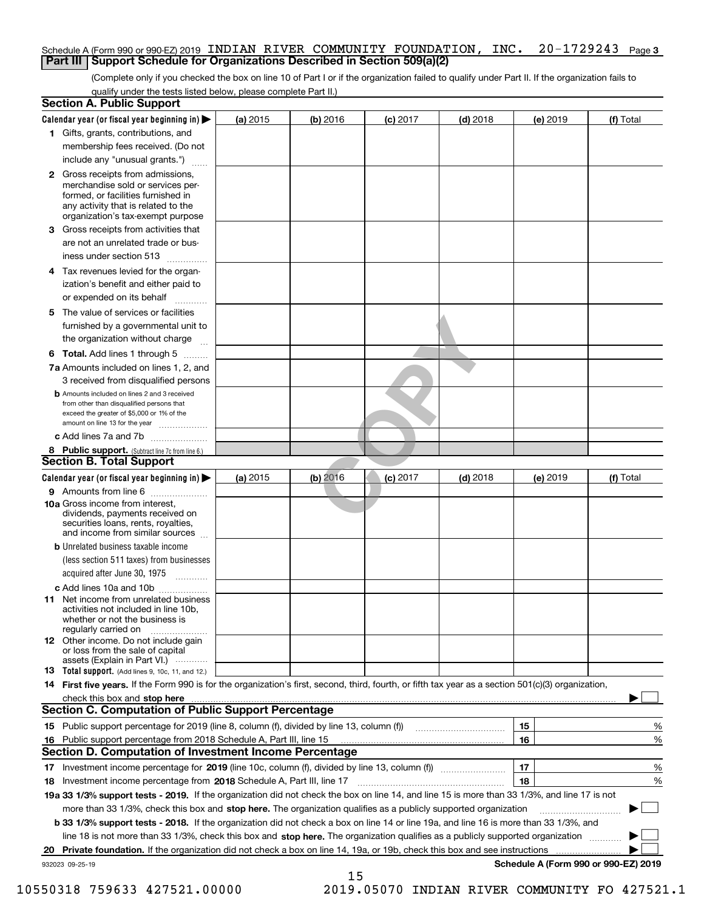Schedule A (Form 990 or 990-EZ) 2019 INDIAN RIVER COMMUNITY FOUNDATION, INC. 20-1729243 Page 3

## Part III Support Schedule for Organizations Described in Section 509(a)(2)

(Complete only if you checked the box on line 10 of Part I or if the organization failed to qualify under Part II. If the organization fails to qualify under the tests listed below, please complete Part II.)

### Section A. Public Support

| Calendar year (or fiscal year beginning in) ▶ | (a) 2015 | (b) 2016 | (c) 2017 | (d) 2018 | (e) 2019 | (f) Total |
|---|---|---|---|---|---|---|
| 1 Gifts, grants, contributions, and membership fees received. (Do not include any "unusual grants.") | | | | | | |
| 2 Gross receipts from admissions, merchandise sold or services performed, or facilities furnished in any activity that is related to the organization's tax-exempt purpose | | | | | | |
| 3 Gross receipts from activities that are not an unrelated trade or business under section 513 | | | | | | |
| 4 Tax revenues levied for the organization's benefit and either paid to or expended on its behalf | | | | | | |
| 5 The value of services or facilities furnished by a governmental unit to the organization without charge | | | | | | |
| 6 **Total.** Add lines 1 through 5 | | | | | | |
| 7a Amounts included on lines 1, 2, and 3 received from disqualified persons | | | | | | |
| b Amounts included on lines 2 and 3 received from other than disqualified persons that exceed the greater of $5,000 or 1% of the amount on line 13 for the year | | | | | | |
| c Add lines 7a and 7b | | | | | | |
| 8 **Public support.** (Subtract line 7c from line 6.) | | | | | | |

### Section B. Total Support

| Calendar year (or fiscal year beginning in) ▶ | (a) 2015 | (b) 2016 | (c) 2017 | (d) 2018 | (e) 2019 | (f) Total |
|---|---|---|---|---|---|---|
| 9 Amounts from line 6 | | | | | | |
| 10a Gross income from interest, dividends, payments received on securities loans, rents, royalties, and income from similar sources | | | | | | |
| b Unrelated business taxable income (less section 511 taxes) from businesses acquired after June 30, 1975 | | | | | | |
| c Add lines 10a and 10b | | | | | | |
| 11 Net income from unrelated business activities not included in line 10b, whether or not the business is regularly carried on | | | | | | |
| 12 Other income. Do not include gain or loss from the sale of capital assets (Explain in Part VI.) | | | | | | |
| 13 **Total support.** (Add lines 9, 10c, 11, and 12.) | | | | | | |

14 **First five years.** If the Form 990 is for the organization's first, second, third, fourth, or fifth tax year as a section 501(c)(3) organization, check this box and **stop here** ▶ ☐

### Section C. Computation of Public Support Percentage

| | | | |
|---|---|---|---|
| 15 | Public support percentage for 2019 (line 8, column (f), divided by line 13, column (f)) | 15 | % |
| 16 | Public support percentage from 2018 Schedule A, Part III, line 15 | 16 | % |

### Section D. Computation of Investment Income Percentage

| | | | |
|---|---|---|---|
| 17 | Investment income percentage for **2019** (line 10c, column (f), divided by line 13, column (f)) | 17 | % |
| 18 | Investment income percentage from **2018** Schedule A, Part III, line 17 | 18 | % |

**19a 33 1/3% support tests - 2019.** If the organization did not check the box on line 14, and line 15 is more than 33 1/3%, and line 17 is not more than 33 1/3%, check this box and **stop here.** The organization qualifies as a publicly supported organization ▶ ☐

**b 33 1/3% support tests - 2018.** If the organization did not check a box on line 14 or line 19a, and line 16 is more than 33 1/3%, and line 18 is not more than 33 1/3%, check this box and **stop here.** The organization qualifies as a publicly supported organization ▶ ☐

**20 Private foundation.** If the organization did not check a box on line 14, 19a, or 19b, check this box and see instructions ▶ ☐

932023 09-25-19 **Schedule A (Form 990 or 990-EZ) 2019**

10550318 759633 427521.00000 2019.05070 INDIAN RIVER COMMUNITY FO 427521.1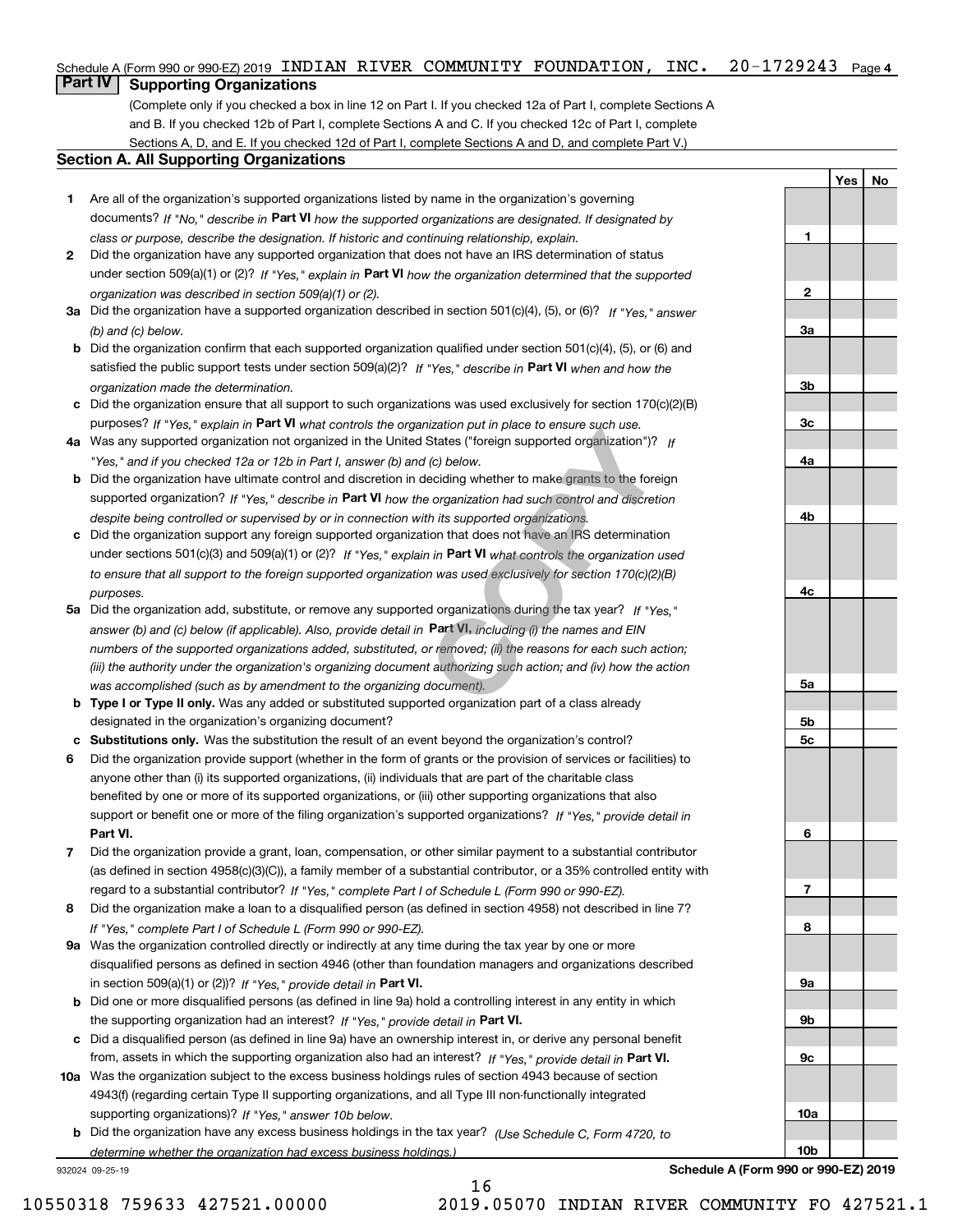Schedule A (Form 990 or 990-EZ) 2019 INDIAN RIVER COMMUNITY FOUNDATION, INC. 20-1729243 Page 4

## Part IV Supporting Organizations

(Complete only if you checked a box in line 12 on Part I. If you checked 12a of Part I, complete Sections A and B. If you checked 12b of Part I, complete Sections A and C. If you checked 12c of Part I, complete Sections A, D, and E. If you checked 12d of Part I, complete Sections A and D, and complete Part V.)

### Section A. All Supporting Organizations

| | | Line | Yes | No |
|---|---|---|---|---|
| **1** | Are all of the organization's supported organizations listed by name in the organization's governing documents? *If "No," describe in* **Part VI** *how the supported organizations are designated. If designated by class or purpose, describe the designation. If historic and continuing relationship, explain.* | 1 | | |
| **2** | Did the organization have any supported organization that does not have an IRS determination of status under section 509(a)(1) or (2)? *If "Yes," explain in* **Part VI** *how the organization determined that the supported organization was described in section 509(a)(1) or (2).* | 2 | | |
| **3a** | Did the organization have a supported organization described in section 501(c)(4), (5), or (6)? *If "Yes," answer (b) and (c) below.* | 3a | | |
| **b** | Did the organization confirm that each supported organization qualified under section 501(c)(4), (5), or (6) and satisfied the public support tests under section 509(a)(2)? *If "Yes," describe in* **Part VI** *when and how the organization made the determination.* | 3b | | |
| **c** | Did the organization ensure that all support to such organizations was used exclusively for section 170(c)(2)(B) purposes? *If "Yes," explain in* **Part VI** *what controls the organization put in place to ensure such use.* | 3c | | |
| **4a** | Was any supported organization not organized in the United States ("foreign supported organization")? *If "Yes," and if you checked 12a or 12b in Part I, answer (b) and (c) below.* | 4a | | |
| **b** | Did the organization have ultimate control and discretion in deciding whether to make grants to the foreign supported organization? *If "Yes," describe in* **Part VI** *how the organization had such control and discretion despite being controlled or supervised by or in connection with its supported organizations.* | 4b | | |
| **c** | Did the organization support any foreign supported organization that does not have an IRS determination under sections 501(c)(3) and 509(a)(1) or (2)? *If "Yes," explain in* **Part VI** *what controls the organization used to ensure that all support to the foreign supported organization was used exclusively for section 170(c)(2)(B) purposes.* | 4c | | |
| **5a** | Did the organization add, substitute, or remove any supported organizations during the tax year? *If "Yes," answer (b) and (c) below (if applicable). Also, provide detail in* **Part VI**, *including (i) the names and EIN numbers of the supported organizations added, substituted, or removed; (ii) the reasons for each such action; (iii) the authority under the organization's organizing document authorizing such action; and (iv) how the action was accomplished (such as by amendment to the organizing document).* | 5a | | |
| **b** | **Type I or Type II only.** Was any added or substituted supported organization part of a class already designated in the organization's organizing document? | 5b | | |
| **c** | **Substitutions only.** Was the substitution the result of an event beyond the organization's control? | 5c | | |
| **6** | Did the organization provide support (whether in the form of grants or the provision of services or facilities) to anyone other than (i) its supported organizations, (ii) individuals that are part of the charitable class benefited by one or more of its supported organizations, or (iii) other supporting organizations that also support or benefit one or more of the filing organization's supported organizations? *If "Yes," provide detail in* **Part VI.** | 6 | | |
| **7** | Did the organization provide a grant, loan, compensation, or other similar payment to a substantial contributor (as defined in section 4958(c)(3)(C)), a family member of a substantial contributor, or a 35% controlled entity with regard to a substantial contributor? *If "Yes," complete Part I of Schedule L (Form 990 or 990-EZ).* | 7 | | |
| **8** | Did the organization make a loan to a disqualified person (as defined in section 4958) not described in line 7? *If "Yes," complete Part I of Schedule L (Form 990 or 990-EZ).* | 8 | | |
| **9a** | Was the organization controlled directly or indirectly at any time during the tax year by one or more disqualified persons as defined in section 4946 (other than foundation managers and organizations described in section 509(a)(1) or (2))? *If "Yes," provide detail in* **Part VI.** | 9a | | |
| **b** | Did one or more disqualified persons (as defined in line 9a) hold a controlling interest in any entity in which the supporting organization had an interest? *If "Yes," provide detail in* **Part VI.** | 9b | | |
| **c** | Did a disqualified person (as defined in line 9a) have an ownership interest in, or derive any personal benefit from, assets in which the supporting organization also had an interest? *If "Yes," provide detail in* **Part VI.** | 9c | | |
| **10a** | Was the organization subject to the excess business holdings rules of section 4943 because of section 4943(f) (regarding certain Type II supporting organizations, and all Type III non-functionally integrated supporting organizations)? *If "Yes," answer 10b below.* | 10a | | |
| **b** | Did the organization have any excess business holdings in the tax year? *(Use Schedule C, Form 4720, to determine whether the organization had excess business holdings.)* | 10b | | |

932024 09-25-19 **Schedule A (Form 990 or 990-EZ) 2019**

10550318 759633 427521.00000 2019.05070 INDIAN RIVER COMMUNITY FO 427521.1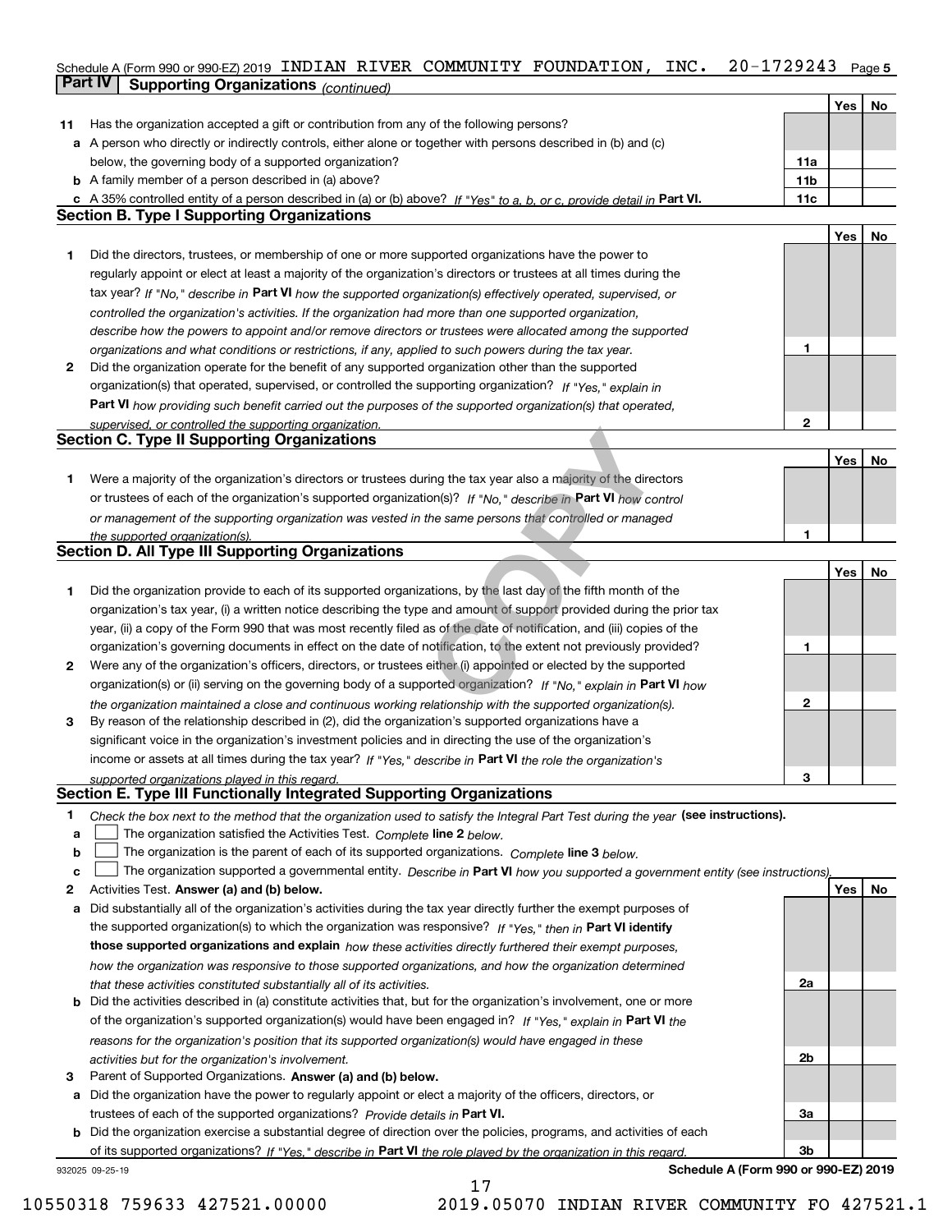Schedule A (Form 990 or 990-EZ) 2019 INDIAN RIVER COMMUNITY FOUNDATION, INC. 20-1729243 Page 5

**Part IV Supporting Organizations** *(continued)*

| | | | Yes | No |
|---|---|---|---|---|
| **11** | Has the organization accepted a gift or contribution from any of the following persons? | | | |
| **a** | A person who directly or indirectly controls, either alone or together with persons described in (b) and (c) below, the governing body of a supported organization? | 11a | | |
| **b** | A family member of a person described in (a) above? | 11b | | |
| **c** | A 35% controlled entity of a person described in (a) or (b) above? *If "Yes" to a, b, or c, provide detail in* **Part VI.** | 11c | | |

## Section B. Type I Supporting Organizations

| | | | Yes | No |
|---|---|---|---|---|
| **1** | Did the directors, trustees, or membership of one or more supported organizations have the power to regularly appoint or elect at least a majority of the organization's directors or trustees at all times during the tax year? *If "No," describe in* **Part VI** *how the supported organization(s) effectively operated, supervised, or controlled the organization's activities. If the organization had more than one supported organization, describe how the powers to appoint and/or remove directors or trustees were allocated among the supported organizations and what conditions or restrictions, if any, applied to such powers during the tax year.* | 1 | | |
| **2** | Did the organization operate for the benefit of any supported organization other than the supported organization(s) that operated, supervised, or controlled the supporting organization? *If "Yes," explain in* **Part VI** *how providing such benefit carried out the purposes of the supported organization(s) that operated, supervised, or controlled the supporting organization.* | 2 | | |

## Section C. Type II Supporting Organizations

| | | | Yes | No |
|---|---|---|---|---|
| **1** | Were a majority of the organization's directors or trustees during the tax year also a majority of the directors or trustees of each of the organization's supported organization(s)? *If "No," describe in* **Part VI** *how control or management of the supporting organization was vested in the same persons that controlled or managed the supported organization(s).* | 1 | | |

## Section D. All Type III Supporting Organizations

| | | | Yes | No |
|---|---|---|---|---|
| **1** | Did the organization provide to each of its supported organizations, by the last day of the fifth month of the organization's tax year, (i) a written notice describing the type and amount of support provided during the prior tax year, (ii) a copy of the Form 990 that was most recently filed as of the date of notification, and (iii) copies of the organization's governing documents in effect on the date of notification, to the extent not previously provided? | 1 | | |
| **2** | Were any of the organization's officers, directors, or trustees either (i) appointed or elected by the supported organization(s) or (ii) serving on the governing body of a supported organization? *If "No," explain in* **Part VI** *how the organization maintained a close and continuous working relationship with the supported organization(s).* | 2 | | |
| **3** | By reason of the relationship described in (2), did the organization's supported organizations have a significant voice in the organization's investment policies and in directing the use of the organization's income or assets at all times during the tax year? *If "Yes," describe in* **Part VI** *the role the organization's supported organizations played in this regard.* | 3 | | |

## Section E. Type III Functionally Integrated Supporting Organizations

**1** *Check the box next to the method that the organization used to satisfy the Integral Part Test during the year* **(see instructions).**

- **a** ☐ The organization satisfied the Activities Test. *Complete* **line 2** *below.*
- **b** ☐ The organization is the parent of each of its supported organizations. *Complete* **line 3** *below.*
- **c** ☐ The organization supported a governmental entity. *Describe in* **Part VI** *how you supported a government entity (see instructions).*

| | | | Yes | No |
|---|---|---|---|---|
| **2** | Activities Test. **Answer (a) and (b) below.** | | | |
| **a** | Did substantially all of the organization's activities during the tax year directly further the exempt purposes of the supported organization(s) to which the organization was responsive? *If "Yes," then in* **Part VI identify those supported organizations and explain** *how these activities directly furthered their exempt purposes, how the organization was responsive to those supported organizations, and how the organization determined that these activities constituted substantially all of its activities.* | 2a | | |
| **b** | Did the activities described in (a) constitute activities that, but for the organization's involvement, one or more of the organization's supported organization(s) would have been engaged in? *If "Yes," explain in* **Part VI** *the reasons for the organization's position that its supported organization(s) would have engaged in these activities but for the organization's involvement.* | 2b | | |
| **3** | Parent of Supported Organizations. **Answer (a) and (b) below.** | | | |
| **a** | Did the organization have the power to regularly appoint or elect a majority of the officers, directors, or trustees of each of the supported organizations? *Provide details in* **Part VI.** | 3a | | |
| **b** | Did the organization exercise a substantial degree of direction over the policies, programs, and activities of each of its supported organizations? *If "Yes," describe in* **Part VI** *the role played by the organization in this regard.* | 3b | | |

932025 09-25-19 **Schedule A (Form 990 or 990-EZ) 2019**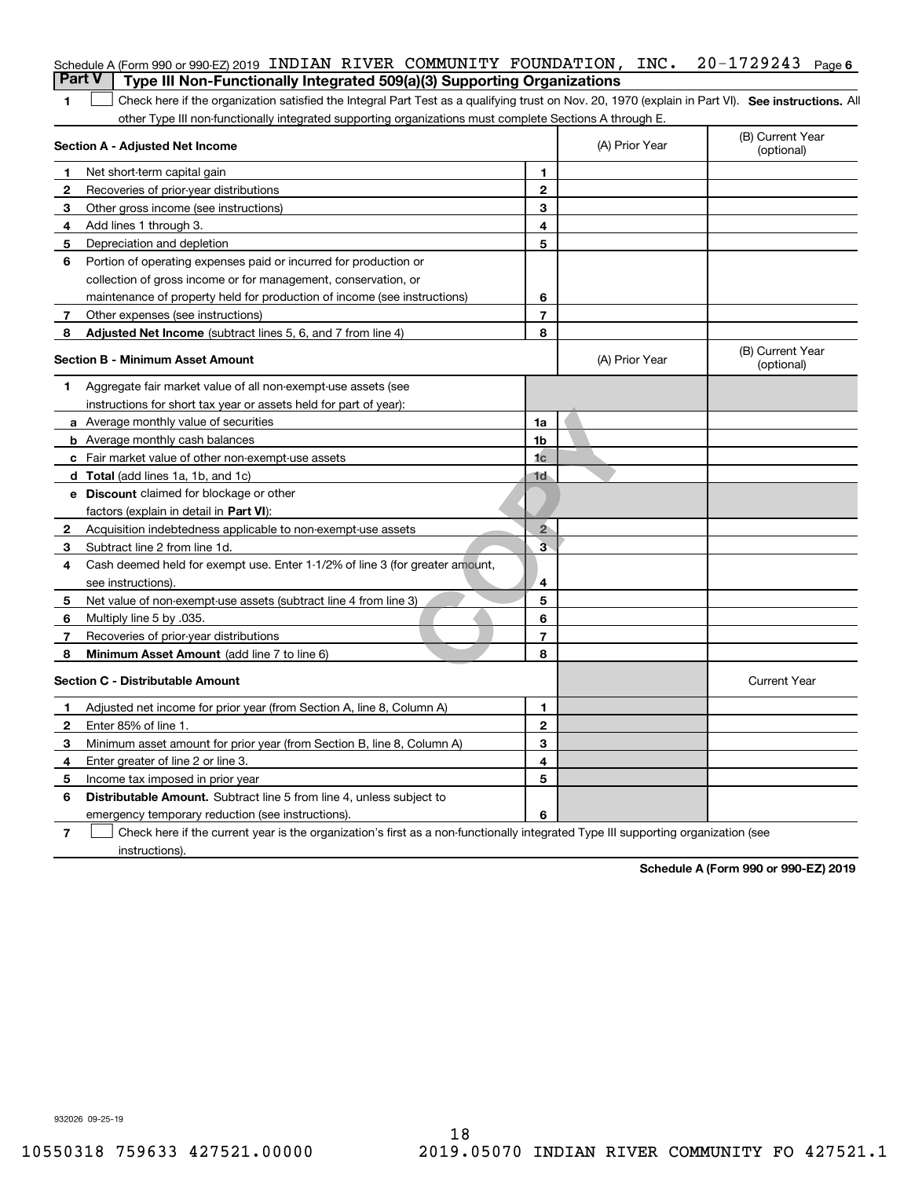Schedule A (Form 990 or 990-EZ) 2019 INDIAN RIVER COMMUNITY FOUNDATION, INC. 20-1729243 Page 6

**Part V | Type III Non-Functionally Integrated 509(a)(3) Supporting Organizations**

1 ☐ Check here if the organization satisfied the Integral Part Test as a qualifying trust on Nov. 20, 1970 (explain in Part VI). **See instructions.** All other Type III non-functionally integrated supporting organizations must complete Sections A through E.

| | **Section A - Adjusted Net Income** | | (A) Prior Year | (B) Current Year (optional) |
|---|---|---|---|---|
| 1 | Net short-term capital gain | 1 | | |
| 2 | Recoveries of prior-year distributions | 2 | | |
| 3 | Other gross income (see instructions) | 3 | | |
| 4 | Add lines 1 through 3. | 4 | | |
| 5 | Depreciation and depletion | 5 | | |
| 6 | Portion of operating expenses paid or incurred for production or collection of gross income or for management, conservation, or maintenance of property held for production of income (see instructions) | 6 | | |
| 7 | Other expenses (see instructions) | 7 | | |
| 8 | **Adjusted Net Income** (subtract lines 5, 6, and 7 from line 4) | 8 | | |

| | **Section B - Minimum Asset Amount** | | (A) Prior Year | (B) Current Year (optional) |
|---|---|---|---|---|
| 1 | Aggregate fair market value of all non-exempt-use assets (see instructions for short tax year or assets held for part of year): | | | |
| a | Average monthly value of securities | 1a | | |
| b | Average monthly cash balances | 1b | | |
| c | Fair market value of other non-exempt-use assets | 1c | | |
| d | **Total** (add lines 1a, 1b, and 1c) | 1d | | |
| e | **Discount** claimed for blockage or other factors (explain in detail in **Part VI**): | | | |
| 2 | Acquisition indebtedness applicable to non-exempt-use assets | 2 | | |
| 3 | Subtract line 2 from line 1d. | 3 | | |
| 4 | Cash deemed held for exempt use. Enter 1-1/2% of line 3 (for greater amount, see instructions). | 4 | | |
| 5 | Net value of non-exempt-use assets (subtract line 4 from line 3) | 5 | | |
| 6 | Multiply line 5 by .035. | 6 | | |
| 7 | Recoveries of prior-year distributions | 7 | | |
| 8 | **Minimum Asset Amount** (add line 7 to line 6) | 8 | | |

| | **Section C - Distributable Amount** | | | Current Year |
|---|---|---|---|---|
| 1 | Adjusted net income for prior year (from Section A, line 8, Column A) | 1 | | |
| 2 | Enter 85% of line 1. | 2 | | |
| 3 | Minimum asset amount for prior year (from Section B, line 8, Column A) | 3 | | |
| 4 | Enter greater of line 2 or line 3. | 4 | | |
| 5 | Income tax imposed in prior year | 5 | | |
| 6 | **Distributable Amount.** Subtract line 5 from line 4, unless subject to emergency temporary reduction (see instructions). | 6 | | |

7 ☐ Check here if the current year is the organization's first as a non-functionally integrated Type III supporting organization (see instructions).

**Schedule A (Form 990 or 990-EZ) 2019**

932026 09-25-19

10550318 759633 427521.00000 2019.05070 INDIAN RIVER COMMUNITY FO 427521.1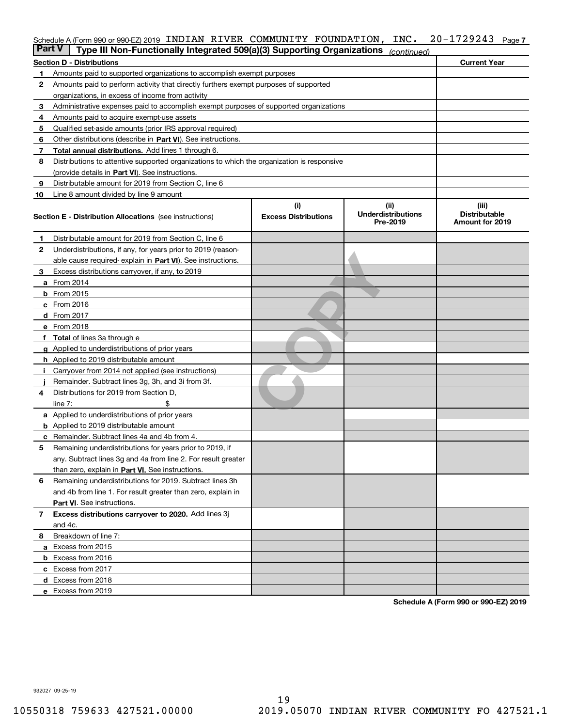Schedule A (Form 990 or 990-EZ) 2019 INDIAN RIVER COMMUNITY FOUNDATION, INC. 20-1729243 Page 7

## Part V Type III Non-Functionally Integrated 509(a)(3) Supporting Organizations *(continued)*

| Section D - Distributions | | Current Year |
|---|---|---|
| 1 | Amounts paid to supported organizations to accomplish exempt purposes | |
| 2 | Amounts paid to perform activity that directly furthers exempt purposes of supported organizations, in excess of income from activity | |
| 3 | Administrative expenses paid to accomplish exempt purposes of supported organizations | |
| 4 | Amounts paid to acquire exempt-use assets | |
| 5 | Qualified set-aside amounts (prior IRS approval required) | |
| 6 | Other distributions (describe in **Part VI**). See instructions. | |
| 7 | **Total annual distributions.** Add lines 1 through 6. | |
| 8 | Distributions to attentive supported organizations to which the organization is responsive (provide details in **Part VI**). See instructions. | |
| 9 | Distributable amount for 2019 from Section C, line 6 | |
| 10 | Line 8 amount divided by line 9 amount | |

| Section E - Distribution Allocations (see instructions) | | (i) Excess Distributions | (ii) Underdistributions Pre-2019 | (iii) Distributable Amount for 2019 |
|---|---|---|---|---|
| 1 | Distributable amount for 2019 from Section C, line 6 | | | |
| 2 | Underdistributions, if any, for years prior to 2019 (reasonable cause required- explain in **Part VI**). See instructions. | | | |
| 3 | Excess distributions carryover, if any, to 2019 | | | |
| a | From 2014 | | | |
| b | From 2015 | | | |
| c | From 2016 | | | |
| d | From 2017 | | | |
| e | From 2018 | | | |
| f | **Total** of lines 3a through e | | | |
| g | Applied to underdistributions of prior years | | | |
| h | Applied to 2019 distributable amount | | | |
| i | Carryover from 2014 not applied (see instructions) | | | |
| j | Remainder. Subtract lines 3g, 3h, and 3i from 3f. | | | |
| 4 | Distributions for 2019 from Section D, line 7: $ | | | |
| a | Applied to underdistributions of prior years | | | |
| b | Applied to 2019 distributable amount | | | |
| c | Remainder. Subtract lines 4a and 4b from 4. | | | |
| 5 | Remaining underdistributions for years prior to 2019, if any. Subtract lines 3g and 4a from line 2. For result greater than zero, explain in **Part VI.** See instructions. | | | |
| 6 | Remaining underdistributions for 2019. Subtract lines 3h and 4b from line 1. For result greater than zero, explain in **Part VI**. See instructions. | | | |
| 7 | **Excess distributions carryover to 2020.** Add lines 3j and 4c. | | | |
| 8 | Breakdown of line 7: | | | |
| a | Excess from 2015 | | | |
| b | Excess from 2016 | | | |
| c | Excess from 2017 | | | |
| d | Excess from 2018 | | | |
| e | Excess from 2019 | | | |

**Schedule A (Form 990 or 990-EZ) 2019**

932027 09-25-19

10550318 759633 427521.00000 2019.05070 INDIAN RIVER COMMUNITY FO 427521.1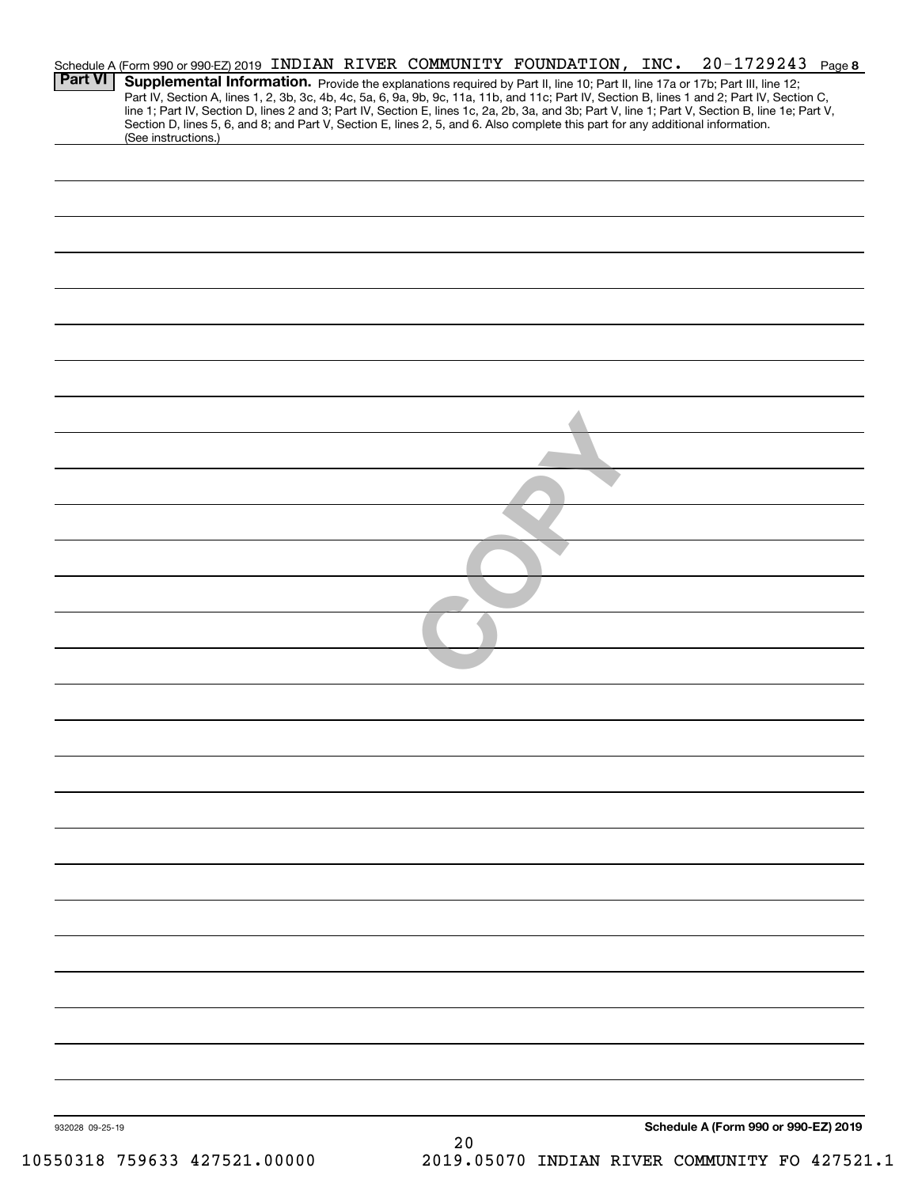Schedule A (Form 990 or 990-EZ) 2019 INDIAN RIVER COMMUNITY FOUNDATION, INC. 20-1729243 Page 8

**Part VI** **Supplemental Information.** Provide the explanations required by Part II, line 10; Part II, line 17a or 17b; Part III, line 12; Part IV, Section A, lines 1, 2, 3b, 3c, 4b, 4c, 5a, 6, 9a, 9b, 9c, 11a, 11b, and 11c; Part IV, Section B, lines 1 and 2; Part IV, Section C, line 1; Part IV, Section D, lines 2 and 3; Part IV, Section E, lines 1c, 2a, 2b, 3a, and 3b; Part V, line 1; Part V, Section B, line 1e; Part V, Section D, lines 5, 6, and 8; and Part V, Section E, lines 2, 5, and 6. Also complete this part for any additional information. (See instructions.)

COPY

932028 09-25-19

**Schedule A (Form 990 or 990-EZ) 2019**

10550318 759633 427521.00000 2019.05070 INDIAN RIVER COMMUNITY FO 427521.1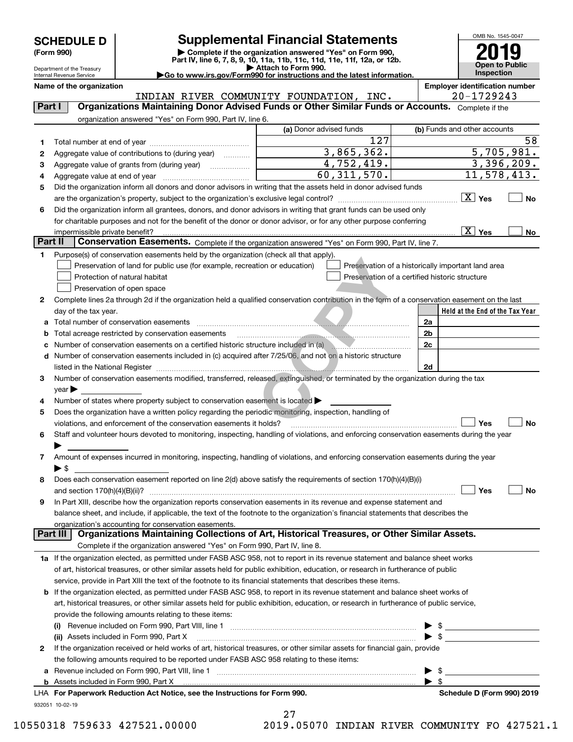# SCHEDULE D (Form 990)

Department of the Treasury
Internal Revenue Service

## Supplemental Financial Statements

▶ Complete if the organization answered "Yes" on Form 990, Part IV, line 6, 7, 8, 9, 10, 11a, 11b, 11c, 11d, 11e, 11f, 12a, or 12b.
▶ Attach to Form 990.
▶Go to www.irs.gov/Form990 for instructions and the latest information.

OMB No. 1545-0047
2019
Open to Public Inspection

Name of the organization: INDIAN RIVER COMMUNITY FOUNDATION, INC.
Employer identification number: 20-1729243

**Part I — Organizations Maintaining Donor Advised Funds or Other Similar Funds or Accounts.** Complete if the organization answered "Yes" on Form 990, Part IV, line 6.

| | | (a) Donor advised funds | (b) Funds and other accounts |
|---|---|---|---|
| 1 | Total number at end of year | 127 | 58 |
| 2 | Aggregate value of contributions to (during year) | 3,865,362. | 5,705,981. |
| 3 | Aggregate value of grants from (during year) | 4,752,419. | 3,396,209. |
| 4 | Aggregate value at end of year | 60,311,570. | 11,578,413. |

5 Did the organization inform all donors and donor advisors in writing that the assets held in donor advised funds are the organization's property, subject to the organization's exclusive legal control? [X] Yes [ ] No

6 Did the organization inform all grantees, donors, and donor advisors in writing that grant funds can be used only for charitable purposes and not for the benefit of the donor or donor advisor, or for any other purpose conferring impermissible private benefit? [X] Yes [ ] No

**Part II — Conservation Easements.** Complete if the organization answered "Yes" on Form 990, Part IV, line 7.

1 Purpose(s) of conservation easements held by the organization (check all that apply).
- [ ] Preservation of land for public use (for example, recreation or education)
- [ ] Preservation of a historically important land area
- [ ] Protection of natural habitat
- [ ] Preservation of a certified historic structure
- [ ] Preservation of open space

2 Complete lines 2a through 2d if the organization held a qualified conservation contribution in the form of a conservation easement on the last day of the tax year.

| | | | Held at the End of the Tax Year |
|---|---|---|---|
| a | Total number of conservation easements | 2a | |
| b | Total acreage restricted by conservation easements | 2b | |
| c | Number of conservation easements on a certified historic structure included in (a) | 2c | |
| d | Number of conservation easements included in (c) acquired after 7/25/06, and not on a historic structure listed in the National Register | 2d | |

3 Number of conservation easements modified, transferred, released, extinguished, or terminated by the organization during the tax year ▶

4 Number of states where property subject to conservation easement is located ▶

5 Does the organization have a written policy regarding the periodic monitoring, inspection, handling of violations, and enforcement of the conservation easements it holds? [ ] Yes [ ] No

6 Staff and volunteer hours devoted to monitoring, inspecting, handling of violations, and enforcing conservation easements during the year ▶

7 Amount of expenses incurred in monitoring, inspecting, handling of violations, and enforcing conservation easements during the year ▶ $

8 Does each conservation easement reported on line 2(d) above satisfy the requirements of section 170(h)(4)(B)(i) and section 170(h)(4)(B)(ii)? [ ] Yes [ ] No

9 In Part XIII, describe how the organization reports conservation easements in its revenue and expense statement and balance sheet, and include, if applicable, the text of the footnote to the organization's financial statements that describes the organization's accounting for conservation easements.

**Part III — Organizations Maintaining Collections of Art, Historical Treasures, or Other Similar Assets.** Complete if the organization answered "Yes" on Form 990, Part IV, line 8.

1a If the organization elected, as permitted under FASB ASC 958, not to report in its revenue statement and balance sheet works of art, historical treasures, or other similar assets held for public exhibition, education, or research in furtherance of public service, provide in Part XIII the text of the footnote to its financial statements that describes these items.

b If the organization elected, as permitted under FASB ASC 958, to report in its revenue statement and balance sheet works of art, historical treasures, or other similar assets held for public exhibition, education, or research in furtherance of public service, provide the following amounts relating to these items:

(i) Revenue included on Form 990, Part VIII, line 1 ▶ $

(ii) Assets included in Form 990, Part X ▶ $

2 If the organization received or held works of art, historical treasures, or other similar assets for financial gain, provide the following amounts required to be reported under FASB ASC 958 relating to these items:

a Revenue included on Form 990, Part VIII, line 1 ▶ $

b Assets included in Form 990, Part X ▶ $

LHA For Paperwork Reduction Act Notice, see the Instructions for Form 990. Schedule D (Form 990) 2019

932051 10-02-19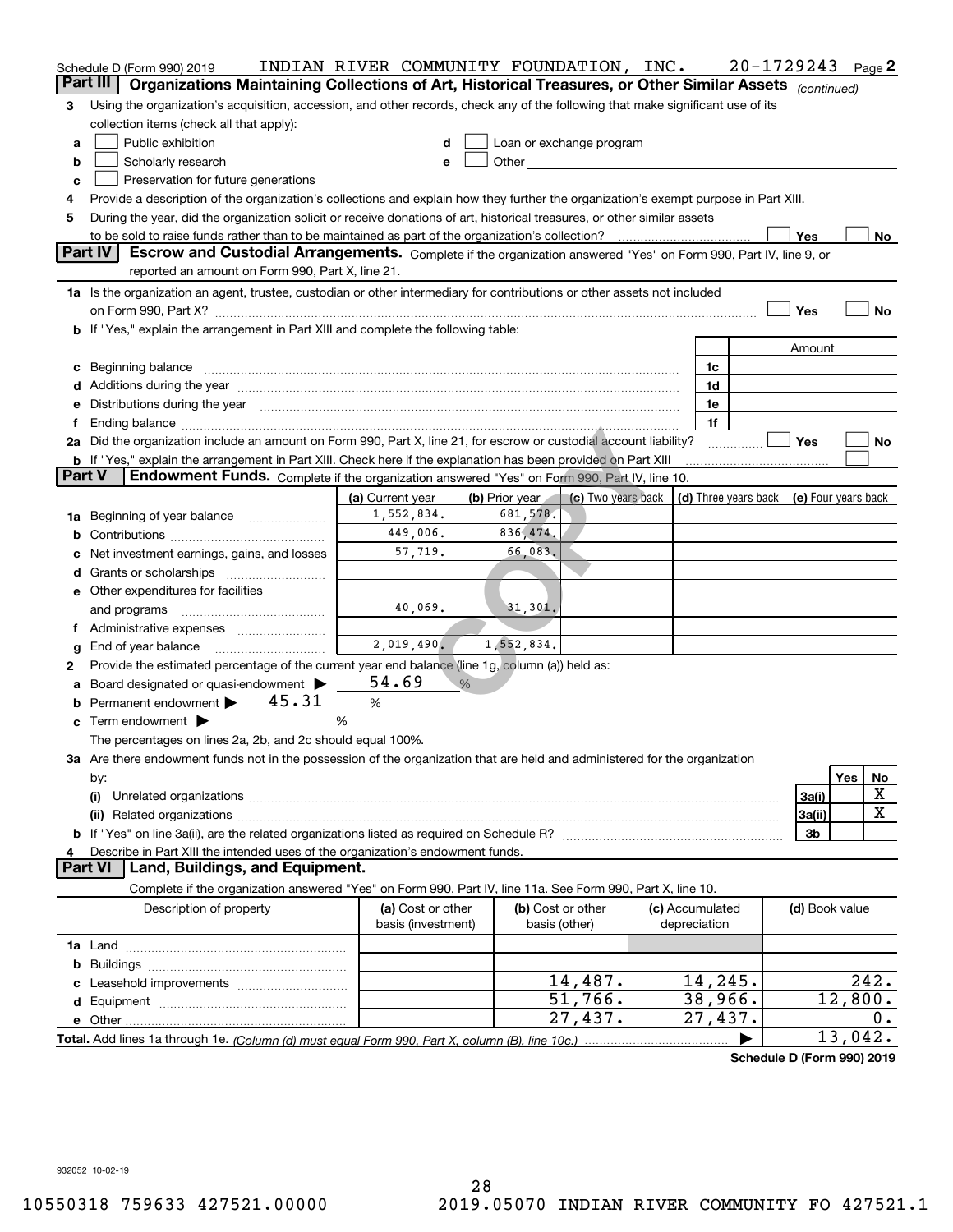Schedule D (Form 990) 2019 INDIAN RIVER COMMUNITY FOUNDATION, INC. 20-1729243 Page 2

## Part III Organizations Maintaining Collections of Art, Historical Treasures, or Other Similar Assets *(continued)*

**3** Using the organization's acquisition, accession, and other records, check any of the following that make significant use of its collection items (check all that apply):

- **a** ☐ Public exhibition
- **b** ☐ Scholarly research
- **c** ☐ Preservation for future generations
- **d** ☐ Loan or exchange program
- **e** ☐ Other

**4** Provide a description of the organization's collections and explain how they further the organization's exempt purpose in Part XIII.

**5** During the year, did the organization solicit or receive donations of art, historical treasures, or other similar assets to be sold to raise funds rather than to be maintained as part of the organization's collection? ☐ Yes ☐ No

## Part IV Escrow and Custodial Arrangements.

Complete if the organization answered "Yes" on Form 990, Part IV, line 9, or reported an amount on Form 990, Part X, line 21.

**1a** Is the organization an agent, trustee, custodian or other intermediary for contributions or other assets not included on Form 990, Part X? ☐ Yes ☐ No

**b** If "Yes," explain the arrangement in Part XIII and complete the following table:

| | | Amount |
|---|---|---|
| **c** Beginning balance | 1c | |
| **d** Additions during the year | 1d | |
| **e** Distributions during the year | 1e | |
| **f** Ending balance | 1f | |

**2a** Did the organization include an amount on Form 990, Part X, line 21, for escrow or custodial account liability? ☐ Yes ☐ No

**b** If "Yes," explain the arrangement in Part XIII. Check here if the explanation has been provided on Part XIII ☐

## Part V Endowment Funds.

Complete if the organization answered "Yes" on Form 990, Part IV, line 10.

| | (a) Current year | (b) Prior year | (c) Two years back | (d) Three years back | (e) Four years back |
|---|---|---|---|---|---|
| **1a** Beginning of year balance | 1,552,834. | 681,578. | | | |
| **b** Contributions | 449,006. | 836,474. | | | |
| **c** Net investment earnings, gains, and losses | 57,719. | 66,083. | | | |
| **d** Grants or scholarships | | | | | |
| **e** Other expenditures for facilities and programs | 40,069. | 31,301. | | | |
| **f** Administrative expenses | | | | | |
| **g** End of year balance | 2,019,490. | 1,552,834. | | | |

**2** Provide the estimated percentage of the current year end balance (line 1g, column (a)) held as:

- **a** Board designated or quasi-endowment ▶ 54.69 %
- **b** Permanent endowment ▶ 45.31 %
- **c** Term endowment ▶ %

The percentages on lines 2a, 2b, and 2c should equal 100%.

**3a** Are there endowment funds not in the possession of the organization that are held and administered for the organization by:

| | | Yes | No |
|---|---|---|---|
| **(i)** Unrelated organizations | 3a(i) | | X |
| **(ii)** Related organizations | 3a(ii) | | X |
| **b** If "Yes" on line 3a(ii), are the related organizations listed as required on Schedule R? | 3b | | |

**4** Describe in Part XIII the intended uses of the organization's endowment funds.

## Part VI Land, Buildings, and Equipment.

Complete if the organization answered "Yes" on Form 990, Part IV, line 11a. See Form 990, Part X, line 10.

| Description of property | (a) Cost or other basis (investment) | (b) Cost or other basis (other) | (c) Accumulated depreciation | (d) Book value |
|---|---|---|---|---|
| **1a** Land | | | | |
| **b** Buildings | | | | |
| **c** Leasehold improvements | | 14,487. | 14,245. | 242. |
| **d** Equipment | | 51,766. | 38,966. | 12,800. |
| **e** Other | | 27,437. | 27,437. | 0. |
| **Total.** Add lines 1a through 1e. *(Column (d) must equal Form 990, Part X, column (B), line 10c.)* ▶ | | | | 13,042. |

Schedule D (Form 990) 2019

932052 10-02-19

10550318 759633 427521.00000 2019.05070 INDIAN RIVER COMMUNITY FO 427521.1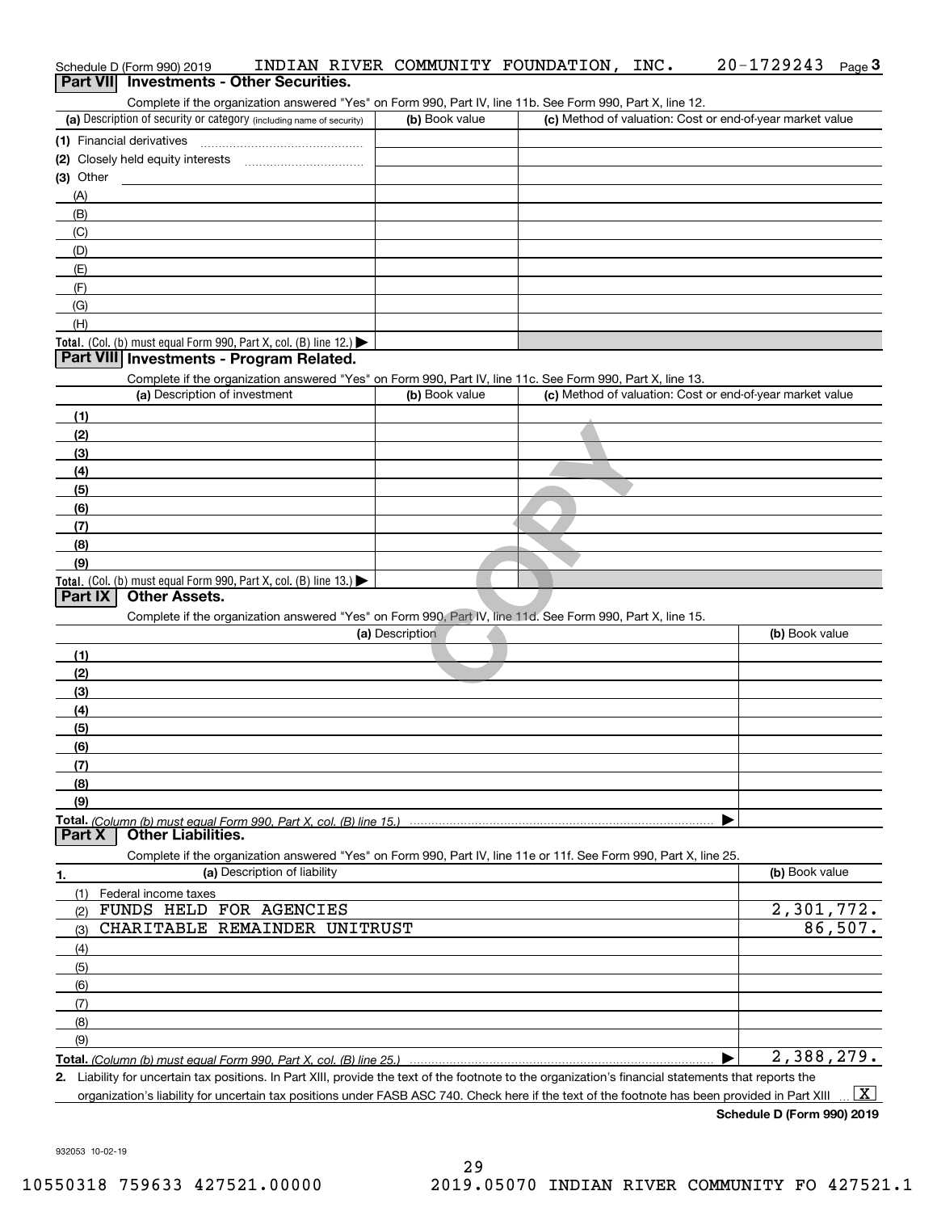Schedule D (Form 990) 2019 INDIAN RIVER COMMUNITY FOUNDATION, INC. 20-1729243 Page 3

## Part VII Investments - Other Securities.

Complete if the organization answered "Yes" on Form 990, Part IV, line 11b. See Form 990, Part X, line 12.

| (a) Description of security or category (including name of security) | (b) Book value | (c) Method of valuation: Cost or end-of-year market value |
|---|---|---|
| (1) Financial derivatives | | |
| (2) Closely held equity interests | | |
| (3) Other | | |
| (A) | | |
| (B) | | |
| (C) | | |
| (D) | | |
| (E) | | |
| (F) | | |
| (G) | | |
| (H) | | |
| **Total.** (Col. (b) must equal Form 990, Part X, col. (B) line 12.) | | |

## Part VIII Investments - Program Related.

Complete if the organization answered "Yes" on Form 990, Part IV, line 11c. See Form 990, Part X, line 13.

| (a) Description of investment | (b) Book value | (c) Method of valuation: Cost or end-of-year market value |
|---|---|---|
| (1) | | |
| (2) | | |
| (3) | | |
| (4) | | |
| (5) | | |
| (6) | | |
| (7) | | |
| (8) | | |
| (9) | | |
| **Total.** (Col. (b) must equal Form 990, Part X, col. (B) line 13.) | | |

## Part IX Other Assets.

Complete if the organization answered "Yes" on Form 990, Part IV, line 11d. See Form 990, Part X, line 15.

| (a) Description | (b) Book value |
|---|---|
| (1) | |
| (2) | |
| (3) | |
| (4) | |
| (5) | |
| (6) | |
| (7) | |
| (8) | |
| (9) | |
| **Total.** *(Column (b) must equal Form 990, Part X, col. (B) line 15.)* | |

## Part X Other Liabilities.

Complete if the organization answered "Yes" on Form 990, Part IV, line 11e or 11f. See Form 990, Part X, line 25.

| 1. (a) Description of liability | (b) Book value |
|---|---|
| (1) Federal income taxes | |
| (2) FUNDS HELD FOR AGENCIES | 2,301,772. |
| (3) CHARITABLE REMAINDER UNITRUST | 86,507. |
| (4) | |
| (5) | |
| (6) | |
| (7) | |
| (8) | |
| (9) | |
| **Total.** *(Column (b) must equal Form 990, Part X, col. (B) line 25.)* | 2,388,279. |

2. Liability for uncertain tax positions. In Part XIII, provide the text of the footnote to the organization's financial statements that reports the organization's liability for uncertain tax positions under FASB ASC 740. Check here if the text of the footnote has been provided in Part XIII ... [X]

**Schedule D (Form 990) 2019**

932053 10-02-19

10550318 759633 427521.00000 2019.05070 INDIAN RIVER COMMUNITY FO 427521.1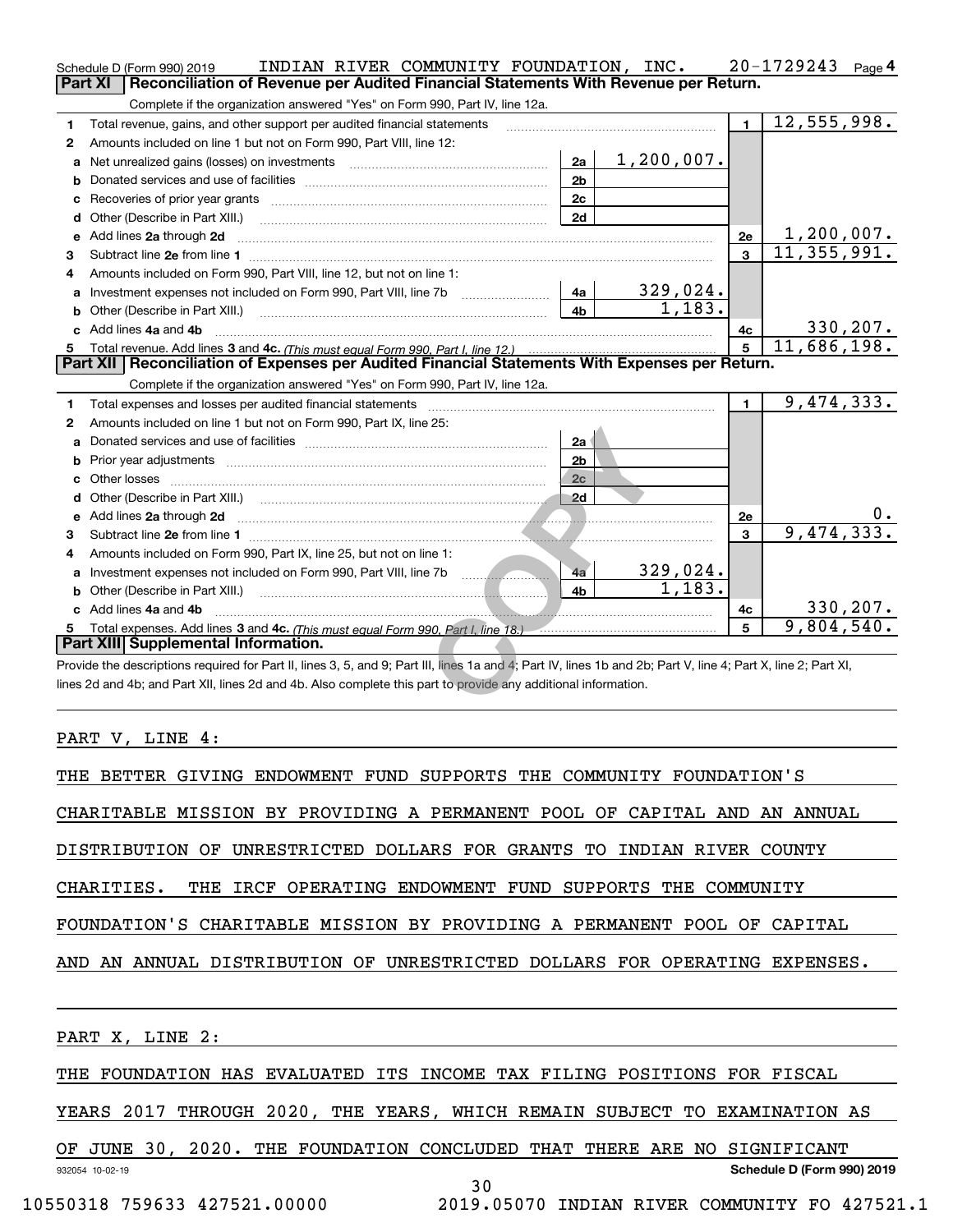Schedule D (Form 990) 2019 INDIAN RIVER COMMUNITY FOUNDATION, INC. 20-1729243 Page 4

## Part XI Reconciliation of Revenue per Audited Financial Statements With Revenue per Return.

Complete if the organization answered "Yes" on Form 990, Part IV, line 12a.

| | | | | | |
|---|---|---|---|---|---|
| 1 | Total revenue, gains, and other support per audited financial statements | | | 1 | 12,555,998. |
| 2 | Amounts included on line 1 but not on Form 990, Part VIII, line 12: | | | | |
| a | Net unrealized gains (losses) on investments | 2a | 1,200,007. | | |
| b | Donated services and use of facilities | 2b | | | |
| c | Recoveries of prior year grants | 2c | | | |
| d | Other (Describe in Part XIII.) | 2d | | | |
| e | Add lines 2a through 2d | | | 2e | 1,200,007. |
| 3 | Subtract line 2e from line 1 | | | 3 | 11,355,991. |
| 4 | Amounts included on Form 990, Part VIII, line 12, but not on line 1: | | | | |
| a | Investment expenses not included on Form 990, Part VIII, line 7b | 4a | 329,024. | | |
| b | Other (Describe in Part XIII.) | 4b | 1,183. | | |
| c | Add lines 4a and 4b | | | 4c | 330,207. |
| 5 | Total revenue. Add lines 3 and 4c. *(This must equal Form 990, Part I, line 12.)* | | | 5 | 11,686,198. |

## Part XII Reconciliation of Expenses per Audited Financial Statements With Expenses per Return.

Complete if the organization answered "Yes" on Form 990, Part IV, line 12a.

| | | | | | |
|---|---|---|---|---|---|
| 1 | Total expenses and losses per audited financial statements | | | 1 | 9,474,333. |
| 2 | Amounts included on line 1 but not on Form 990, Part IX, line 25: | | | | |
| a | Donated services and use of facilities | 2a | | | |
| b | Prior year adjustments | 2b | | | |
| c | Other losses | 2c | | | |
| d | Other (Describe in Part XIII.) | 2d | | | |
| e | Add lines 2a through 2d | | | 2e | 0. |
| 3 | Subtract line 2e from line 1 | | | 3 | 9,474,333. |
| 4 | Amounts included on Form 990, Part IX, line 25, but not on line 1: | | | | |
| a | Investment expenses not included on Form 990, Part VIII, line 7b | 4a | 329,024. | | |
| b | Other (Describe in Part XIII.) | 4b | 1,183. | | |
| c | Add lines 4a and 4b | | | 4c | 330,207. |
| 5 | Total expenses. Add lines 3 and 4c. *(This must equal Form 990, Part I, line 18.)* | | | 5 | 9,804,540. |

## Part XIII Supplemental Information.

Provide the descriptions required for Part II, lines 3, 5, and 9; Part III, lines 1a and 4; Part IV, lines 1b and 2b; Part V, line 4; Part X, line 2; Part XI, lines 2d and 4b; and Part XII, lines 2d and 4b. Also complete this part to provide any additional information.

PART V, LINE 4:

THE BETTER GIVING ENDOWMENT FUND SUPPORTS THE COMMUNITY FOUNDATION'S CHARITABLE MISSION BY PROVIDING A PERMANENT POOL OF CAPITAL AND AN ANNUAL DISTRIBUTION OF UNRESTRICTED DOLLARS FOR GRANTS TO INDIAN RIVER COUNTY CHARITIES. THE IRCF OPERATING ENDOWMENT FUND SUPPORTS THE COMMUNITY FOUNDATION'S CHARITABLE MISSION BY PROVIDING A PERMANENT POOL OF CAPITAL AND AN ANNUAL DISTRIBUTION OF UNRESTRICTED DOLLARS FOR OPERATING EXPENSES.

PART X, LINE 2:

THE FOUNDATION HAS EVALUATED ITS INCOME TAX FILING POSITIONS FOR FISCAL YEARS 2017 THROUGH 2020, THE YEARS, WHICH REMAIN SUBJECT TO EXAMINATION AS OF JUNE 30, 2020. THE FOUNDATION CONCLUDED THAT THERE ARE NO SIGNIFICANT

932054 10-02-19 Schedule D (Form 990) 2019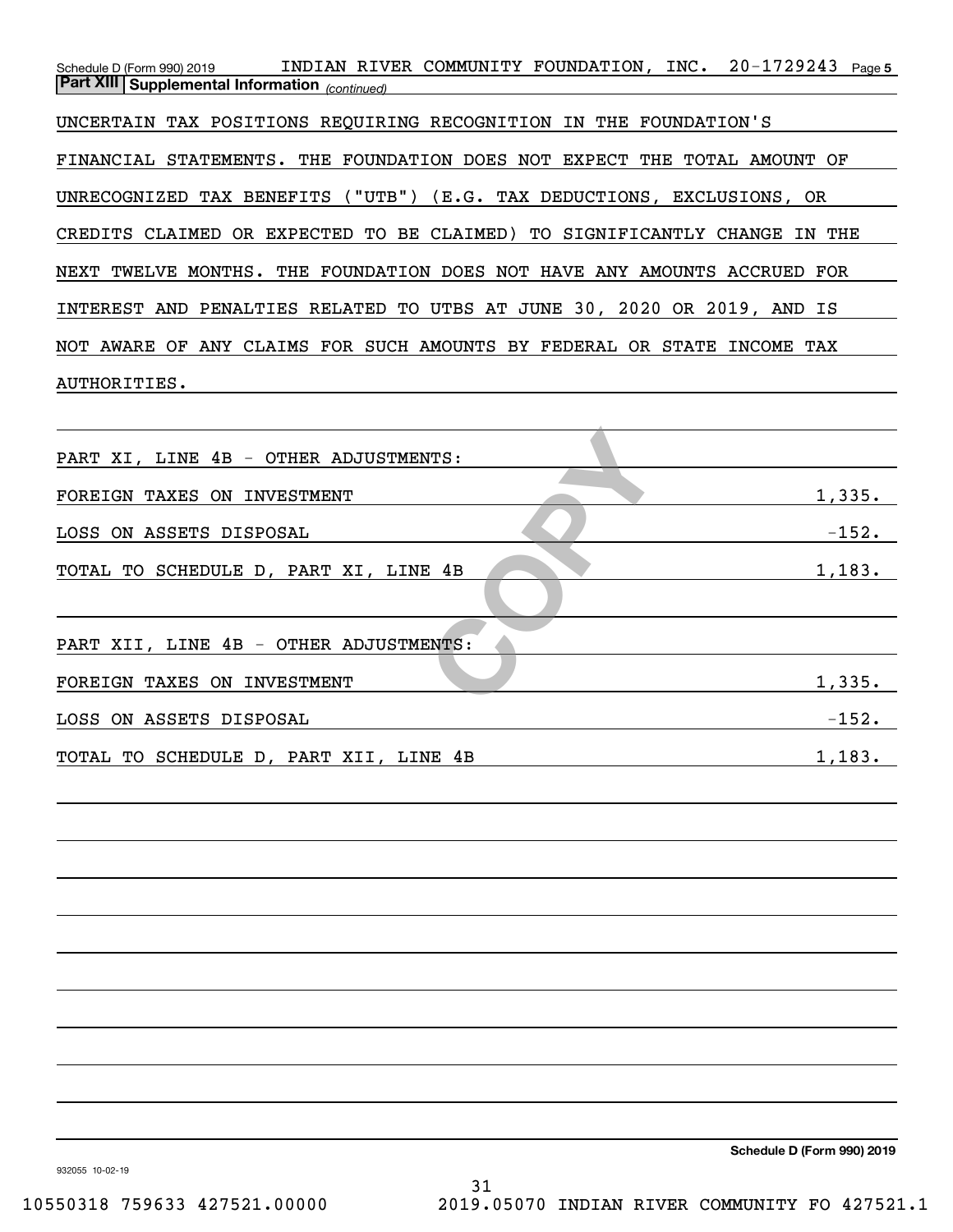**Part XIII | Supplemental Information** *(continued)*

UNCERTAIN TAX POSITIONS REQUIRING RECOGNITION IN THE FOUNDATION'S FINANCIAL STATEMENTS. THE FOUNDATION DOES NOT EXPECT THE TOTAL AMOUNT OF UNRECOGNIZED TAX BENEFITS ("UTB") (E.G. TAX DEDUCTIONS, EXCLUSIONS, OR CREDITS CLAIMED OR EXPECTED TO BE CLAIMED) TO SIGNIFICANTLY CHANGE IN THE NEXT TWELVE MONTHS. THE FOUNDATION DOES NOT HAVE ANY AMOUNTS ACCRUED FOR INTEREST AND PENALTIES RELATED TO UTBS AT JUNE 30, 2020 OR 2019, AND IS NOT AWARE OF ANY CLAIMS FOR SUCH AMOUNTS BY FEDERAL OR STATE INCOME TAX AUTHORITIES.

PART XI, LINE 4B - OTHER ADJUSTMENTS:

| | |
|---|---|
| FOREIGN TAXES ON INVESTMENT | 1,335. |
| LOSS ON ASSETS DISPOSAL | -152. |
| TOTAL TO SCHEDULE D, PART XI, LINE 4B | 1,183. |

PART XII, LINE 4B - OTHER ADJUSTMENTS:

| | |
|---|---|
| FOREIGN TAXES ON INVESTMENT | 1,335. |
| LOSS ON ASSETS DISPOSAL | -152. |
| TOTAL TO SCHEDULE D, PART XII, LINE 4B | 1,183. |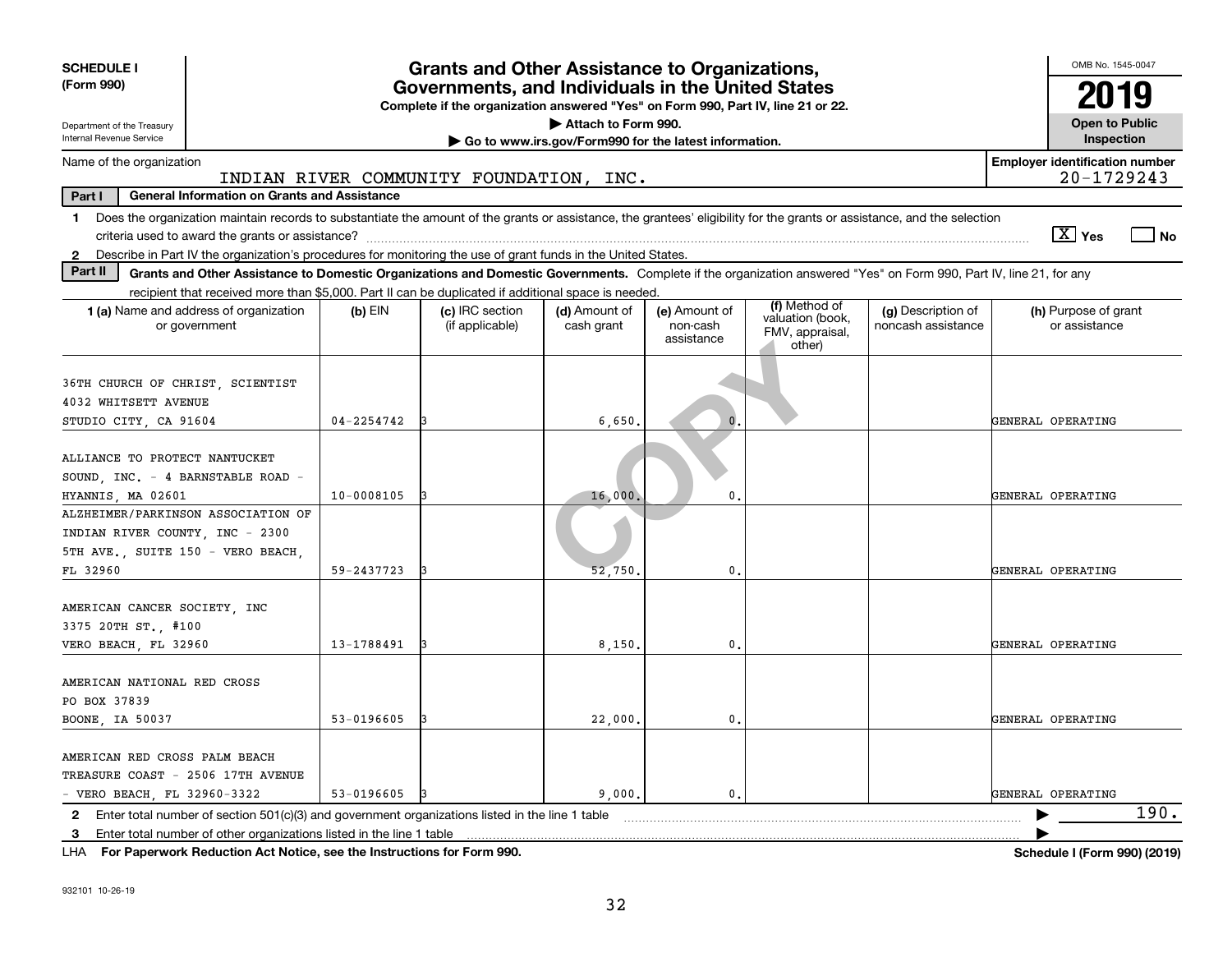**SCHEDULE I**
**(Form 990)**

Department of the Treasury
Internal Revenue Service

# Grants and Other Assistance to Organizations, Governments, and Individuals in the United States

**Complete if the organization answered "Yes" on Form 990, Part IV, line 21 or 22.**
▶ Attach to Form 990.
▶ Go to www.irs.gov/Form990 for the latest information.

OMB No. 1545-0047
**2019**
**Open to Public Inspection**

Name of the organization: INDIAN RIVER COMMUNITY FOUNDATION, INC.
Employer identification number: 20-1729243

**Part I — General Information on Grants and Assistance**

1. Does the organization maintain records to substantiate the amount of the grants or assistance, the grantees' eligibility for the grants or assistance, and the selection criteria used to award the grants or assistance? [X] Yes [ ] No
2. Describe in Part IV the organization's procedures for monitoring the use of grant funds in the United States.

**Part II — Grants and Other Assistance to Domestic Organizations and Domestic Governments.** Complete if the organization answered "Yes" on Form 990, Part IV, line 21, for any recipient that received more than $5,000. Part II can be duplicated if additional space is needed.

| 1 (a) Name and address of organization or government | (b) EIN | (c) IRC section (if applicable) | (d) Amount of cash grant | (e) Amount of non-cash assistance | (f) Method of valuation (book, FMV, appraisal, other) | (g) Description of noncash assistance | (h) Purpose of grant or assistance |
|---|---|---|---|---|---|---|---|
| 36TH CHURCH OF CHRIST, SCIENTIST 4032 WHITSETT AVENUE STUDIO CITY, CA 91604 | 04-2254742 | 3 | 6,650. | 0. | | | GENERAL OPERATING |
| ALLIANCE TO PROTECT NANTUCKET SOUND, INC. - 4 BARNSTABLE ROAD - HYANNIS, MA 02601 | 10-0008105 | 3 | 16,000. | 0. | | | GENERAL OPERATING |
| ALZHEIMER/PARKINSON ASSOCIATION OF INDIAN RIVER COUNTY, INC - 2300 5TH AVE., SUITE 150 - VERO BEACH, FL 32960 | 59-2437723 | 3 | 52,750. | 0. | | | GENERAL OPERATING |
| AMERICAN CANCER SOCIETY, INC 3375 20TH ST., #100 VERO BEACH, FL 32960 | 13-1788491 | 3 | 8,150. | 0. | | | GENERAL OPERATING |
| AMERICAN NATIONAL RED CROSS PO BOX 37839 BOONE, IA 50037 | 53-0196605 | 3 | 22,000. | 0. | | | GENERAL OPERATING |
| AMERICAN RED CROSS PALM BEACH TREASURE COAST - 2506 17TH AVENUE - VERO BEACH, FL 32960-3322 | 53-0196605 | 3 | 9,000. | 0. | | | GENERAL OPERATING |

2. Enter total number of section 501(c)(3) and government organizations listed in the line 1 table ▶ 190.
3. Enter total number of other organizations listed in the line 1 table ▶

LHA **For Paperwork Reduction Act Notice, see the Instructions for Form 990.** **Schedule I (Form 990) (2019)**

932101 10-26-19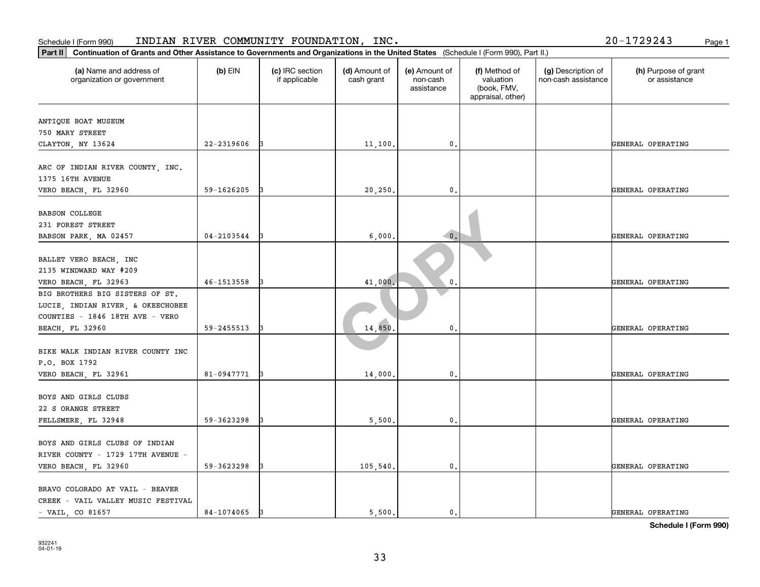Schedule I (Form 990) INDIAN RIVER COMMUNITY FOUNDATION, INC. 20-1729243

**Part II** **Continuation of Grants and Other Assistance to Governments and Organizations in the United States** (Schedule I (Form 990), Part II.)

| (a) Name and address of organization or government | (b) EIN | (c) IRC section if applicable | (d) Amount of cash grant | (e) Amount of non-cash assistance | (f) Method of valuation (book, FMV, appraisal, other) | (g) Description of non-cash assistance | (h) Purpose of grant or assistance |
|---|---|---|---|---|---|---|---|
| ANTIQUE BOAT MUSEUM 750 MARY STREET CLAYTON, NY 13624 | 22-2319606 | 3 | 11,100. | 0. | | | GENERAL OPERATING |
| ARC OF INDIAN RIVER COUNTY, INC. 1375 16TH AVENUE VERO BEACH, FL 32960 | 59-1626205 | 3 | 20,250. | 0. | | | GENERAL OPERATING |
| BABSON COLLEGE 231 FOREST STREET BABSON PARK, MA 02457 | 04-2103544 | 3 | 6,000. | 0. | | | GENERAL OPERATING |
| BALLET VERO BEACH, INC 2135 WINDWARD WAY #209 VERO BEACH, FL 32963 | 46-1513558 | 3 | 41,000. | 0. | | | GENERAL OPERATING |
| BIG BROTHERS BIG SISTERS OF ST. LUCIE, INDIAN RIVER, & OKEECHOBEE COUNTIES - 1846 18TH AVE - VERO BEACH, FL 32960 | 59-2455513 | 3 | 14,850. | 0. | | | GENERAL OPERATING |
| BIKE WALK INDIAN RIVER COUNTY INC P.O. BOX 1792 VERO BEACH, FL 32961 | 81-0947771 | 3 | 14,000. | 0. | | | GENERAL OPERATING |
| BOYS AND GIRLS CLUBS 22 S ORANGE STREET FELLSMERE, FL 32948 | 59-3623298 | 3 | 5,500. | 0. | | | GENERAL OPERATING |
| BOYS AND GIRLS CLUBS OF INDIAN RIVER COUNTY - 1729 17TH AVENUE - VERO BEACH, FL 32960 | 59-3623298 | 3 | 105,540. | 0. | | | GENERAL OPERATING |
| BRAVO COLORADO AT VAIL - BEAVER CREEK - VAIL VALLEY MUSIC FESTIVAL - VAIL, CO 81657 | 84-1074065 | 3 | 5,500. | 0. | | | GENERAL OPERATING |

**Schedule I (Form 990)**

932241 04-01-19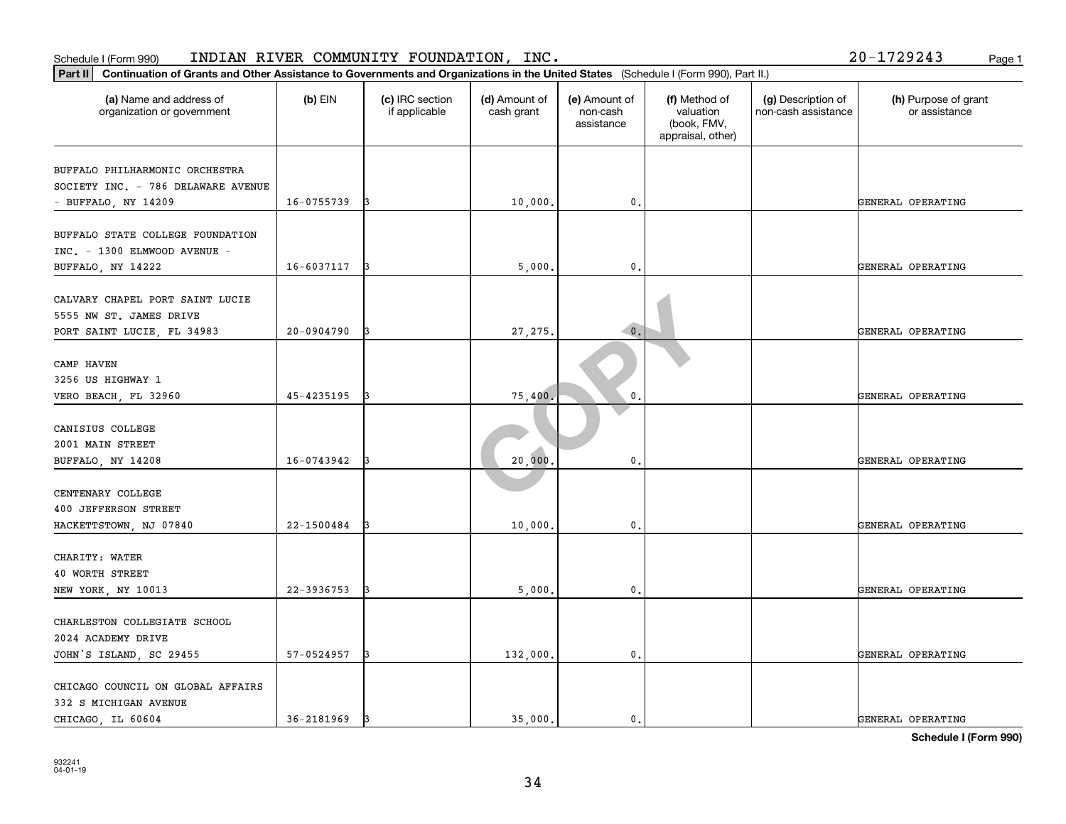Schedule I (Form 990) INDIAN RIVER COMMUNITY FOUNDATION, INC. 20-1729243

**Part II** **Continuation of Grants and Other Assistance to Governments and Organizations in the United States** (Schedule I (Form 990), Part II.)

| (a) Name and address of organization or government | (b) EIN | (c) IRC section if applicable | (d) Amount of cash grant | (e) Amount of non-cash assistance | (f) Method of valuation (book, FMV, appraisal, other) | (g) Description of non-cash assistance | (h) Purpose of grant or assistance |
|---|---|---|---|---|---|---|---|
| BUFFALO PHILHARMONIC ORCHESTRA SOCIETY INC. - 786 DELAWARE AVENUE - BUFFALO, NY 14209 | 16-0755739 | 3 | 10,000. | 0. | | | GENERAL OPERATING |
| BUFFALO STATE COLLEGE FOUNDATION INC. - 1300 ELMWOOD AVENUE - BUFFALO, NY 14222 | 16-6037117 | 3 | 5,000. | 0. | | | GENERAL OPERATING |
| CALVARY CHAPEL PORT SAINT LUCIE 5555 NW ST. JAMES DRIVE PORT SAINT LUCIE, FL 34983 | 20-0904790 | 3 | 27,275. | 0. | | | GENERAL OPERATING |
| CAMP HAVEN 3256 US HIGHWAY 1 VERO BEACH, FL 32960 | 45-4235195 | 3 | 75,400. | 0. | | | GENERAL OPERATING |
| CANISIUS COLLEGE 2001 MAIN STREET BUFFALO, NY 14208 | 16-0743942 | 3 | 20,000. | 0. | | | GENERAL OPERATING |
| CENTENARY COLLEGE 400 JEFFERSON STREET HACKETTSTOWN, NJ 07840 | 22-1500484 | 3 | 10,000. | 0. | | | GENERAL OPERATING |
| CHARITY: WATER 40 WORTH STREET NEW YORK, NY 10013 | 22-3936753 | 3 | 5,000. | 0. | | | GENERAL OPERATING |
| CHARLESTON COLLEGIATE SCHOOL 2024 ACADEMY DRIVE JOHN'S ISLAND, SC 29455 | 57-0524957 | 3 | 132,000. | 0. | | | GENERAL OPERATING |
| CHICAGO COUNCIL ON GLOBAL AFFAIRS 332 S MICHIGAN AVENUE CHICAGO, IL 60604 | 36-2181969 | 3 | 35,000. | 0. | | | GENERAL OPERATING |

**Schedule I (Form 990)**

932241
04-01-19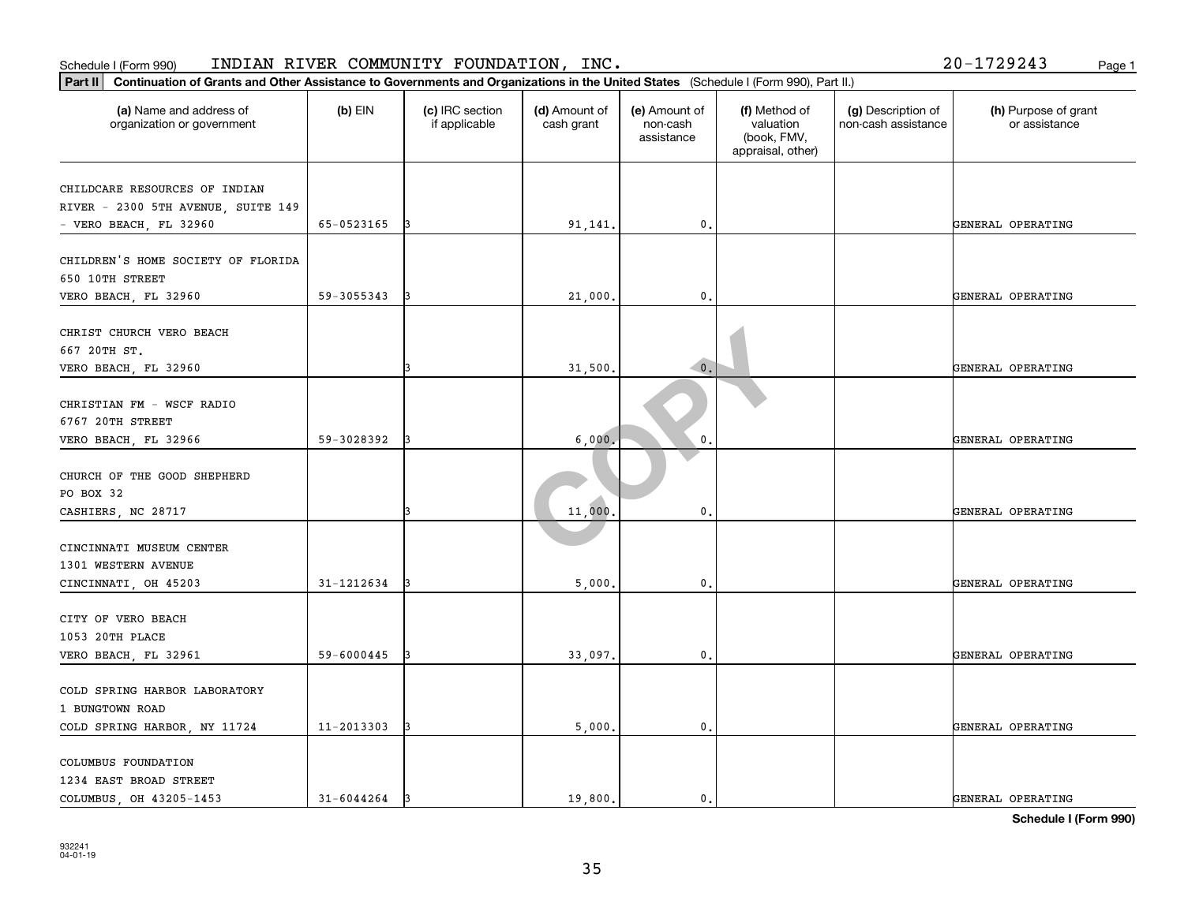Schedule I (Form 990) INDIAN RIVER COMMUNITY FOUNDATION, INC. 20-1729243

**Part II** **Continuation of Grants and Other Assistance to Governments and Organizations in the United States** (Schedule I (Form 990), Part II.)

| (a) Name and address of organization or government | (b) EIN | (c) IRC section if applicable | (d) Amount of cash grant | (e) Amount of non-cash assistance | (f) Method of valuation (book, FMV, appraisal, other) | (g) Description of non-cash assistance | (h) Purpose of grant or assistance |
|---|---|---|---|---|---|---|---|
| CHILDCARE RESOURCES OF INDIAN RIVER - 2300 5TH AVENUE, SUITE 149 - VERO BEACH, FL 32960 | 65-0523165 | 3 | 91,141. | 0. | | | GENERAL OPERATING |
| CHILDREN'S HOME SOCIETY OF FLORIDA 650 10TH STREET VERO BEACH, FL 32960 | 59-3055343 | 3 | 21,000. | 0. | | | GENERAL OPERATING |
| CHRIST CHURCH VERO BEACH 667 20TH ST. VERO BEACH, FL 32960 | | 3 | 31,500. | 0. | | | GENERAL OPERATING |
| CHRISTIAN FM - WSCF RADIO 6767 20TH STREET VERO BEACH, FL 32966 | 59-3028392 | 3 | 6,000. | 0. | | | GENERAL OPERATING |
| CHURCH OF THE GOOD SHEPHERD PO BOX 32 CASHIERS, NC 28717 | | 3 | 11,000. | 0. | | | GENERAL OPERATING |
| CINCINNATI MUSEUM CENTER 1301 WESTERN AVENUE CINCINNATI, OH 45203 | 31-1212634 | 3 | 5,000. | 0. | | | GENERAL OPERATING |
| CITY OF VERO BEACH 1053 20TH PLACE VERO BEACH, FL 32961 | 59-6000445 | 3 | 33,097. | 0. | | | GENERAL OPERATING |
| COLD SPRING HARBOR LABORATORY 1 BUNGTOWN ROAD COLD SPRING HARBOR, NY 11724 | 11-2013303 | 3 | 5,000. | 0. | | | GENERAL OPERATING |
| COLUMBUS FOUNDATION 1234 EAST BROAD STREET COLUMBUS, OH 43205-1453 | 31-6044264 | 3 | 19,800. | 0. | | | GENERAL OPERATING |

**Schedule I (Form 990)**

932241
04-01-19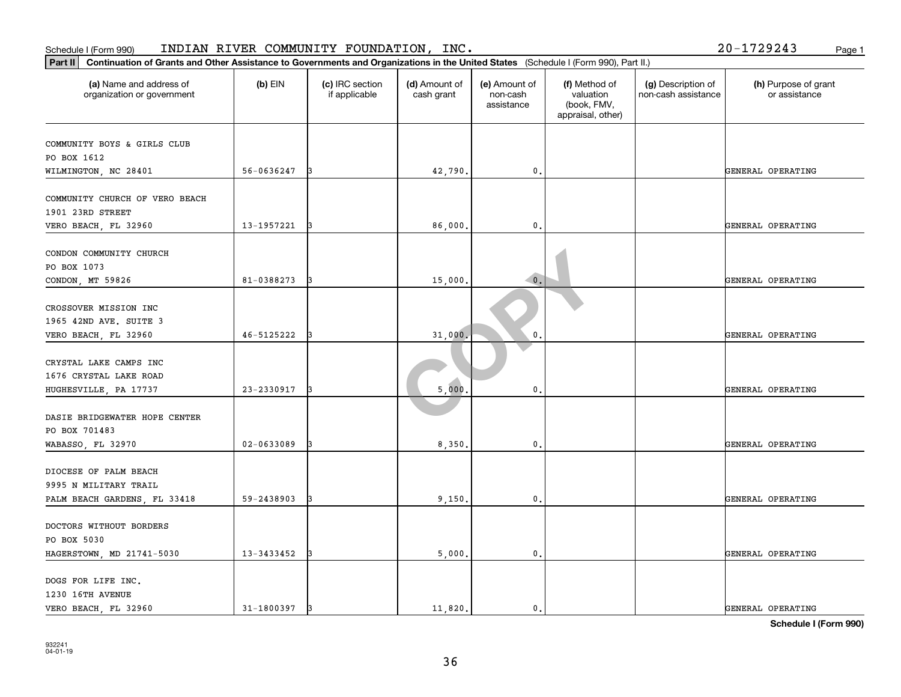Schedule I (Form 990) INDIAN RIVER COMMUNITY FOUNDATION, INC. 20-1729243

**Part II** **Continuation of Grants and Other Assistance to Governments and Organizations in the United States** (Schedule I (Form 990), Part II.)

| (a) Name and address of organization or government | (b) EIN | (c) IRC section if applicable | (d) Amount of cash grant | (e) Amount of non-cash assistance | (f) Method of valuation (book, FMV, appraisal, other) | (g) Description of non-cash assistance | (h) Purpose of grant or assistance |
|---|---|---|---|---|---|---|---|
| COMMUNITY BOYS & GIRLS CLUB<br>PO BOX 1612<br>WILMINGTON, NC 28401 | 56-0636247 | 3 | 42,790. | 0. | | | GENERAL OPERATING |
| COMMUNITY CHURCH OF VERO BEACH<br>1901 23RD STREET<br>VERO BEACH, FL 32960 | 13-1957221 | 3 | 86,000. | 0. | | | GENERAL OPERATING |
| CONDON COMMUNITY CHURCH<br>PO BOX 1073<br>CONDON, MT 59826 | 81-0388273 | 3 | 15,000. | 0. | | | GENERAL OPERATING |
| CROSSOVER MISSION INC<br>1965 42ND AVE. SUITE 3<br>VERO BEACH, FL 32960 | 46-5125222 | 3 | 31,000. | 0. | | | GENERAL OPERATING |
| CRYSTAL LAKE CAMPS INC<br>1676 CRYSTAL LAKE ROAD<br>HUGHESVILLE, PA 17737 | 23-2330917 | 3 | 5,000. | 0. | | | GENERAL OPERATING |
| DASIE BRIDGEWATER HOPE CENTER<br>PO BOX 701483<br>WABASSO, FL 32970 | 02-0633089 | 3 | 8,350. | 0. | | | GENERAL OPERATING |
| DIOCESE OF PALM BEACH<br>9995 N MILITARY TRAIL<br>PALM BEACH GARDENS, FL 33418 | 59-2438903 | 3 | 9,150. | 0. | | | GENERAL OPERATING |
| DOCTORS WITHOUT BORDERS<br>PO BOX 5030<br>HAGERSTOWN, MD 21741-5030 | 13-3433452 | 3 | 5,000. | 0. | | | GENERAL OPERATING |
| DOGS FOR LIFE INC.<br>1230 16TH AVENUE<br>VERO BEACH, FL 32960 | 31-1800397 | 3 | 11,820. | 0. | | | GENERAL OPERATING |

**Schedule I (Form 990)**

932241
04-01-19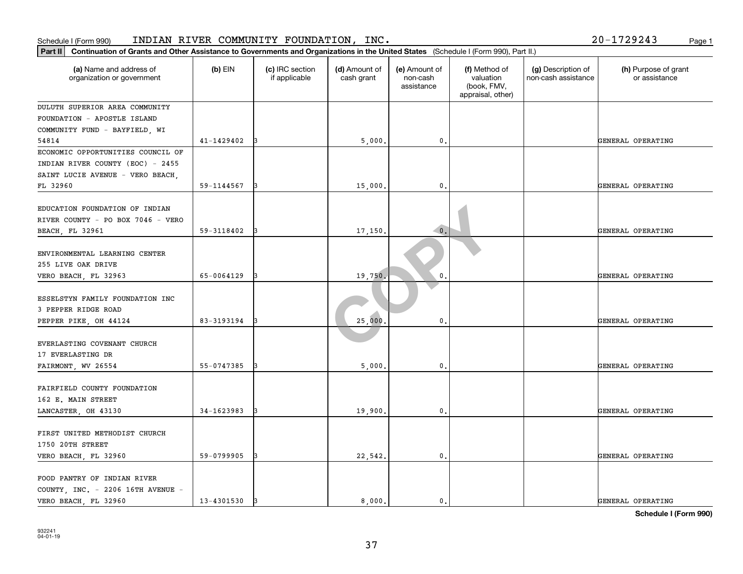Schedule I (Form 990) INDIAN RIVER COMMUNITY FOUNDATION, INC. 20-1729243

**Part II Continuation of Grants and Other Assistance to Governments and Organizations in the United States** (Schedule I (Form 990), Part II.)

| (a) Name and address of organization or government | (b) EIN | (c) IRC section if applicable | (d) Amount of cash grant | (e) Amount of non-cash assistance | (f) Method of valuation (book, FMV, appraisal, other) | (g) Description of non-cash assistance | (h) Purpose of grant or assistance |
|---|---|---|---|---|---|---|---|
| DULUTH SUPERIOR AREA COMMUNITY FOUNDATION - APOSTLE ISLAND COMMUNITY FUND - BAYFIELD, WI 54814 | 41-1429402 | 3 | 5,000. | 0. | | | GENERAL OPERATING |
| ECONOMIC OPPORTUNITIES COUNCIL OF INDIAN RIVER COUNTY (EOC) - 2455 SAINT LUCIE AVENUE - VERO BEACH, FL 32960 | 59-1144567 | 3 | 15,000. | 0. | | | GENERAL OPERATING |
| EDUCATION FOUNDATION OF INDIAN RIVER COUNTY - PO BOX 7046 - VERO BEACH, FL 32961 | 59-3118402 | 3 | 17,150. | 0. | | | GENERAL OPERATING |
| ENVIRONMENTAL LEARNING CENTER 255 LIVE OAK DRIVE VERO BEACH, FL 32963 | 65-0064129 | 3 | 19,750. | 0. | | | GENERAL OPERATING |
| ESSELSTYN FAMILY FOUNDATION INC 3 PEPPER RIDGE ROAD PEPPER PIKE, OH 44124 | 83-3193194 | 3 | 25,000. | 0. | | | GENERAL OPERATING |
| EVERLASTING COVENANT CHURCH 17 EVERLASTING DR FAIRMONT, WV 26554 | 55-0747385 | 3 | 5,000. | 0. | | | GENERAL OPERATING |
| FAIRFIELD COUNTY FOUNDATION 162 E. MAIN STREET LANCASTER, OH 43130 | 34-1623983 | 3 | 19,900. | 0. | | | GENERAL OPERATING |
| FIRST UNITED METHODIST CHURCH 1750 20TH STREET VERO BEACH, FL 32960 | 59-0799905 | 3 | 22,542. | 0. | | | GENERAL OPERATING |
| FOOD PANTRY OF INDIAN RIVER COUNTY, INC. - 2206 16TH AVENUE - VERO BEACH, FL 32960 | 13-4301530 | 3 | 8,000. | 0. | | | GENERAL OPERATING |

**Schedule I (Form 990)**

932241
04-01-19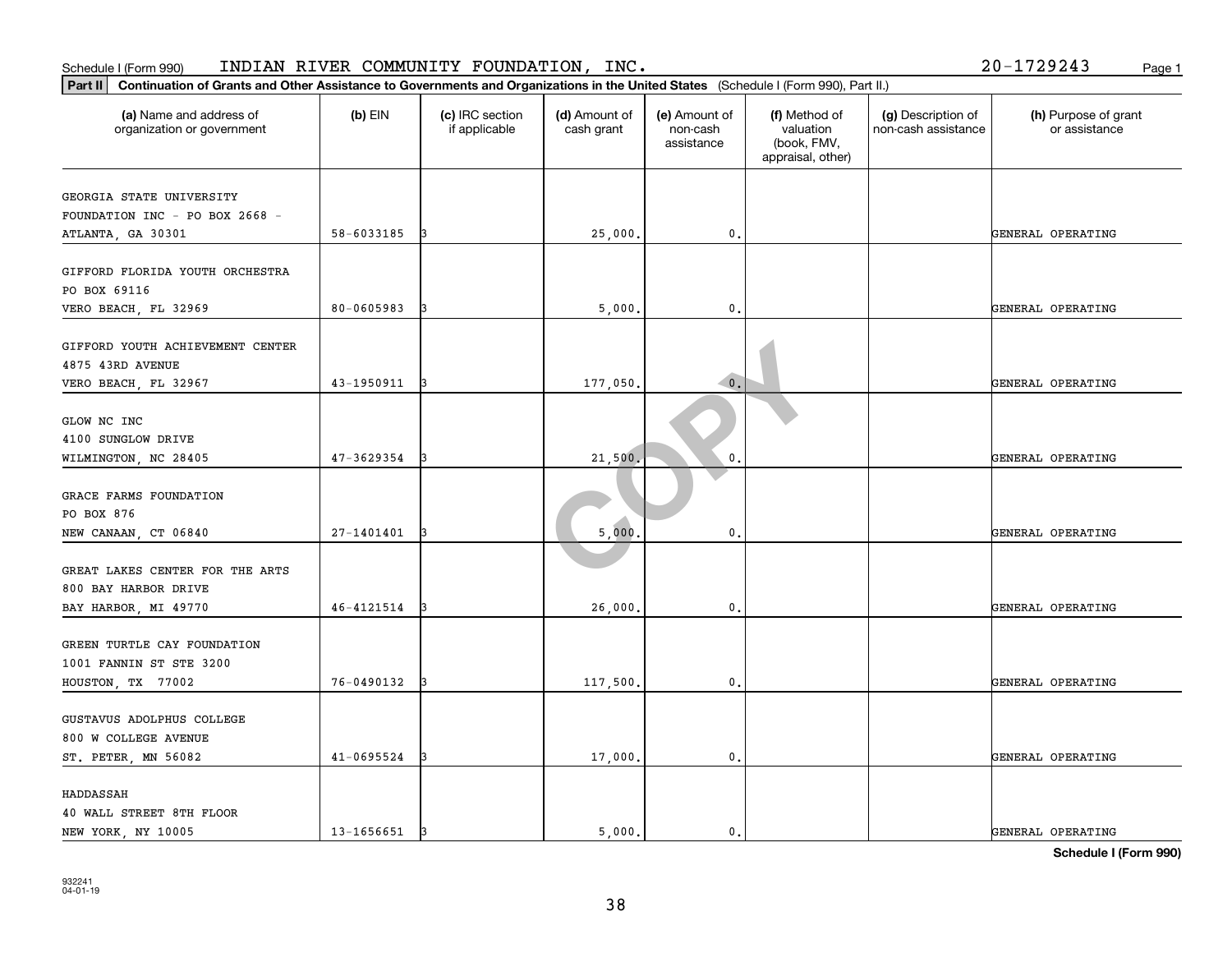Schedule I (Form 990) INDIAN RIVER COMMUNITY FOUNDATION, INC. 20-1729243

**Part II** **Continuation of Grants and Other Assistance to Governments and Organizations in the United States** (Schedule I (Form 990), Part II.)

| (a) Name and address of organization or government | (b) EIN | (c) IRC section if applicable | (d) Amount of cash grant | (e) Amount of non-cash assistance | (f) Method of valuation (book, FMV, appraisal, other) | (g) Description of non-cash assistance | (h) Purpose of grant or assistance |
|---|---|---|---|---|---|---|---|
| GEORGIA STATE UNIVERSITY FOUNDATION INC - PO BOX 2668 - ATLANTA, GA 30301 | 58-6033185 | 3 | 25,000. | 0. | | | GENERAL OPERATING |
| GIFFORD FLORIDA YOUTH ORCHESTRA PO BOX 69116 VERO BEACH, FL 32969 | 80-0605983 | 3 | 5,000. | 0. | | | GENERAL OPERATING |
| GIFFORD YOUTH ACHIEVEMENT CENTER 4875 43RD AVENUE VERO BEACH, FL 32967 | 43-1950911 | 3 | 177,050. | 0. | | | GENERAL OPERATING |
| GLOW NC INC 4100 SUNGLOW DRIVE WILMINGTON, NC 28405 | 47-3629354 | 3 | 21,500. | 0. | | | GENERAL OPERATING |
| GRACE FARMS FOUNDATION PO BOX 876 NEW CANAAN, CT 06840 | 27-1401401 | 3 | 5,000. | 0. | | | GENERAL OPERATING |
| GREAT LAKES CENTER FOR THE ARTS 800 BAY HARBOR DRIVE BAY HARBOR, MI 49770 | 46-4121514 | 3 | 26,000. | 0. | | | GENERAL OPERATING |
| GREEN TURTLE CAY FOUNDATION 1001 FANNIN ST STE 3200 HOUSTON, TX 77002 | 76-0490132 | 3 | 117,500. | 0. | | | GENERAL OPERATING |
| GUSTAVUS ADOLPHUS COLLEGE 800 W COLLEGE AVENUE ST. PETER, MN 56082 | 41-0695524 | 3 | 17,000. | 0. | | | GENERAL OPERATING |
| HADDASSAH 40 WALL STREET 8TH FLOOR NEW YORK, NY 10005 | 13-1656651 | 3 | 5,000. | 0. | | | GENERAL OPERATING |

**Schedule I (Form 990)**

932241 04-01-19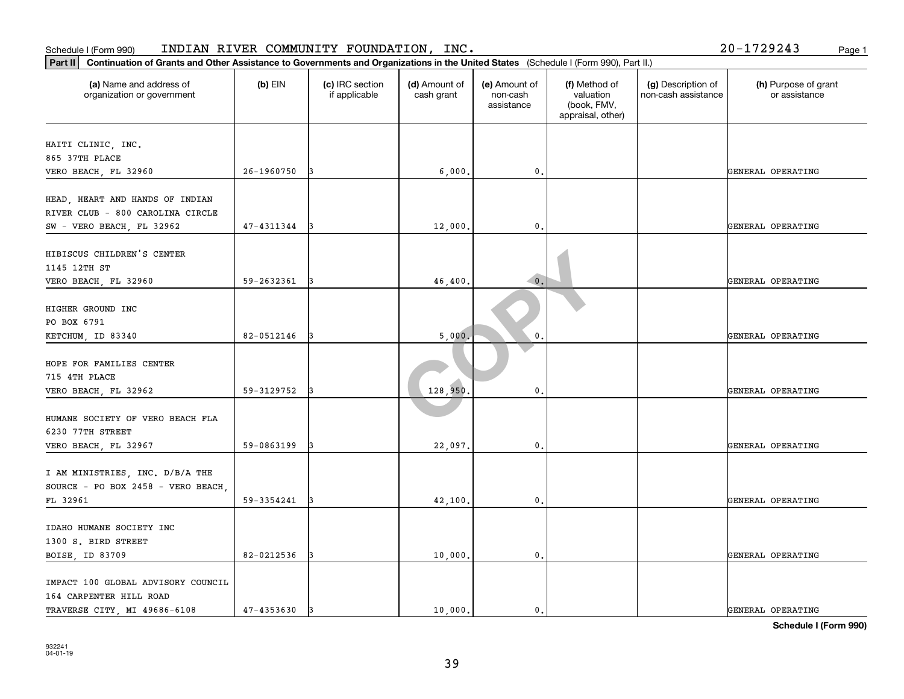Schedule I (Form 990) INDIAN RIVER COMMUNITY FOUNDATION, INC. 20-1729243

**Part II** **Continuation of Grants and Other Assistance to Governments and Organizations in the United States** (Schedule I (Form 990), Part II.)

| (a) Name and address of organization or government | (b) EIN | (c) IRC section if applicable | (d) Amount of cash grant | (e) Amount of non-cash assistance | (f) Method of valuation (book, FMV, appraisal, other) | (g) Description of non-cash assistance | (h) Purpose of grant or assistance |
|---|---|---|---|---|---|---|---|
| HAITI CLINIC, INC. 865 37TH PLACE VERO BEACH, FL 32960 | 26-1960750 | 3 | 6,000. | 0. | | | GENERAL OPERATING |
| HEAD, HEART AND HANDS OF INDIAN RIVER CLUB - 800 CAROLINA CIRCLE SW - VERO BEACH, FL 32962 | 47-4311344 | 3 | 12,000. | 0. | | | GENERAL OPERATING |
| HIBISCUS CHILDREN'S CENTER 1145 12TH ST VERO BEACH, FL 32960 | 59-2632361 | 3 | 46,400. | 0. | | | GENERAL OPERATING |
| HIGHER GROUND INC PO BOX 6791 KETCHUM, ID 83340 | 82-0512146 | 3 | 5,000. | 0. | | | GENERAL OPERATING |
| HOPE FOR FAMILIES CENTER 715 4TH PLACE VERO BEACH, FL 32962 | 59-3129752 | 3 | 128,950. | 0. | | | GENERAL OPERATING |
| HUMANE SOCIETY OF VERO BEACH FLA 6230 77TH STREET VERO BEACH, FL 32967 | 59-0863199 | 3 | 22,097. | 0. | | | GENERAL OPERATING |
| I AM MINISTRIES, INC. D/B/A THE SOURCE - PO BOX 2458 - VERO BEACH, FL 32961 | 59-3354241 | 3 | 42,100. | 0. | | | GENERAL OPERATING |
| IDAHO HUMANE SOCIETY INC 1300 S. BIRD STREET BOISE, ID 83709 | 82-0212536 | 3 | 10,000. | 0. | | | GENERAL OPERATING |
| IMPACT 100 GLOBAL ADVISORY COUNCIL 164 CARPENTER HILL ROAD TRAVERSE CITY, MI 49686-6108 | 47-4353630 | 3 | 10,000. | 0. | | | GENERAL OPERATING |

**Schedule I (Form 990)**

932241 04-01-19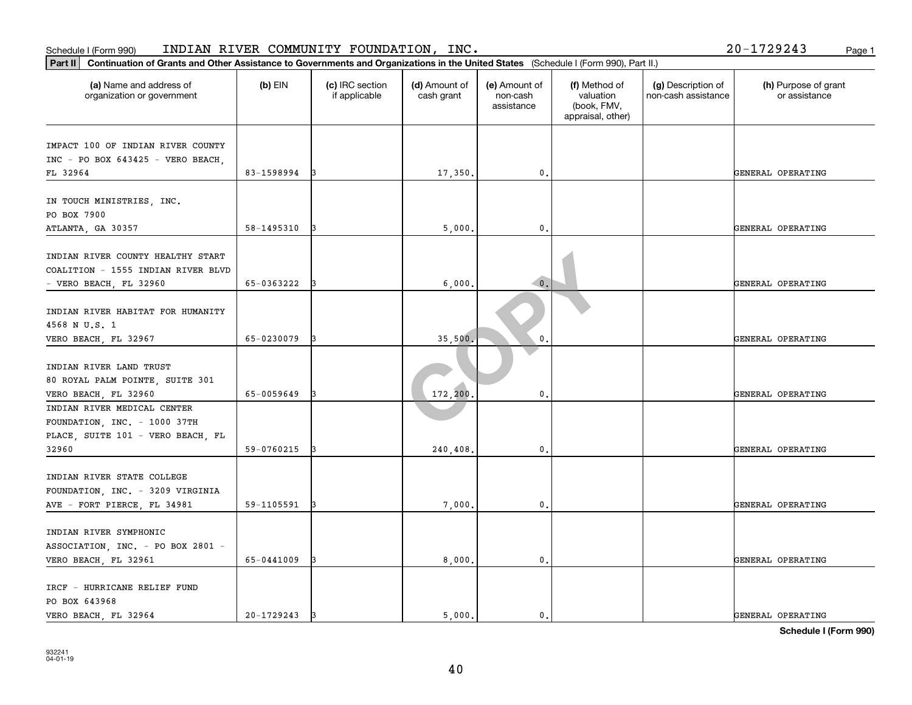Schedule I (Form 990) INDIAN RIVER COMMUNITY FOUNDATION, INC. 20-1729243

**Part II** **Continuation of Grants and Other Assistance to Governments and Organizations in the United States** (Schedule I (Form 990), Part II.)

| (a) Name and address of organization or government | (b) EIN | (c) IRC section if applicable | (d) Amount of cash grant | (e) Amount of non-cash assistance | (f) Method of valuation (book, FMV, appraisal, other) | (g) Description of non-cash assistance | (h) Purpose of grant or assistance |
|---|---|---|---|---|---|---|---|
| IMPACT 100 OF INDIAN RIVER COUNTY INC - PO BOX 643425 - VERO BEACH, FL 32964 | 83-1598994 | 3 | 17,350. | 0. | | | GENERAL OPERATING |
| IN TOUCH MINISTRIES, INC. PO BOX 7900 ATLANTA, GA 30357 | 58-1495310 | 3 | 5,000. | 0. | | | GENERAL OPERATING |
| INDIAN RIVER COUNTY HEALTHY START COALITION - 1555 INDIAN RIVER BLVD - VERO BEACH, FL 32960 | 65-0363222 | 3 | 6,000. | 0. | | | GENERAL OPERATING |
| INDIAN RIVER HABITAT FOR HUMANITY 4568 N U.S. 1 VERO BEACH, FL 32967 | 65-0230079 | 3 | 35,500. | 0. | | | GENERAL OPERATING |
| INDIAN RIVER LAND TRUST 80 ROYAL PALM POINTE, SUITE 301 VERO BEACH, FL 32960 | 65-0059649 | 3 | 172,200. | 0. | | | GENERAL OPERATING |
| INDIAN RIVER MEDICAL CENTER FOUNDATION, INC. - 1000 37TH PLACE, SUITE 101 - VERO BEACH, FL 32960 | 59-0760215 | 3 | 240,408. | 0. | | | GENERAL OPERATING |
| INDIAN RIVER STATE COLLEGE FOUNDATION, INC. - 3209 VIRGINIA AVE - FORT PIERCE, FL 34981 | 59-1105591 | 3 | 7,000. | 0. | | | GENERAL OPERATING |
| INDIAN RIVER SYMPHONIC ASSOCIATION, INC. - PO BOX 2801 - VERO BEACH, FL 32961 | 65-0441009 | 3 | 8,000. | 0. | | | GENERAL OPERATING |
| IRCF - HURRICANE RELIEF FUND PO BOX 643968 VERO BEACH, FL 32964 | 20-1729243 | 3 | 5,000. | 0. | | | GENERAL OPERATING |

**Schedule I (Form 990)**

932241
04-01-19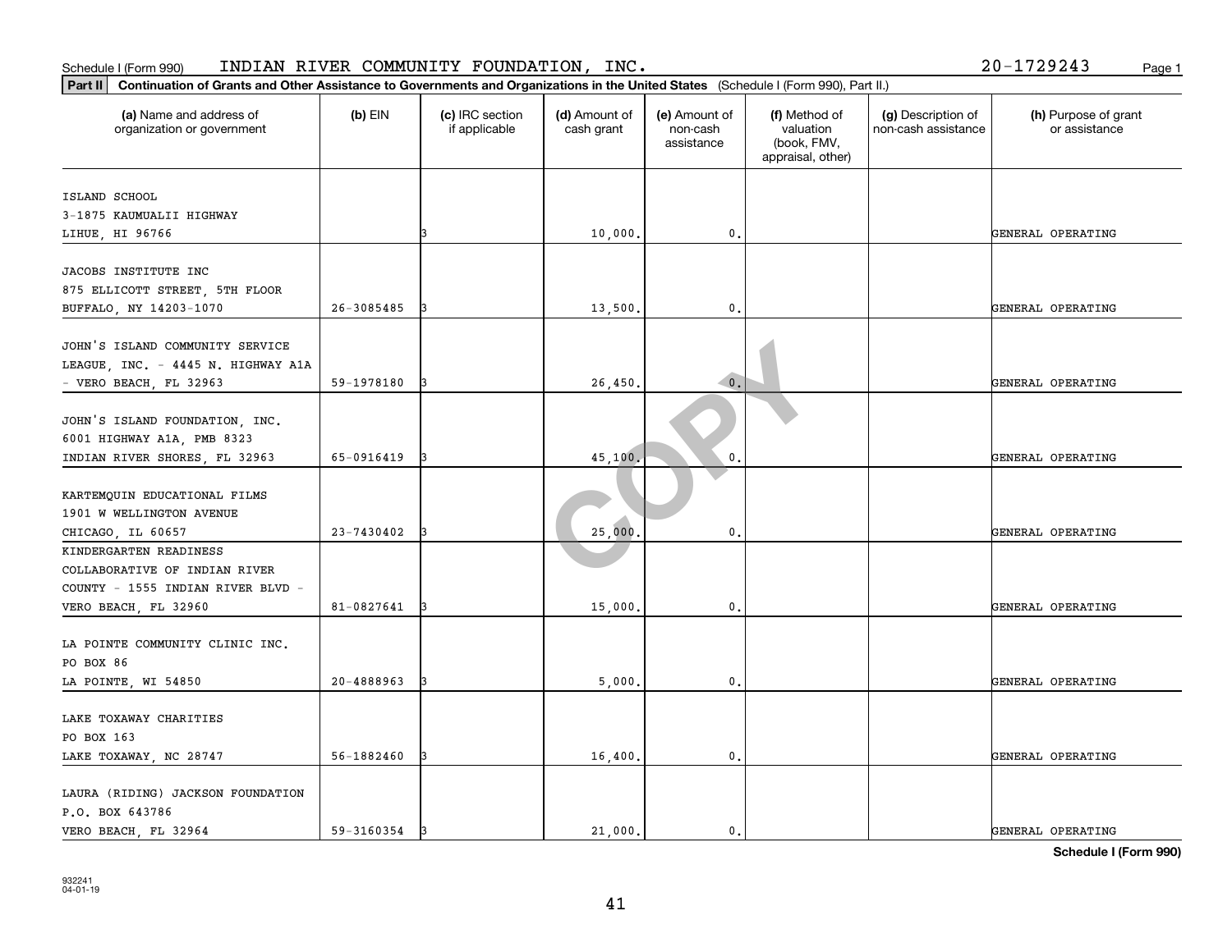Schedule I (Form 990) INDIAN RIVER COMMUNITY FOUNDATION, INC. 20-1729243

**Part II** **Continuation of Grants and Other Assistance to Governments and Organizations in the United States** (Schedule I (Form 990), Part II.)

| (a) Name and address of organization or government | (b) EIN | (c) IRC section if applicable | (d) Amount of cash grant | (e) Amount of non-cash assistance | (f) Method of valuation (book, FMV, appraisal, other) | (g) Description of non-cash assistance | (h) Purpose of grant or assistance |
|---|---|---|---|---|---|---|---|
| ISLAND SCHOOL 3-1875 KAUMUALII HIGHWAY LIHUE, HI 96766 | | 3 | 10,000. | 0. | | | GENERAL OPERATING |
| JACOBS INSTITUTE INC 875 ELLICOTT STREET, 5TH FLOOR BUFFALO, NY 14203-1070 | 26-3085485 | 3 | 13,500. | 0. | | | GENERAL OPERATING |
| JOHN'S ISLAND COMMUNITY SERVICE LEAGUE, INC. - 4445 N. HIGHWAY A1A - VERO BEACH, FL 32963 | 59-1978180 | 3 | 26,450. | 0. | | | GENERAL OPERATING |
| JOHN'S ISLAND FOUNDATION, INC. 6001 HIGHWAY A1A, PMB 8323 INDIAN RIVER SHORES, FL 32963 | 65-0916419 | 3 | 45,100. | 0. | | | GENERAL OPERATING |
| KARTEMQUIN EDUCATIONAL FILMS 1901 W WELLINGTON AVENUE CHICAGO, IL 60657 | 23-7430402 | 3 | 25,000. | 0. | | | GENERAL OPERATING |
| KINDERGARTEN READINESS COLLABORATIVE OF INDIAN RIVER COUNTY - 1555 INDIAN RIVER BLVD - VERO BEACH, FL 32960 | 81-0827641 | 3 | 15,000. | 0. | | | GENERAL OPERATING |
| LA POINTE COMMUNITY CLINIC INC. PO BOX 86 LA POINTE, WI 54850 | 20-4888963 | 3 | 5,000. | 0. | | | GENERAL OPERATING |
| LAKE TOXAWAY CHARITIES PO BOX 163 LAKE TOXAWAY, NC 28747 | 56-1882460 | 3 | 16,400. | 0. | | | GENERAL OPERATING |
| LAURA (RIDING) JACKSON FOUNDATION P.O. BOX 643786 VERO BEACH, FL 32964 | 59-3160354 | 3 | 21,000. | 0. | | | GENERAL OPERATING |

**Schedule I (Form 990)**

932241 04-01-19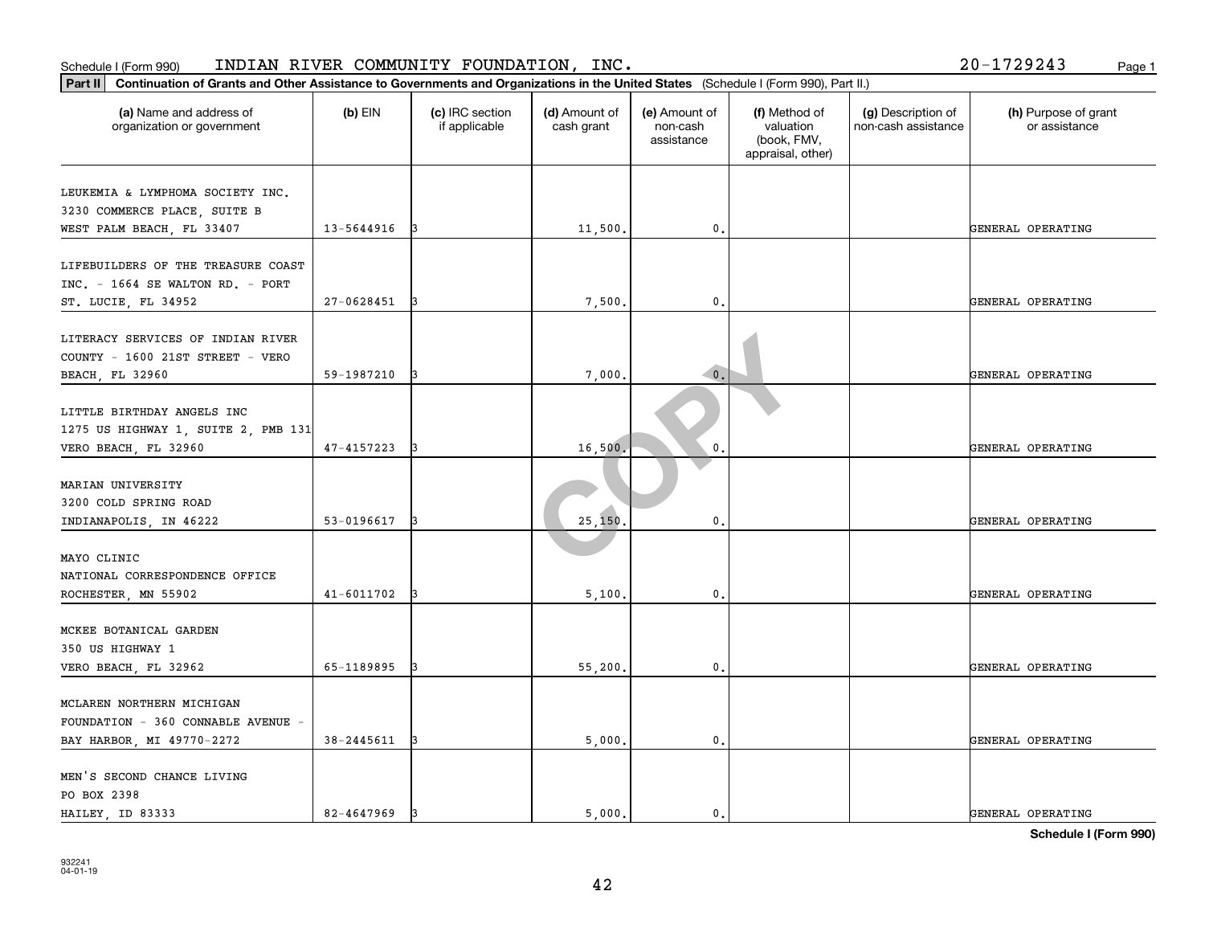Schedule I (Form 990) INDIAN RIVER COMMUNITY FOUNDATION, INC. 20-1729243

**Part II** **Continuation of Grants and Other Assistance to Governments and Organizations in the United States** (Schedule I (Form 990), Part II.)

| (a) Name and address of organization or government | (b) EIN | (c) IRC section if applicable | (d) Amount of cash grant | (e) Amount of non-cash assistance | (f) Method of valuation (book, FMV, appraisal, other) | (g) Description of non-cash assistance | (h) Purpose of grant or assistance |
|---|---|---|---|---|---|---|---|
| LEUKEMIA & LYMPHOMA SOCIETY INC. 3230 COMMERCE PLACE, SUITE B WEST PALM BEACH, FL 33407 | 13-5644916 | 3 | 11,500. | 0. | | | GENERAL OPERATING |
| LIFEBUILDERS OF THE TREASURE COAST INC. - 1664 SE WALTON RD. - PORT ST. LUCIE, FL 34952 | 27-0628451 | 3 | 7,500. | 0. | | | GENERAL OPERATING |
| LITERACY SERVICES OF INDIAN RIVER COUNTY - 1600 21ST STREET - VERO BEACH, FL 32960 | 59-1987210 | 3 | 7,000. | 0. | | | GENERAL OPERATING |
| LITTLE BIRTHDAY ANGELS INC 1275 US HIGHWAY 1, SUITE 2, PMB 131 VERO BEACH, FL 32960 | 47-4157223 | 3 | 16,500. | 0. | | | GENERAL OPERATING |
| MARIAN UNIVERSITY 3200 COLD SPRING ROAD INDIANAPOLIS, IN 46222 | 53-0196617 | 3 | 25,150. | 0. | | | GENERAL OPERATING |
| MAYO CLINIC NATIONAL CORRESPONDENCE OFFICE ROCHESTER, MN 55902 | 41-6011702 | 3 | 5,100. | 0. | | | GENERAL OPERATING |
| MCKEE BOTANICAL GARDEN 350 US HIGHWAY 1 VERO BEACH, FL 32962 | 65-1189895 | 3 | 55,200. | 0. | | | GENERAL OPERATING |
| MCLAREN NORTHERN MICHIGAN FOUNDATION - 360 CONNABLE AVENUE - BAY HARBOR, MI 49770-2272 | 38-2445611 | 3 | 5,000. | 0. | | | GENERAL OPERATING |
| MEN'S SECOND CHANCE LIVING PO BOX 2398 HAILEY, ID 83333 | 82-4647969 | 3 | 5,000. | 0. | | | GENERAL OPERATING |

**Schedule I (Form 990)**

932241
04-01-19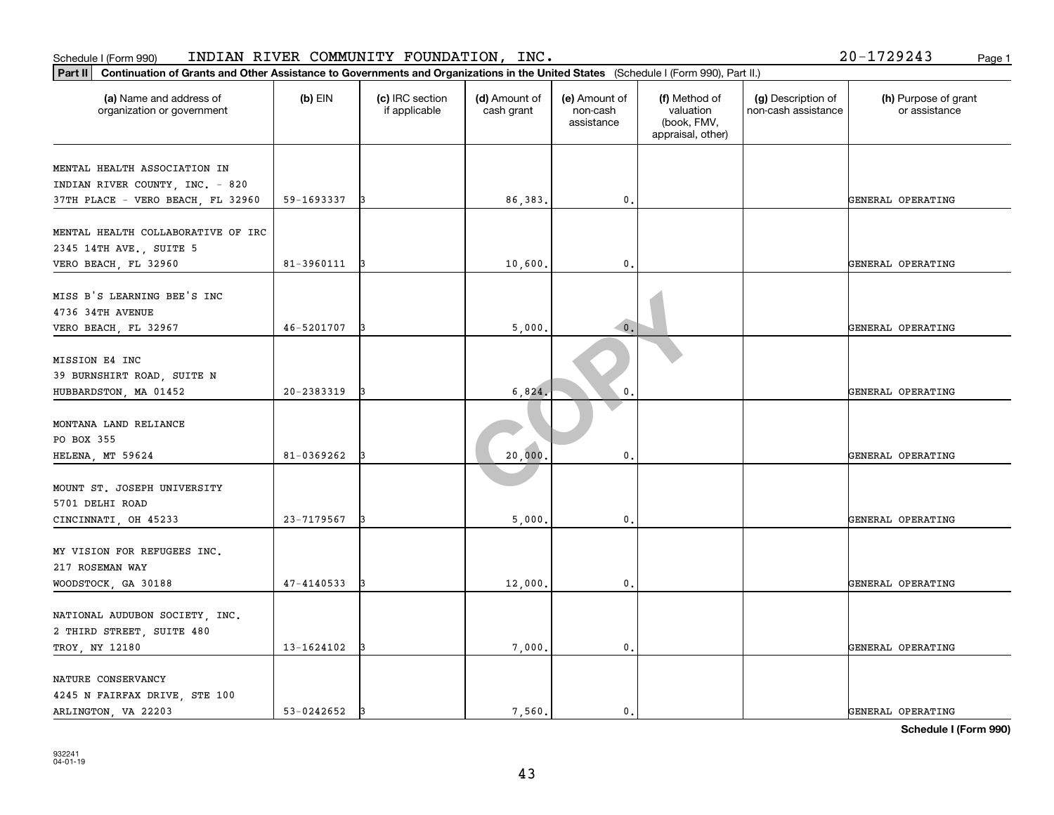Schedule I (Form 990) INDIAN RIVER COMMUNITY FOUNDATION, INC. 20-1729243

**Part II** **Continuation of Grants and Other Assistance to Governments and Organizations in the United States** (Schedule I (Form 990), Part II.)

| (a) Name and address of organization or government | (b) EIN | (c) IRC section if applicable | (d) Amount of cash grant | (e) Amount of non-cash assistance | (f) Method of valuation (book, FMV, appraisal, other) | (g) Description of non-cash assistance | (h) Purpose of grant or assistance |
|---|---|---|---|---|---|---|---|
| MENTAL HEALTH ASSOCIATION IN INDIAN RIVER COUNTY, INC. - 820 37TH PLACE - VERO BEACH, FL 32960 | 59-1693337 | 3 | 86,383. | 0. | | | GENERAL OPERATING |
| MENTAL HEALTH COLLABORATIVE OF IRC 2345 14TH AVE., SUITE 5 VERO BEACH, FL 32960 | 81-3960111 | 3 | 10,600. | 0. | | | GENERAL OPERATING |
| MISS B'S LEARNING BEE'S INC 4736 34TH AVENUE VERO BEACH, FL 32967 | 46-5201707 | 3 | 5,000. | 0. | | | GENERAL OPERATING |
| MISSION E4 INC 39 BURNSHIRT ROAD, SUITE N HUBBARDSTON, MA 01452 | 20-2383319 | 3 | 6,824. | 0. | | | GENERAL OPERATING |
| MONTANA LAND RELIANCE PO BOX 355 HELENA, MT 59624 | 81-0369262 | 3 | 20,000. | 0. | | | GENERAL OPERATING |
| MOUNT ST. JOSEPH UNIVERSITY 5701 DELHI ROAD CINCINNATI, OH 45233 | 23-7179567 | 3 | 5,000. | 0. | | | GENERAL OPERATING |
| MY VISION FOR REFUGEES INC. 217 ROSEMAN WAY WOODSTOCK, GA 30188 | 47-4140533 | 3 | 12,000. | 0. | | | GENERAL OPERATING |
| NATIONAL AUDUBON SOCIETY, INC. 2 THIRD STREET, SUITE 480 TROY, NY 12180 | 13-1624102 | 3 | 7,000. | 0. | | | GENERAL OPERATING |
| NATURE CONSERVANCY 4245 N FAIRFAX DRIVE, STE 100 ARLINGTON, VA 22203 | 53-0242652 | 3 | 7,560. | 0. | | | GENERAL OPERATING |

**Schedule I (Form 990)**

932241 04-01-19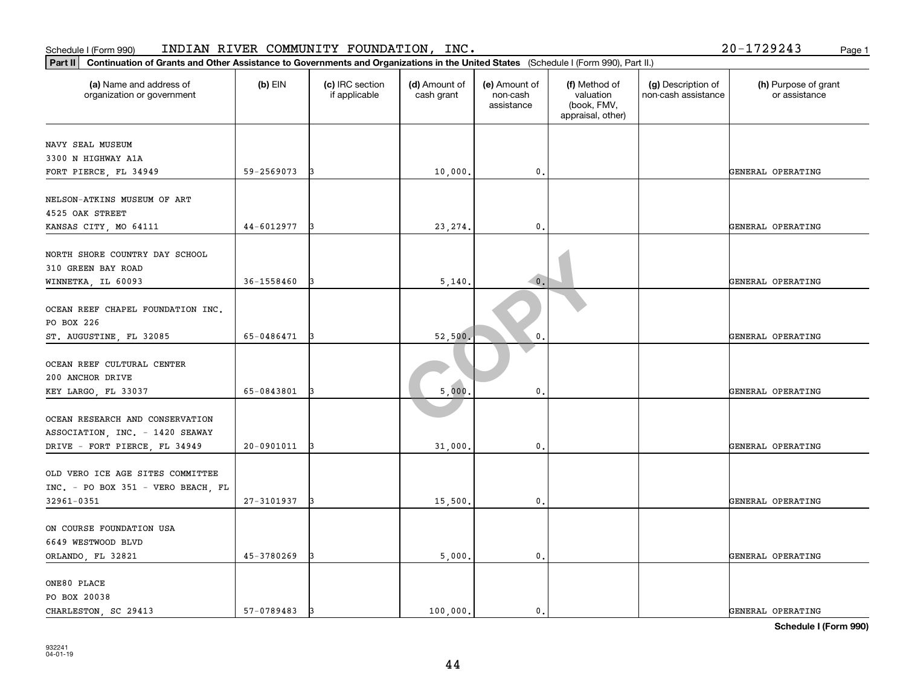Schedule I (Form 990) INDIAN RIVER COMMUNITY FOUNDATION, INC. 20-1729243

**Part II** **Continuation of Grants and Other Assistance to Governments and Organizations in the United States** (Schedule I (Form 990), Part II.)

| (a) Name and address of organization or government | (b) EIN | (c) IRC section if applicable | (d) Amount of cash grant | (e) Amount of non-cash assistance | (f) Method of valuation (book, FMV, appraisal, other) | (g) Description of non-cash assistance | (h) Purpose of grant or assistance |
|---|---|---|---|---|---|---|---|
| NAVY SEAL MUSEUM<br>3300 N HIGHWAY A1A<br>FORT PIERCE, FL 34949 | 59-2569073 | 3 | 10,000. | 0. | | | GENERAL OPERATING |
| NELSON-ATKINS MUSEUM OF ART<br>4525 OAK STREET<br>KANSAS CITY, MO 64111 | 44-6012977 | 3 | 23,274. | 0. | | | GENERAL OPERATING |
| NORTH SHORE COUNTRY DAY SCHOOL<br>310 GREEN BAY ROAD<br>WINNETKA, IL 60093 | 36-1558460 | 3 | 5,140. | 0. | | | GENERAL OPERATING |
| OCEAN REEF CHAPEL FOUNDATION INC.<br>PO BOX 226<br>ST. AUGUSTINE, FL 32085 | 65-0486471 | 3 | 52,500. | 0. | | | GENERAL OPERATING |
| OCEAN REEF CULTURAL CENTER<br>200 ANCHOR DRIVE<br>KEY LARGO, FL 33037 | 65-0843801 | 3 | 5,000. | 0. | | | GENERAL OPERATING |
| OCEAN RESEARCH AND CONSERVATION ASSOCIATION, INC. - 1420 SEAWAY DRIVE - FORT PIERCE, FL 34949 | 20-0901011 | 3 | 31,000. | 0. | | | GENERAL OPERATING |
| OLD VERO ICE AGE SITES COMMITTEE INC. - PO BOX 351 - VERO BEACH, FL 32961-0351 | 27-3101937 | 3 | 15,500. | 0. | | | GENERAL OPERATING |
| ON COURSE FOUNDATION USA<br>6649 WESTWOOD BLVD<br>ORLANDO, FL 32821 | 45-3780269 | 3 | 5,000. | 0. | | | GENERAL OPERATING |
| ONE80 PLACE<br>PO BOX 20038<br>CHARLESTON, SC 29413 | 57-0789483 | 3 | 100,000. | 0. | | | GENERAL OPERATING |

**Schedule I (Form 990)**

932241
04-01-19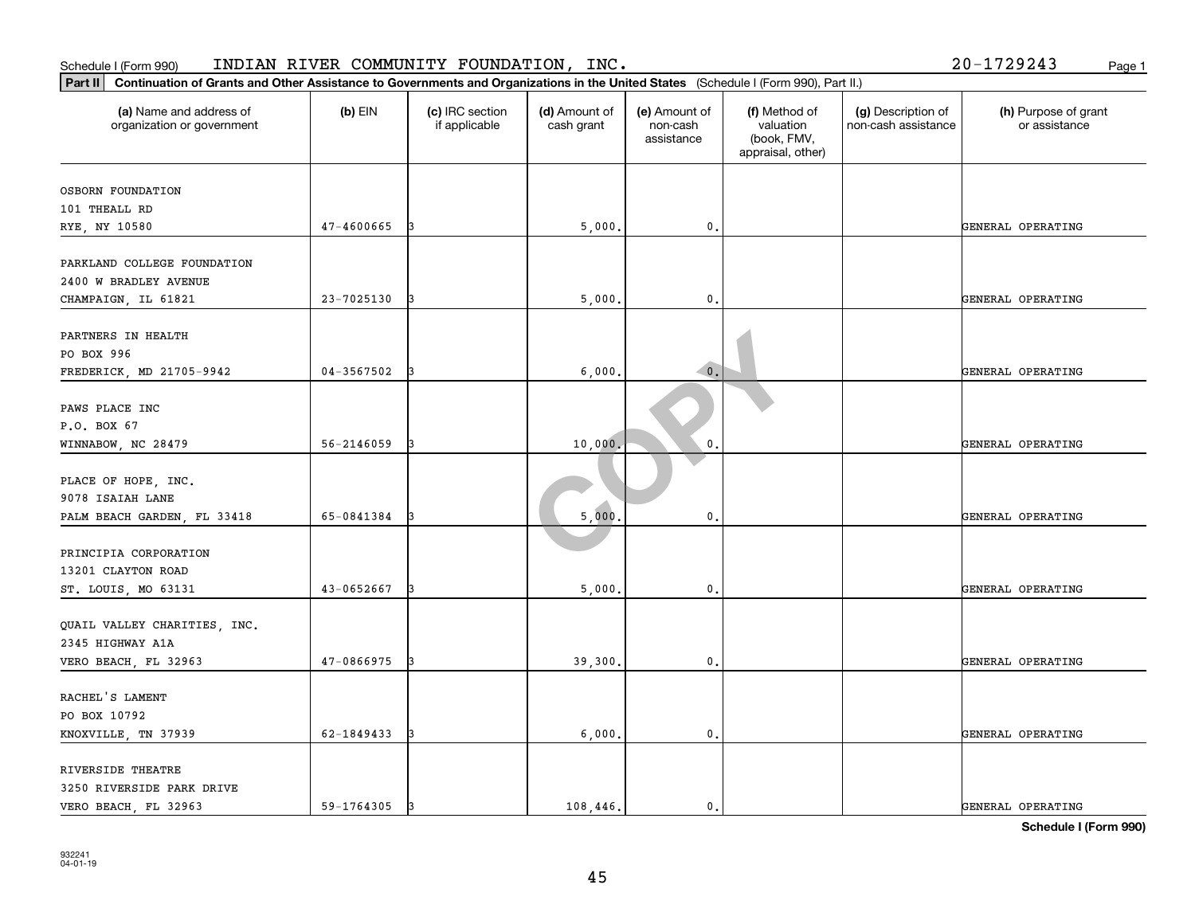Schedule I (Form 990) INDIAN RIVER COMMUNITY FOUNDATION, INC. 20-1729243

**Part II** **Continuation of Grants and Other Assistance to Governments and Organizations in the United States** (Schedule I (Form 990), Part II.)

| (a) Name and address of organization or government | (b) EIN | (c) IRC section if applicable | (d) Amount of cash grant | (e) Amount of non-cash assistance | (f) Method of valuation (book, FMV, appraisal, other) | (g) Description of non-cash assistance | (h) Purpose of grant or assistance |
|---|---|---|---|---|---|---|---|
| OSBORN FOUNDATION<br>101 THEALL RD<br>RYE, NY 10580 | 47-4600665 | 3 | 5,000. | 0. | | | GENERAL OPERATING |
| PARKLAND COLLEGE FOUNDATION<br>2400 W BRADLEY AVENUE<br>CHAMPAIGN, IL 61821 | 23-7025130 | 3 | 5,000. | 0. | | | GENERAL OPERATING |
| PARTNERS IN HEALTH<br>PO BOX 996<br>FREDERICK, MD 21705-9942 | 04-3567502 | 3 | 6,000. | 0. | | | GENERAL OPERATING |
| PAWS PLACE INC<br>P.O. BOX 67<br>WINNABOW, NC 28479 | 56-2146059 | 3 | 10,000. | 0. | | | GENERAL OPERATING |
| PLACE OF HOPE, INC.<br>9078 ISAIAH LANE<br>PALM BEACH GARDEN, FL 33418 | 65-0841384 | 3 | 5,000. | 0. | | | GENERAL OPERATING |
| PRINCIPIA CORPORATION<br>13201 CLAYTON ROAD<br>ST. LOUIS, MO 63131 | 43-0652667 | 3 | 5,000. | 0. | | | GENERAL OPERATING |
| QUAIL VALLEY CHARITIES, INC.<br>2345 HIGHWAY A1A<br>VERO BEACH, FL 32963 | 47-0866975 | 3 | 39,300. | 0. | | | GENERAL OPERATING |
| RACHEL'S LAMENT<br>PO BOX 10792<br>KNOXVILLE, TN 37939 | 62-1849433 | 3 | 6,000. | 0. | | | GENERAL OPERATING |
| RIVERSIDE THEATRE<br>3250 RIVERSIDE PARK DRIVE<br>VERO BEACH, FL 32963 | 59-1764305 | 3 | 108,446. | 0. | | | GENERAL OPERATING |

**Schedule I (Form 990)**

932241
04-01-19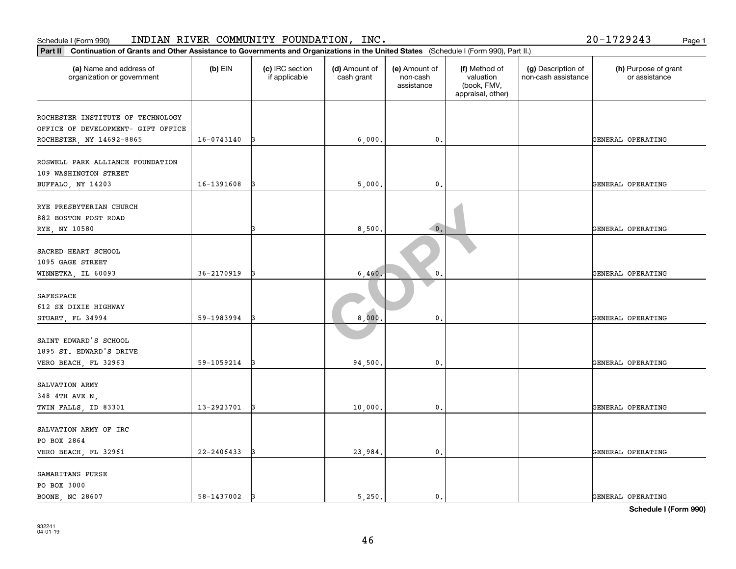Schedule I (Form 990) INDIAN RIVER COMMUNITY FOUNDATION, INC. 20-1729243

**Part II** **Continuation of Grants and Other Assistance to Governments and Organizations in the United States** (Schedule I (Form 990), Part II.)

| (a) Name and address of organization or government | (b) EIN | (c) IRC section if applicable | (d) Amount of cash grant | (e) Amount of non-cash assistance | (f) Method of valuation (book, FMV, appraisal, other) | (g) Description of non-cash assistance | (h) Purpose of grant or assistance |
|---|---|---|---|---|---|---|---|
| ROCHESTER INSTITUTE OF TECHNOLOGY<br>OFFICE OF DEVELOPMENT- GIFT OFFICE<br>ROCHESTER, NY 14692-8865 | 16-0743140 | 3 | 6,000. | 0. | | | GENERAL OPERATING |
| ROSWELL PARK ALLIANCE FOUNDATION<br>109 WASHINGTON STREET<br>BUFFALO, NY 14203 | 16-1391608 | 3 | 5,000. | 0. | | | GENERAL OPERATING |
| RYE PRESBYTERIAN CHURCH<br>882 BOSTON POST ROAD<br>RYE, NY 10580 | | 3 | 8,500. | 0. | | | GENERAL OPERATING |
| SACRED HEART SCHOOL<br>1095 GAGE STREET<br>WINNETKA, IL 60093 | 36-2170919 | 3 | 6,460. | 0. | | | GENERAL OPERATING |
| SAFESPACE<br>612 SE DIXIE HIGHWAY<br>STUART, FL 34994 | 59-1983994 | 3 | 8,000. | 0. | | | GENERAL OPERATING |
| SAINT EDWARD'S SCHOOL<br>1895 ST. EDWARD'S DRIVE<br>VERO BEACH, FL 32963 | 59-1059214 | 3 | 94,500. | 0. | | | GENERAL OPERATING |
| SALVATION ARMY<br>348 4TH AVE N,<br>TWIN FALLS, ID 83301 | 13-2923701 | 3 | 10,000. | 0. | | | GENERAL OPERATING |
| SALVATION ARMY OF IRC<br>PO BOX 2864<br>VERO BEACH, FL 32961 | 22-2406433 | 3 | 23,984. | 0. | | | GENERAL OPERATING |
| SAMARITANS PURSE<br>PO BOX 3000<br>BOONE, NC 28607 | 58-1437002 | 3 | 5,250. | 0. | | | GENERAL OPERATING |

**Schedule I (Form 990)**

932241
04-01-19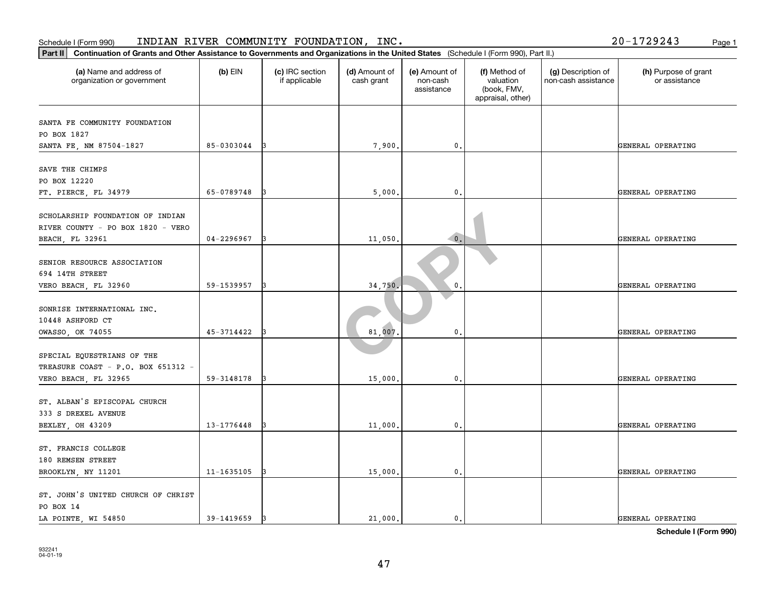Schedule I (Form 990) INDIAN RIVER COMMUNITY FOUNDATION, INC. 20-1729243

**Part II Continuation of Grants and Other Assistance to Governments and Organizations in the United States** (Schedule I (Form 990), Part II.)

| (a) Name and address of organization or government | (b) EIN | (c) IRC section if applicable | (d) Amount of cash grant | (e) Amount of non-cash assistance | (f) Method of valuation (book, FMV, appraisal, other) | (g) Description of non-cash assistance | (h) Purpose of grant or assistance |
|---|---|---|---|---|---|---|---|
| SANTA FE COMMUNITY FOUNDATION PO BOX 1827 SANTA FE, NM 87504-1827 | 85-0303044 | 3 | 7,900. | 0. | | | GENERAL OPERATING |
| SAVE THE CHIMPS PO BOX 12220 FT. PIERCE, FL 34979 | 65-0789748 | 3 | 5,000. | 0. | | | GENERAL OPERATING |
| SCHOLARSHIP FOUNDATION OF INDIAN RIVER COUNTY - PO BOX 1820 - VERO BEACH, FL 32961 | 04-2296967 | 3 | 11,050. | 0. | | | GENERAL OPERATING |
| SENIOR RESOURCE ASSOCIATION 694 14TH STREET VERO BEACH, FL 32960 | 59-1539957 | 3 | 34,750. | 0. | | | GENERAL OPERATING |
| SONRISE INTERNATIONAL INC. 10448 ASHFORD CT OWASSO, OK 74055 | 45-3714422 | 3 | 81,007. | 0. | | | GENERAL OPERATING |
| SPECIAL EQUESTRIANS OF THE TREASURE COAST - P.O. BOX 651312 - VERO BEACH, FL 32965 | 59-3148178 | 3 | 15,000. | 0. | | | GENERAL OPERATING |
| ST. ALBAN'S EPISCOPAL CHURCH 333 S DREXEL AVENUE BEXLEY, OH 43209 | 13-1776448 | 3 | 11,000. | 0. | | | GENERAL OPERATING |
| ST. FRANCIS COLLEGE 180 REMSEN STREET BROOKLYN, NY 11201 | 11-1635105 | 3 | 15,000. | 0. | | | GENERAL OPERATING |
| ST. JOHN'S UNITED CHURCH OF CHRIST PO BOX 14 LA POINTE, WI 54850 | 39-1419659 | 3 | 21,000. | 0. | | | GENERAL OPERATING |

**Schedule I (Form 990)**

932241
04-01-19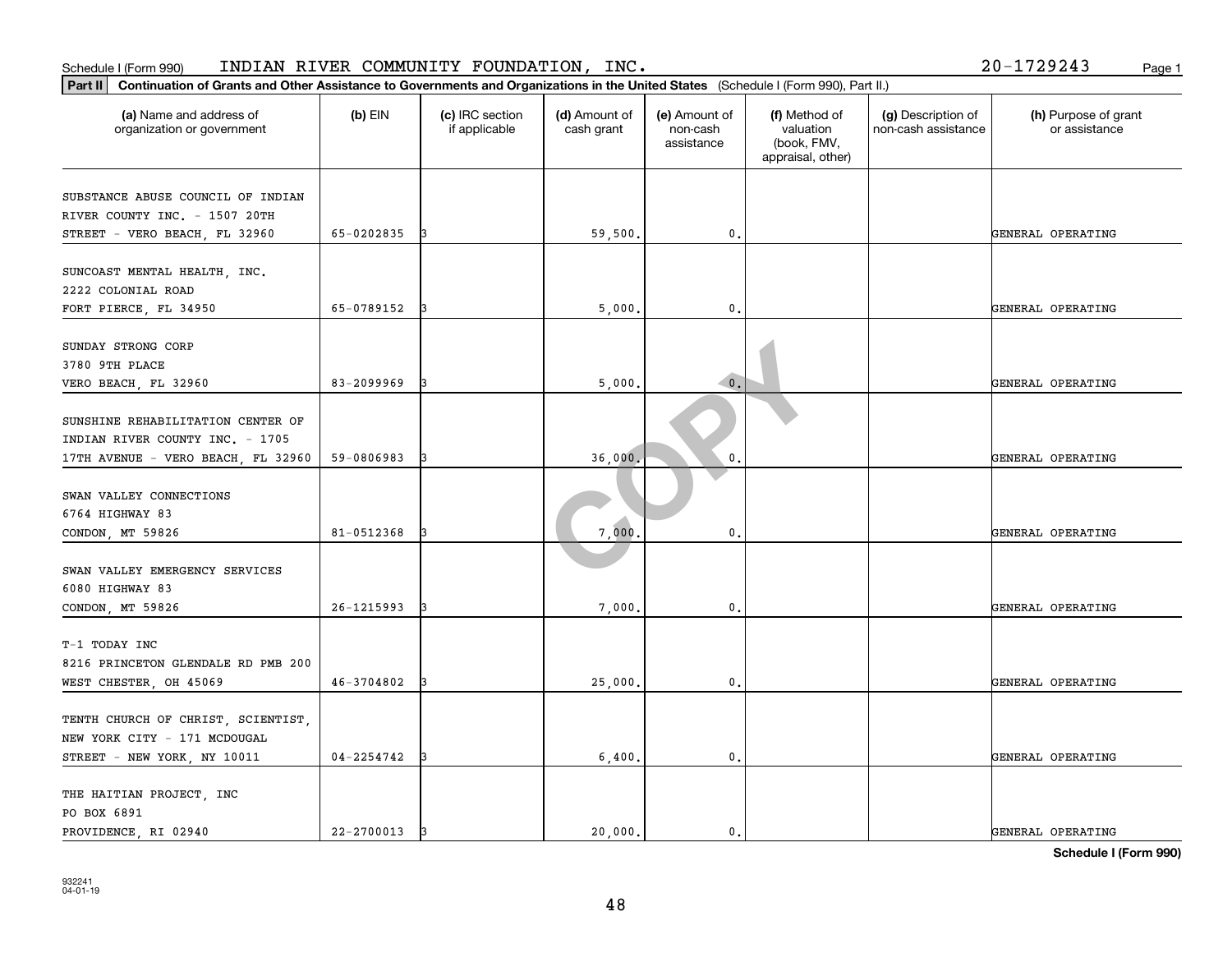Schedule I (Form 990) INDIAN RIVER COMMUNITY FOUNDATION, INC. 20-1729243

**Part II** **Continuation of Grants and Other Assistance to Governments and Organizations in the United States** (Schedule I (Form 990), Part II.)

| (a) Name and address of organization or government | (b) EIN | (c) IRC section if applicable | (d) Amount of cash grant | (e) Amount of non-cash assistance | (f) Method of valuation (book, FMV, appraisal, other) | (g) Description of non-cash assistance | (h) Purpose of grant or assistance |
|---|---|---|---|---|---|---|---|
| SUBSTANCE ABUSE COUNCIL OF INDIAN RIVER COUNTY INC. - 1507 20TH STREET - VERO BEACH, FL 32960 | 65-0202835 | 3 | 59,500. | 0. | | | GENERAL OPERATING |
| SUNCOAST MENTAL HEALTH, INC. 2222 COLONIAL ROAD FORT PIERCE, FL 34950 | 65-0789152 | 3 | 5,000. | 0. | | | GENERAL OPERATING |
| SUNDAY STRONG CORP 3780 9TH PLACE VERO BEACH, FL 32960 | 83-2099969 | 3 | 5,000. | 0. | | | GENERAL OPERATING |
| SUNSHINE REHABILITATION CENTER OF INDIAN RIVER COUNTY INC. - 1705 17TH AVENUE - VERO BEACH, FL 32960 | 59-0806983 | 3 | 36,000. | 0. | | | GENERAL OPERATING |
| SWAN VALLEY CONNECTIONS 6764 HIGHWAY 83 CONDON, MT 59826 | 81-0512368 | 3 | 7,000. | 0. | | | GENERAL OPERATING |
| SWAN VALLEY EMERGENCY SERVICES 6080 HIGHWAY 83 CONDON, MT 59826 | 26-1215993 | 3 | 7,000. | 0. | | | GENERAL OPERATING |
| T-1 TODAY INC 8216 PRINCETON GLENDALE RD PMB 200 WEST CHESTER, OH 45069 | 46-3704802 | 3 | 25,000. | 0. | | | GENERAL OPERATING |
| TENTH CHURCH OF CHRIST, SCIENTIST, NEW YORK CITY - 171 MCDOUGAL STREET - NEW YORK, NY 10011 | 04-2254742 | 3 | 6,400. | 0. | | | GENERAL OPERATING |
| THE HAITIAN PROJECT, INC PO BOX 6891 PROVIDENCE, RI 02940 | 22-2700013 | 3 | 20,000. | 0. | | | GENERAL OPERATING |

**Schedule I (Form 990)**

932241
04-01-19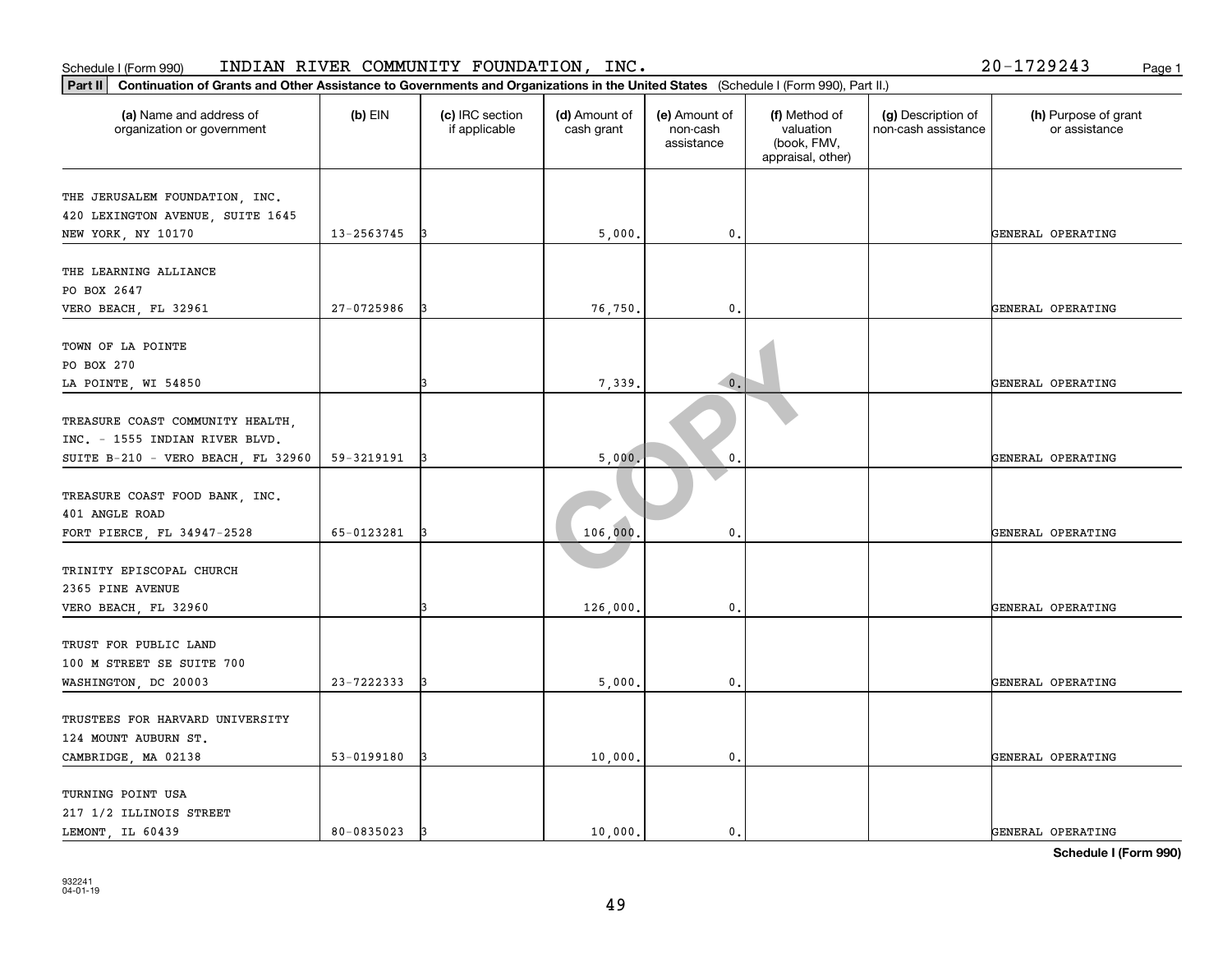Schedule I (Form 990) INDIAN RIVER COMMUNITY FOUNDATION, INC. 20-1729243

**Part II Continuation of Grants and Other Assistance to Governments and Organizations in the United States** (Schedule I (Form 990), Part II.)

| (a) Name and address of organization or government | (b) EIN | (c) IRC section if applicable | (d) Amount of cash grant | (e) Amount of non-cash assistance | (f) Method of valuation (book, FMV, appraisal, other) | (g) Description of non-cash assistance | (h) Purpose of grant or assistance |
|---|---|---|---|---|---|---|---|
| THE JERUSALEM FOUNDATION, INC. 420 LEXINGTON AVENUE, SUITE 1645 NEW YORK, NY 10170 | 13-2563745 | 3 | 5,000. | 0. | | | GENERAL OPERATING |
| THE LEARNING ALLIANCE PO BOX 2647 VERO BEACH, FL 32961 | 27-0725986 | 3 | 76,750. | 0. | | | GENERAL OPERATING |
| TOWN OF LA POINTE PO BOX 270 LA POINTE, WI 54850 | | 3 | 7,339. | 0. | | | GENERAL OPERATING |
| TREASURE COAST COMMUNITY HEALTH, INC. - 1555 INDIAN RIVER BLVD. SUITE B-210 - VERO BEACH, FL 32960 | 59-3219191 | 3 | 5,000. | 0. | | | GENERAL OPERATING |
| TREASURE COAST FOOD BANK, INC. 401 ANGLE ROAD FORT PIERCE, FL 34947-2528 | 65-0123281 | 3 | 106,000. | 0. | | | GENERAL OPERATING |
| TRINITY EPISCOPAL CHURCH 2365 PINE AVENUE VERO BEACH, FL 32960 | | 3 | 126,000. | 0. | | | GENERAL OPERATING |
| TRUST FOR PUBLIC LAND 100 M STREET SE SUITE 700 WASHINGTON, DC 20003 | 23-7222333 | 3 | 5,000. | 0. | | | GENERAL OPERATING |
| TRUSTEES FOR HARVARD UNIVERSITY 124 MOUNT AUBURN ST. CAMBRIDGE, MA 02138 | 53-0199180 | 3 | 10,000. | 0. | | | GENERAL OPERATING |
| TURNING POINT USA 217 1/2 ILLINOIS STREET LEMONT, IL 60439 | 80-0835023 | 3 | 10,000. | 0. | | | GENERAL OPERATING |

**Schedule I (Form 990)**

932241 04-01-19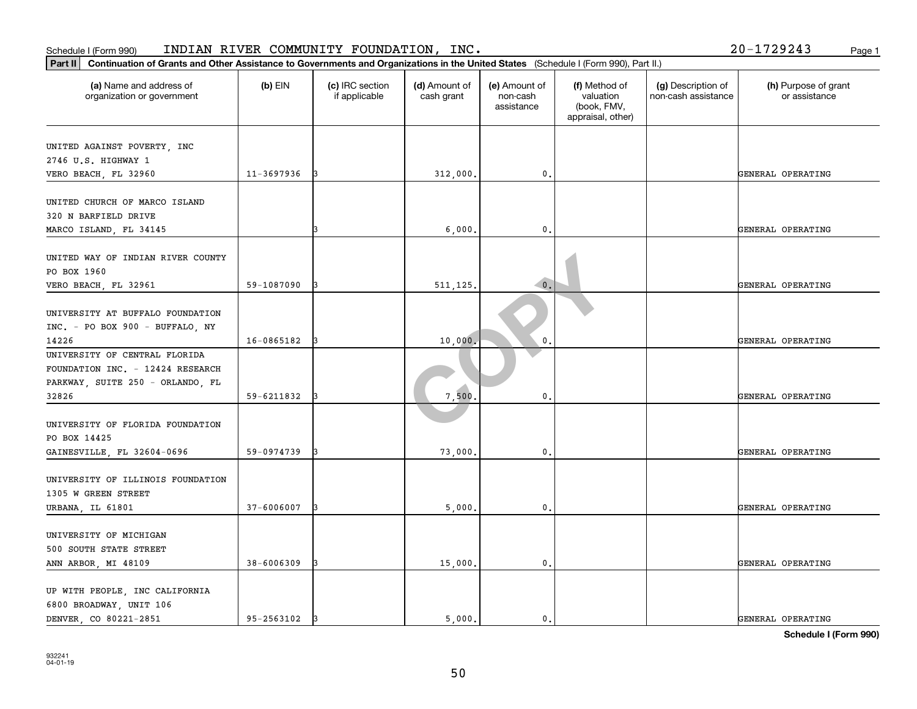Schedule I (Form 990) INDIAN RIVER COMMUNITY FOUNDATION, INC. 20-1729243

**Part II Continuation of Grants and Other Assistance to Governments and Organizations in the United States** (Schedule I (Form 990), Part II.)

| (a) Name and address of organization or government | (b) EIN | (c) IRC section if applicable | (d) Amount of cash grant | (e) Amount of non-cash assistance | (f) Method of valuation (book, FMV, appraisal, other) | (g) Description of non-cash assistance | (h) Purpose of grant or assistance |
|---|---|---|---|---|---|---|---|
| UNITED AGAINST POVERTY, INC 2746 U.S. HIGHWAY 1 VERO BEACH, FL 32960 | 11-3697936 | 3 | 312,000. | 0. | | | GENERAL OPERATING |
| UNITED CHURCH OF MARCO ISLAND 320 N BARFIELD DRIVE MARCO ISLAND, FL 34145 | | 3 | 6,000. | 0. | | | GENERAL OPERATING |
| UNITED WAY OF INDIAN RIVER COUNTY PO BOX 1960 VERO BEACH, FL 32961 | 59-1087090 | 3 | 511,125. | 0. | | | GENERAL OPERATING |
| UNIVERSITY AT BUFFALO FOUNDATION INC. - PO BOX 900 - BUFFALO, NY 14226 | 16-0865182 | 3 | 10,000. | 0. | | | GENERAL OPERATING |
| UNIVERSITY OF CENTRAL FLORIDA FOUNDATION INC. - 12424 RESEARCH PARKWAY, SUITE 250 - ORLANDO, FL 32826 | 59-6211832 | 3 | 7,500. | 0. | | | GENERAL OPERATING |
| UNIVERSITY OF FLORIDA FOUNDATION PO BOX 14425 GAINESVILLE, FL 32604-0696 | 59-0974739 | 3 | 73,000. | 0. | | | GENERAL OPERATING |
| UNIVERSITY OF ILLINOIS FOUNDATION 1305 W GREEN STREET URBANA, IL 61801 | 37-6006007 | 3 | 5,000. | 0. | | | GENERAL OPERATING |
| UNIVERSITY OF MICHIGAN 500 SOUTH STATE STREET ANN ARBOR, MI 48109 | 38-6006309 | 3 | 15,000. | 0. | | | GENERAL OPERATING |
| UP WITH PEOPLE, INC CALIFORNIA 6800 BROADWAY, UNIT 106 DENVER, CO 80221-2851 | 95-2563102 | 3 | 5,000. | 0. | | | GENERAL OPERATING |

**Schedule I (Form 990)**

932241 04-01-19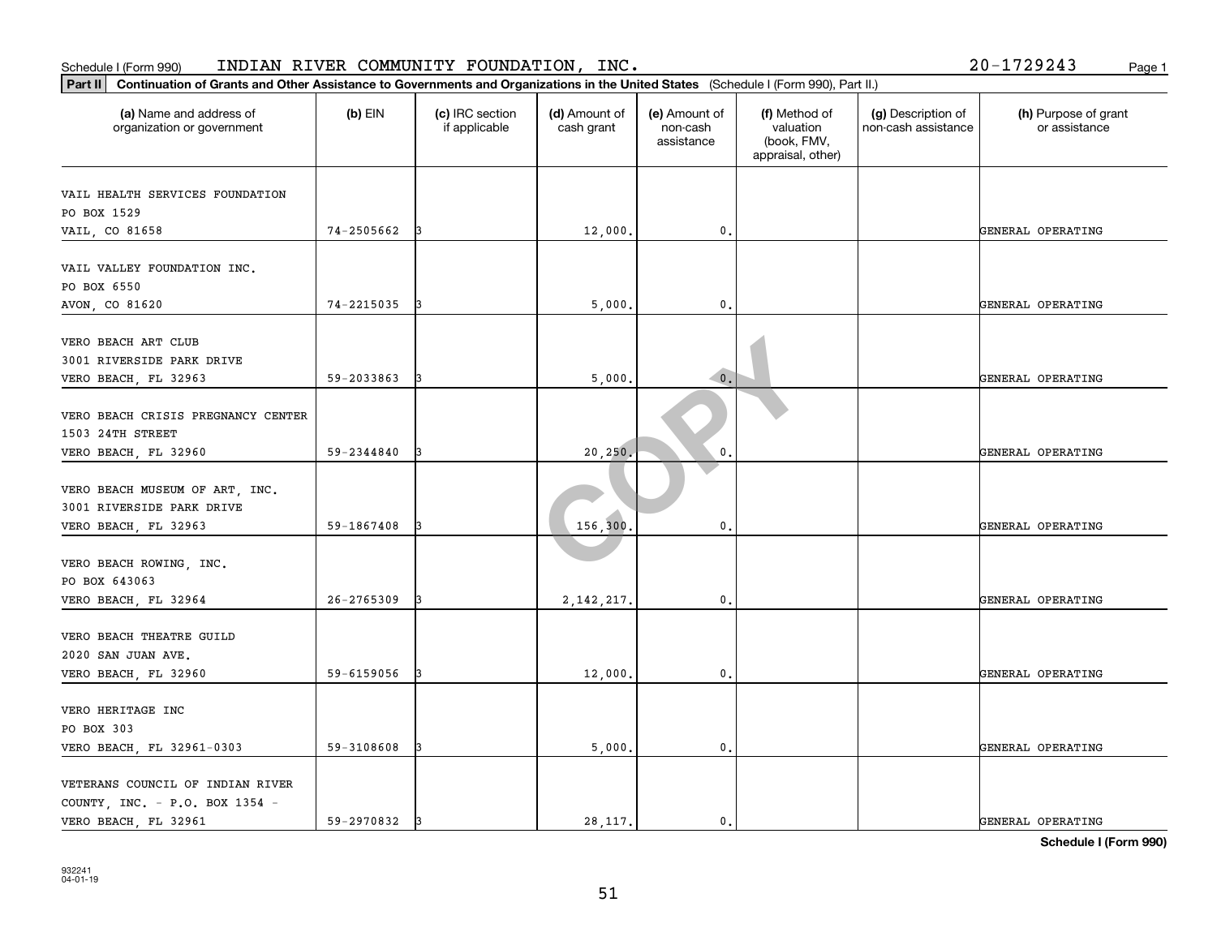Schedule I (Form 990) INDIAN RIVER COMMUNITY FOUNDATION, INC. 20-1729243

**Part II** **Continuation of Grants and Other Assistance to Governments and Organizations in the United States** (Schedule I (Form 990), Part II.)

| (a) Name and address of organization or government | (b) EIN | (c) IRC section if applicable | (d) Amount of cash grant | (e) Amount of non-cash assistance | (f) Method of valuation (book, FMV, appraisal, other) | (g) Description of non-cash assistance | (h) Purpose of grant or assistance |
|---|---|---|---|---|---|---|---|
| VAIL HEALTH SERVICES FOUNDATION<br>PO BOX 1529<br>VAIL, CO 81658 | 74-2505662 | 3 | 12,000. | 0. | | | GENERAL OPERATING |
| VAIL VALLEY FOUNDATION INC.<br>PO BOX 6550<br>AVON, CO 81620 | 74-2215035 | 3 | 5,000. | 0. | | | GENERAL OPERATING |
| VERO BEACH ART CLUB<br>3001 RIVERSIDE PARK DRIVE<br>VERO BEACH, FL 32963 | 59-2033863 | 3 | 5,000. | 0. | | | GENERAL OPERATING |
| VERO BEACH CRISIS PREGNANCY CENTER<br>1503 24TH STREET<br>VERO BEACH, FL 32960 | 59-2344840 | 3 | 20,250. | 0. | | | GENERAL OPERATING |
| VERO BEACH MUSEUM OF ART, INC.<br>3001 RIVERSIDE PARK DRIVE<br>VERO BEACH, FL 32963 | 59-1867408 | 3 | 156,300. | 0. | | | GENERAL OPERATING |
| VERO BEACH ROWING, INC.<br>PO BOX 643063<br>VERO BEACH, FL 32964 | 26-2765309 | 3 | 2,142,217. | 0. | | | GENERAL OPERATING |
| VERO BEACH THEATRE GUILD<br>2020 SAN JUAN AVE.<br>VERO BEACH, FL 32960 | 59-6159056 | 3 | 12,000. | 0. | | | GENERAL OPERATING |
| VERO HERITAGE INC<br>PO BOX 303<br>VERO BEACH, FL 32961-0303 | 59-3108608 | 3 | 5,000. | 0. | | | GENERAL OPERATING |
| VETERANS COUNCIL OF INDIAN RIVER COUNTY, INC. - P.O. BOX 1354 -<br>VERO BEACH, FL 32961 | 59-2970832 | 3 | 28,117. | 0. | | | GENERAL OPERATING |

**Schedule I (Form 990)**

932241
04-01-19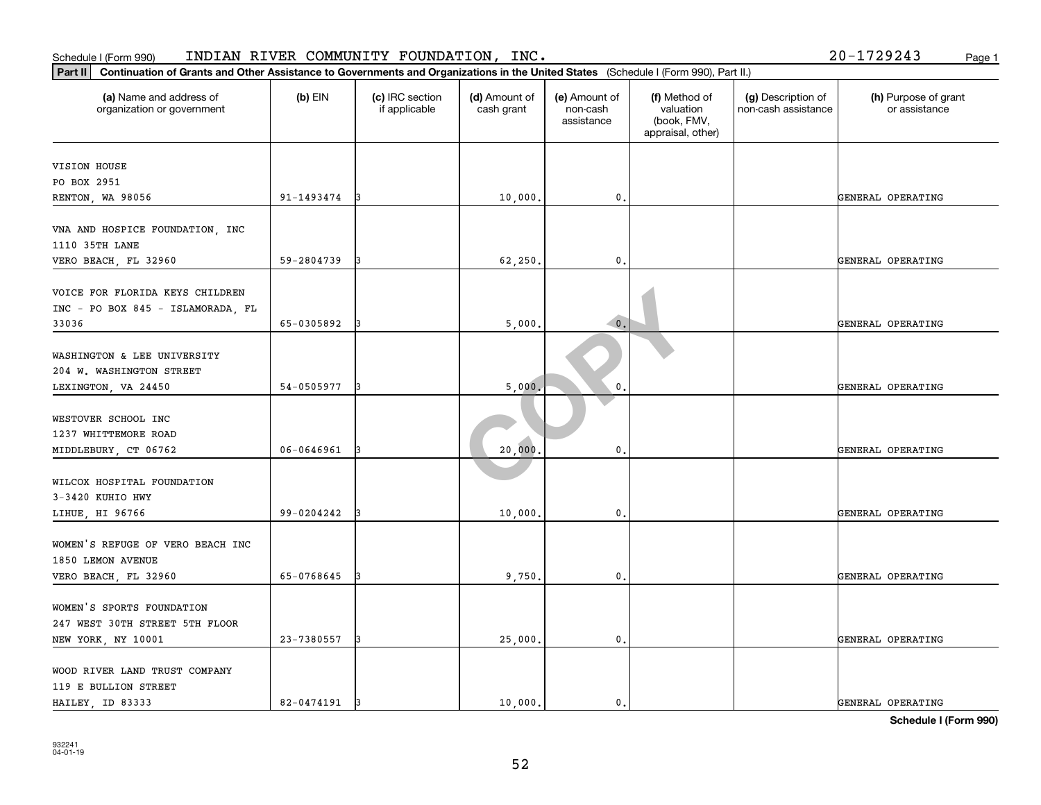Schedule I (Form 990) INDIAN RIVER COMMUNITY FOUNDATION, INC. 20-1729243

**Part II** **Continuation of Grants and Other Assistance to Governments and Organizations in the United States** (Schedule I (Form 990), Part II.)

| (a) Name and address of organization or government | (b) EIN | (c) IRC section if applicable | (d) Amount of cash grant | (e) Amount of non-cash assistance | (f) Method of valuation (book, FMV, appraisal, other) | (g) Description of non-cash assistance | (h) Purpose of grant or assistance |
|---|---|---|---|---|---|---|---|
| VISION HOUSE<br>PO BOX 2951<br>RENTON, WA 98056 | 91-1493474 | 3 | 10,000. | 0. | | | GENERAL OPERATING |
| VNA AND HOSPICE FOUNDATION, INC<br>1110 35TH LANE<br>VERO BEACH, FL 32960 | 59-2804739 | 3 | 62,250. | 0. | | | GENERAL OPERATING |
| VOICE FOR FLORIDA KEYS CHILDREN<br>INC - PO BOX 845 - ISLAMORADA, FL<br>33036 | 65-0305892 | 3 | 5,000. | 0. | | | GENERAL OPERATING |
| WASHINGTON & LEE UNIVERSITY<br>204 W. WASHINGTON STREET<br>LEXINGTON, VA 24450 | 54-0505977 | 3 | 5,000. | 0. | | | GENERAL OPERATING |
| WESTOVER SCHOOL INC<br>1237 WHITTEMORE ROAD<br>MIDDLEBURY, CT 06762 | 06-0646961 | 3 | 20,000. | 0. | | | GENERAL OPERATING |
| WILCOX HOSPITAL FOUNDATION<br>3-3420 KUHIO HWY<br>LIHUE, HI 96766 | 99-0204242 | 3 | 10,000. | 0. | | | GENERAL OPERATING |
| WOMEN'S REFUGE OF VERO BEACH INC<br>1850 LEMON AVENUE<br>VERO BEACH, FL 32960 | 65-0768645 | 3 | 9,750. | 0. | | | GENERAL OPERATING |
| WOMEN'S SPORTS FOUNDATION<br>247 WEST 30TH STREET 5TH FLOOR<br>NEW YORK, NY 10001 | 23-7380557 | 3 | 25,000. | 0. | | | GENERAL OPERATING |
| WOOD RIVER LAND TRUST COMPANY<br>119 E BULLION STREET<br>HAILEY, ID 83333 | 82-0474191 | 3 | 10,000. | 0. | | | GENERAL OPERATING |

**Schedule I (Form 990)**

932241
04-01-19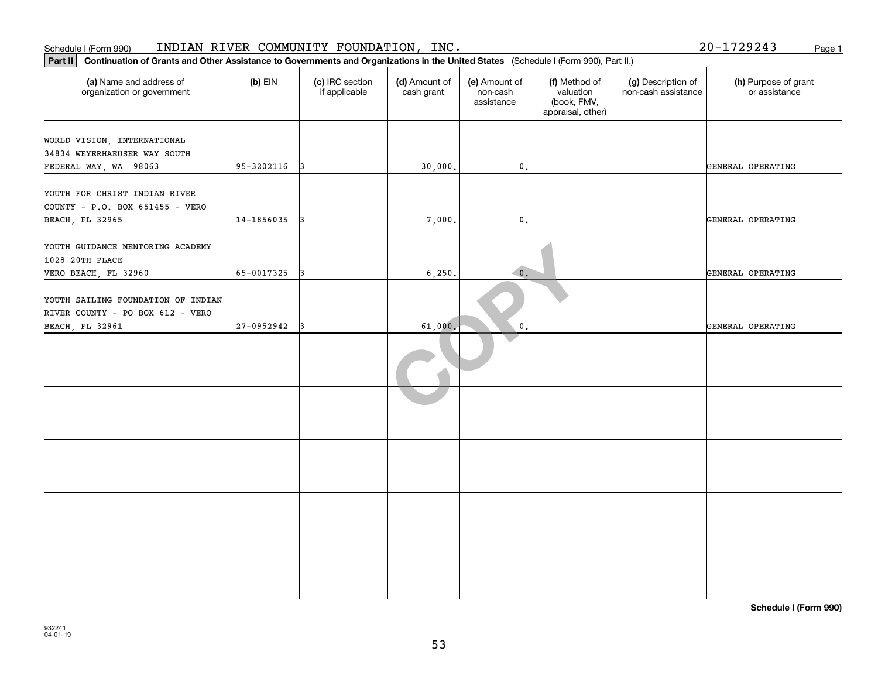Schedule I (Form 990) INDIAN RIVER COMMUNITY FOUNDATION, INC. 20-1729243

**Part II** **Continuation of Grants and Other Assistance to Governments and Organizations in the United States** (Schedule I (Form 990), Part II.)

| (a) Name and address of organization or government | (b) EIN | (c) IRC section if applicable | (d) Amount of cash grant | (e) Amount of non-cash assistance | (f) Method of valuation (book, FMV, appraisal, other) | (g) Description of non-cash assistance | (h) Purpose of grant or assistance |
|---|---|---|---|---|---|---|---|
| WORLD VISION, INTERNATIONAL 34834 WEYERHAEUSER WAY SOUTH FEDERAL WAY, WA 98063 | 95-3202116 | 3 | 30,000. | 0. | | | GENERAL OPERATING |
| YOUTH FOR CHRIST INDIAN RIVER COUNTY - P.O. BOX 651455 - VERO BEACH, FL 32965 | 14-1856035 | 3 | 7,000. | 0. | | | GENERAL OPERATING |
| YOUTH GUIDANCE MENTORING ACADEMY 1028 20TH PLACE VERO BEACH, FL 32960 | 65-0017325 | 3 | 6,250. | 0. | | | GENERAL OPERATING |
| YOUTH SAILING FOUNDATION OF INDIAN RIVER COUNTY - PO BOX 612 - VERO BEACH, FL 32961 | 27-0952942 | 3 | 61,000. | 0. | | | GENERAL OPERATING |
| | | | | | | | |
| | | | | | | | |
| | | | | | | | |
| | | | | | | | |
| | | | | | | | |

**Schedule I (Form 990)**

932241 04-01-19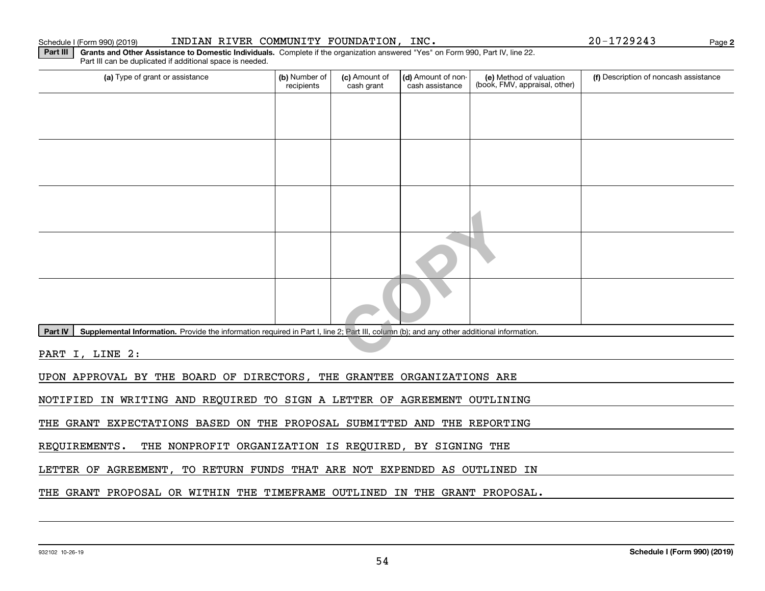Schedule I (Form 990) (2019) INDIAN RIVER COMMUNITY FOUNDATION, INC. 20-1729243

**Part III** **Grants and Other Assistance to Domestic Individuals.** Complete if the organization answered "Yes" on Form 990, Part IV, line 22. Part III can be duplicated if additional space is needed.

| (a) Type of grant or assistance | (b) Number of recipients | (c) Amount of cash grant | (d) Amount of non-cash assistance | (e) Method of valuation (book, FMV, appraisal, other) | (f) Description of noncash assistance |
|---|---|---|---|---|---|
| | | | | | |
| | | | | | |
| | | | | | |
| | | | | | |
| | | | | | |

**Part IV** **Supplemental Information.** Provide the information required in Part I, line 2; Part III, column (b); and any other additional information.

PART I, LINE 2:

UPON APPROVAL BY THE BOARD OF DIRECTORS, THE GRANTEE ORGANIZATIONS ARE NOTIFIED IN WRITING AND REQUIRED TO SIGN A LETTER OF AGREEMENT OUTLINING THE GRANT EXPECTATIONS BASED ON THE PROPOSAL SUBMITTED AND THE REPORTING REQUIREMENTS. THE NONPROFIT ORGANIZATION IS REQUIRED, BY SIGNING THE LETTER OF AGREEMENT, TO RETURN FUNDS THAT ARE NOT EXPENDED AS OUTLINED IN THE GRANT PROPOSAL OR WITHIN THE TIMEFRAME OUTLINED IN THE GRANT PROPOSAL.

932102 10-26-19 **Schedule I (Form 990) (2019)**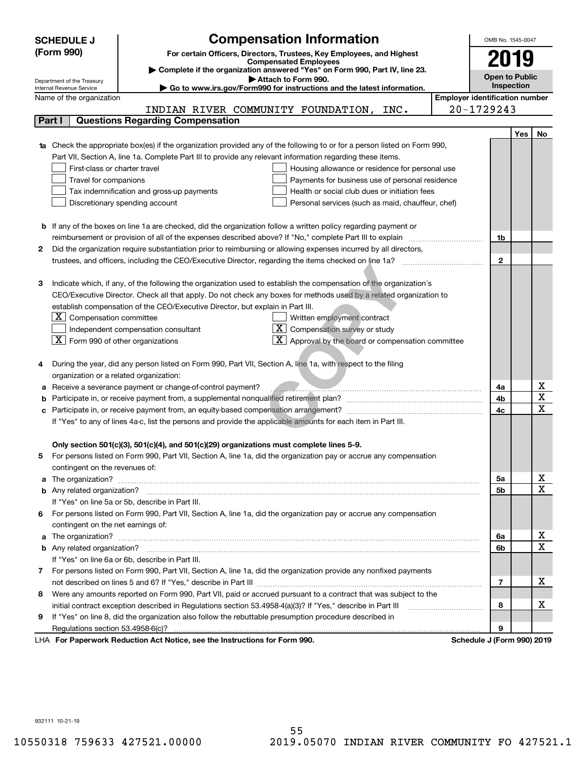**SCHEDULE J (Form 990)**

Department of the Treasury
Internal Revenue Service

# Compensation Information

**For certain Officers, Directors, Trustees, Key Employees, and Highest Compensated Employees**

▶ Complete if the organization answered "Yes" on Form 990, Part IV, line 23.

▶ Attach to Form 990.

▶ Go to www.irs.gov/Form990 for instructions and the latest information.

OMB No. 1545-0047

**2019**

**Open to Public Inspection**

Name of the organization: INDIAN RIVER COMMUNITY FOUNDATION, INC.

Employer identification number: 20-1729243

## Part I — Questions Regarding Compensation

| | | | Yes | No |
|---|---|---|---|---|
| **1a** | Check the appropriate box(es) if the organization provided any of the following to or for a person listed on Form 990, Part VII, Section A, line 1a. Complete Part III to provide any relevant information regarding these items.<br>☐ First-class or charter travel ☐ Housing allowance or residence for personal use<br>☐ Travel for companions ☐ Payments for business use of personal residence<br>☐ Tax indemnification and gross-up payments ☐ Health or social club dues or initiation fees<br>☐ Discretionary spending account ☐ Personal services (such as maid, chauffeur, chef) | | | |
| **b** | If any of the boxes on line 1a are checked, did the organization follow a written policy regarding payment or reimbursement or provision of all of the expenses described above? If "No," complete Part III to explain | 1b | | |
| **2** | Did the organization require substantiation prior to reimbursing or allowing expenses incurred by all directors, trustees, and officers, including the CEO/Executive Director, regarding the items checked on line 1a? | 2 | | |
| **3** | Indicate which, if any, of the following the organization used to establish the compensation of the organization's CEO/Executive Director. Check all that apply. Do not check any boxes for methods used by a related organization to establish compensation of the CEO/Executive Director, but explain in Part III.<br>☒ Compensation committee ☐ Written employment contract<br>☐ Independent compensation consultant ☒ Compensation survey or study<br>☒ Form 990 of other organizations ☒ Approval by the board or compensation committee | | | |
| **4** | During the year, did any person listed on Form 990, Part VII, Section A, line 1a, with respect to the filing organization or a related organization: | | | |
| **a** | Receive a severance payment or change-of-control payment? | 4a | | X |
| **b** | Participate in, or receive payment from, a supplemental nonqualified retirement plan? | 4b | | X |
| **c** | Participate in, or receive payment from, an equity-based compensation arrangement? | 4c | | X |
| | If "Yes" to any of lines 4a-c, list the persons and provide the applicable amounts for each item in Part III. | | | |
| | **Only section 501(c)(3), 501(c)(4), and 501(c)(29) organizations must complete lines 5-9.** | | | |
| **5** | For persons listed on Form 990, Part VII, Section A, line 1a, did the organization pay or accrue any compensation contingent on the revenues of: | | | |
| **a** | The organization? | 5a | | X |
| **b** | Any related organization? | 5b | | X |
| | If "Yes" on line 5a or 5b, describe in Part III. | | | |
| **6** | For persons listed on Form 990, Part VII, Section A, line 1a, did the organization pay or accrue any compensation contingent on the net earnings of: | | | |
| **a** | The organization? | 6a | | X |
| **b** | Any related organization? | 6b | | X |
| | If "Yes" on line 6a or 6b, describe in Part III. | | | |
| **7** | For persons listed on Form 990, Part VII, Section A, line 1a, did the organization provide any nonfixed payments not described on lines 5 and 6? If "Yes," describe in Part III | 7 | | X |
| **8** | Were any amounts reported on Form 990, Part VII, paid or accrued pursuant to a contract that was subject to the initial contract exception described in Regulations section 53.4958-4(a)(3)? If "Yes," describe in Part III | 8 | | X |
| **9** | If "Yes" on line 8, did the organization also follow the rebuttable presumption procedure described in Regulations section 53.4958-6(c)? | 9 | | |

LHA **For Paperwork Reduction Act Notice, see the Instructions for Form 990.** **Schedule J (Form 990) 2019**

932111 10-21-19

10550318 759633 427521.00000 2019.05070 INDIAN RIVER COMMUNITY FO 427521.1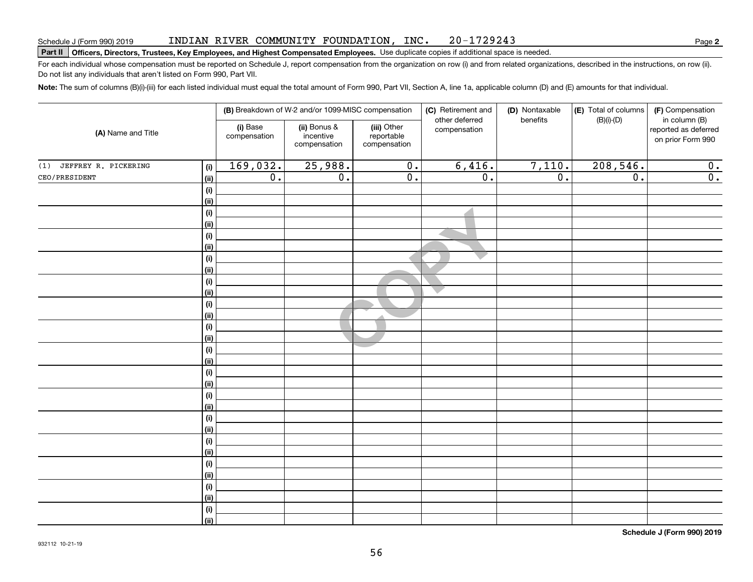Schedule J (Form 990) 2019 INDIAN RIVER COMMUNITY FOUNDATION, INC. 20-1729243 Page **2**

**Part II** **Officers, Directors, Trustees, Key Employees, and Highest Compensated Employees.** Use duplicate copies if additional space is needed.

For each individual whose compensation must be reported on Schedule J, report compensation from the organization on row (i) and from related organizations, described in the instructions, on row (ii). Do not list any individuals that aren't listed on Form 990, Part VII.

**Note:** The sum of columns (B)(i)-(iii) for each listed individual must equal the total amount of Form 990, Part VII, Section A, line 1a, applicable column (D) and (E) amounts for that individual.

| (A) Name and Title | | (B) Breakdown of W-2 and/or 1099-MISC compensation | | | (C) Retirement and other deferred compensation | (D) Nontaxable benefits | (E) Total of columns (B)(i)-(D) | (F) Compensation in column (B) reported as deferred on prior Form 990 |
|---|---|---|---|---|---|---|---|---|
| | | (i) Base compensation | (ii) Bonus & incentive compensation | (iii) Other reportable compensation | | | | |
| (1) JEFFREY R. PICKERING | (i) | 169,032. | 25,988. | 0. | 6,416. | 7,110. | 208,546. | 0. |
| CEO/PRESIDENT | (ii) | 0. | 0. | 0. | 0. | 0. | 0. | 0. |
| | (i) | | | | | | | |
| | (ii) | | | | | | | |
| | (i) | | | | | | | |
| | (ii) | | | | | | | |
| | (i) | | | | | | | |
| | (ii) | | | | | | | |
| | (i) | | | | | | | |
| | (ii) | | | | | | | |
| | (i) | | | | | | | |
| | (ii) | | | | | | | |
| | (i) | | | | | | | |
| | (ii) | | | | | | | |
| | (i) | | | | | | | |
| | (ii) | | | | | | | |
| | (i) | | | | | | | |
| | (ii) | | | | | | | |
| | (i) | | | | | | | |
| | (ii) | | | | | | | |
| | (i) | | | | | | | |
| | (ii) | | | | | | | |
| | (i) | | | | | | | |
| | (ii) | | | | | | | |
| | (i) | | | | | | | |
| | (ii) | | | | | | | |
| | (i) | | | | | | | |
| | (ii) | | | | | | | |
| | (i) | | | | | | | |
| | (ii) | | | | | | | |
| | (i) | | | | | | | |
| | (ii) | | | | | | | |

**Schedule J (Form 990) 2019**

932112 10-21-19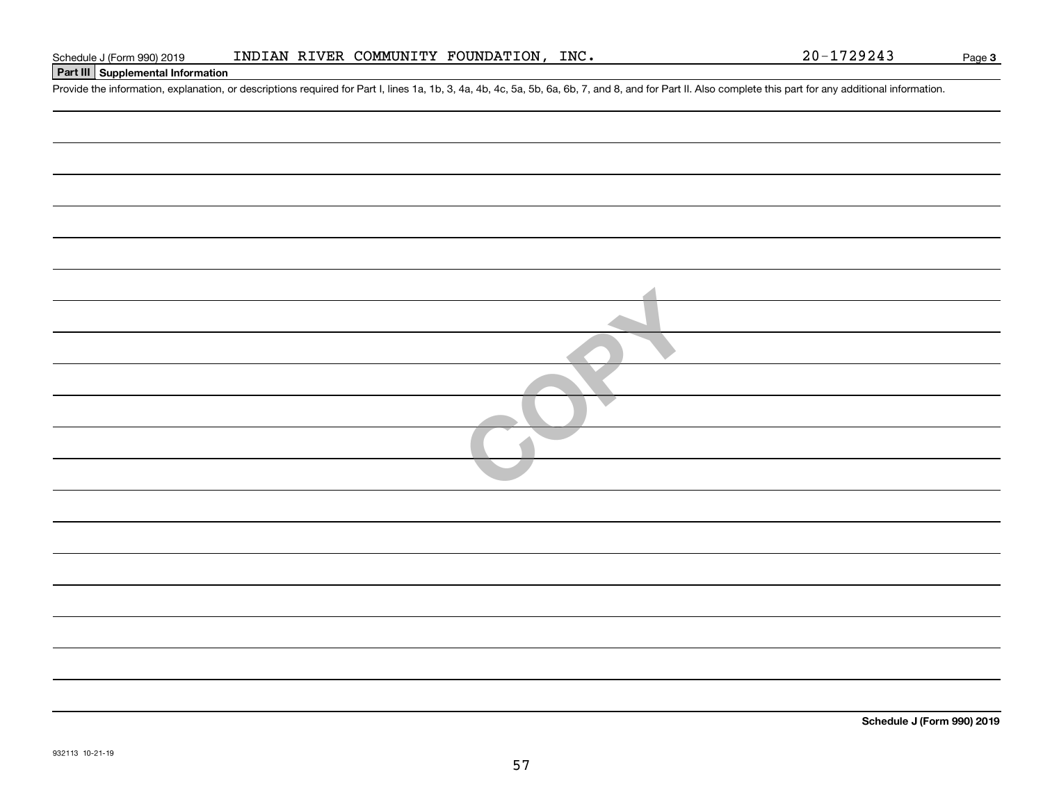Schedule J (Form 990) 2019 INDIAN RIVER COMMUNITY FOUNDATION, INC. 20-1729243

**Part III Supplemental Information**

Provide the information, explanation, or descriptions required for Part I, lines 1a, 1b, 3, 4a, 4b, 4c, 5a, 5b, 6a, 6b, 7, and 8, and for Part II. Also complete this part for any additional information.

COPY

**Schedule J (Form 990) 2019**

932113 10-21-19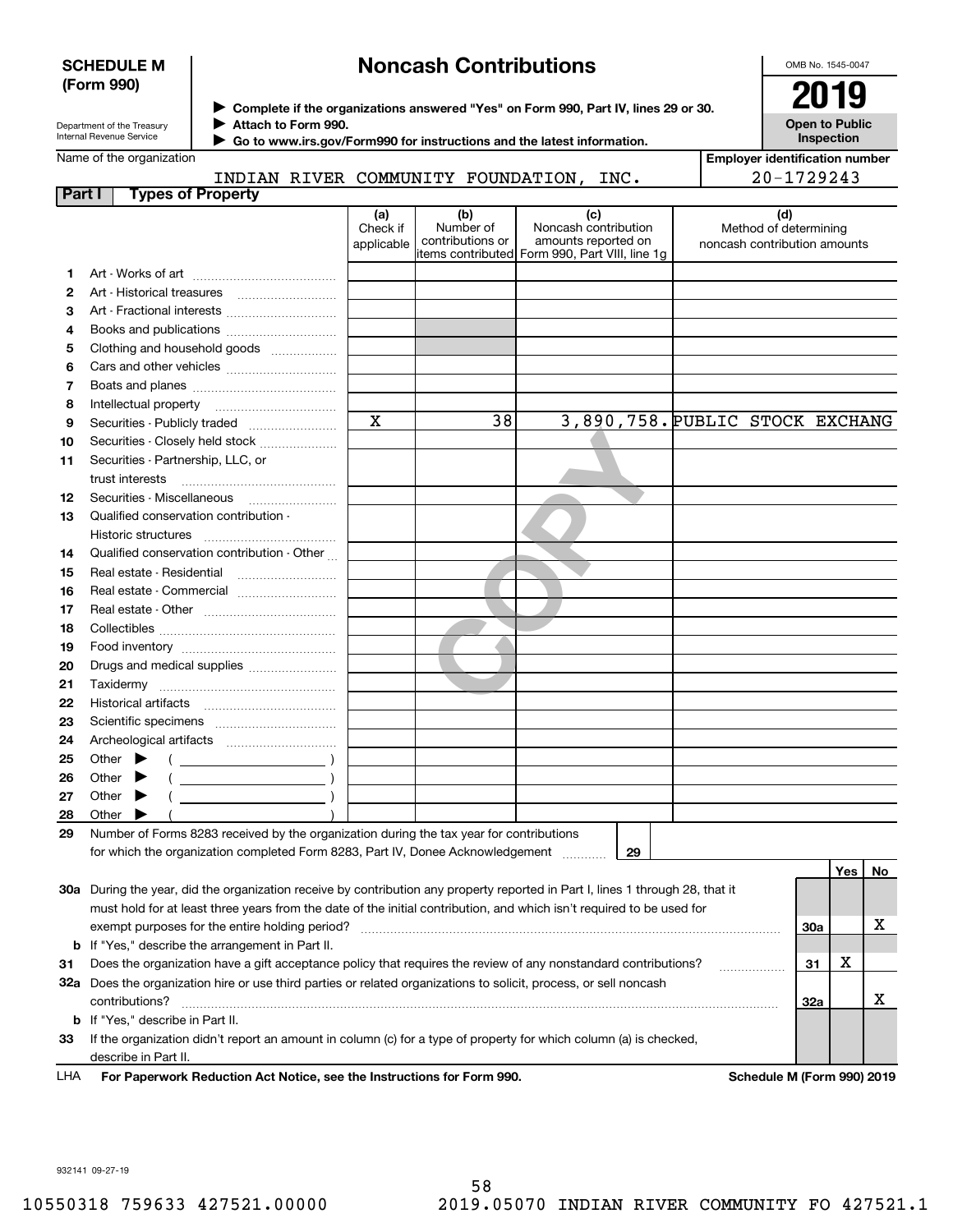**SCHEDULE M (Form 990)**

# Noncash Contributions

OMB No. 1545-0047

**2019**

**Open to Public Inspection**

Department of the Treasury
Internal Revenue Service

▶ **Complete if the organizations answered "Yes" on Form 990, Part IV, lines 29 or 30.**
▶ **Attach to Form 990.**
▶ **Go to www.irs.gov/Form990 for instructions and the latest information.**

Name of the organization: INDIAN RIVER COMMUNITY FOUNDATION, INC.

Employer identification number: 20-1729243

## Part I Types of Property

| | | (a) Check if applicable | (b) Number of contributions or items contributed | (c) Noncash contribution amounts reported on Form 990, Part VIII, line 1g | (d) Method of determining noncash contribution amounts |
|---|---|---|---|---|---|
| 1 | Art - Works of art | | | | |
| 2 | Art - Historical treasures | | | | |
| 3 | Art - Fractional interests | | | | |
| 4 | Books and publications | | | | |
| 5 | Clothing and household goods | | | | |
| 6 | Cars and other vehicles | | | | |
| 7 | Boats and planes | | | | |
| 8 | Intellectual property | | | | |
| 9 | Securities - Publicly traded | X | 38 | 3,890,758. | PUBLIC STOCK EXCHANG |
| 10 | Securities - Closely held stock | | | | |
| 11 | Securities - Partnership, LLC, or trust interests | | | | |
| 12 | Securities - Miscellaneous | | | | |
| 13 | Qualified conservation contribution - Historic structures | | | | |
| 14 | Qualified conservation contribution - Other | | | | |
| 15 | Real estate - Residential | | | | |
| 16 | Real estate - Commercial | | | | |
| 17 | Real estate - Other | | | | |
| 18 | Collectibles | | | | |
| 19 | Food inventory | | | | |
| 20 | Drugs and medical supplies | | | | |
| 21 | Taxidermy | | | | |
| 22 | Historical artifacts | | | | |
| 23 | Scientific specimens | | | | |
| 24 | Archeological artifacts | | | | |
| 25 | Other ▶ ( ) | | | | |
| 26 | Other ▶ ( ) | | | | |
| 27 | Other ▶ ( ) | | | | |
| 28 | Other ▶ ( ) | | | | |

**29** Number of Forms 8283 received by the organization during the tax year for contributions for which the organization completed Form 8283, Part IV, Donee Acknowledgement ........ **29**

| | | | Yes | No |
|---|---|---|---|---|
| 30a | During the year, did the organization receive by contribution any property reported in Part I, lines 1 through 28, that it must hold for at least three years from the date of the initial contribution, and which isn't required to be used for exempt purposes for the entire holding period? | 30a | | X |
| b | If "Yes," describe the arrangement in Part II. | | | |
| 31 | Does the organization have a gift acceptance policy that requires the review of any nonstandard contributions? | 31 | X | |
| 32a | Does the organization hire or use third parties or related organizations to solicit, process, or sell noncash contributions? | 32a | | X |
| b | If "Yes," describe in Part II. | | | |
| 33 | If the organization didn't report an amount in column (c) for a type of property for which column (a) is checked, describe in Part II. | | | |

LHA **For Paperwork Reduction Act Notice, see the Instructions for Form 990.** **Schedule M (Form 990) 2019**

932141 09-27-19

10550318 759633 427521.00000 2019.05070 INDIAN RIVER COMMUNITY FO 427521.1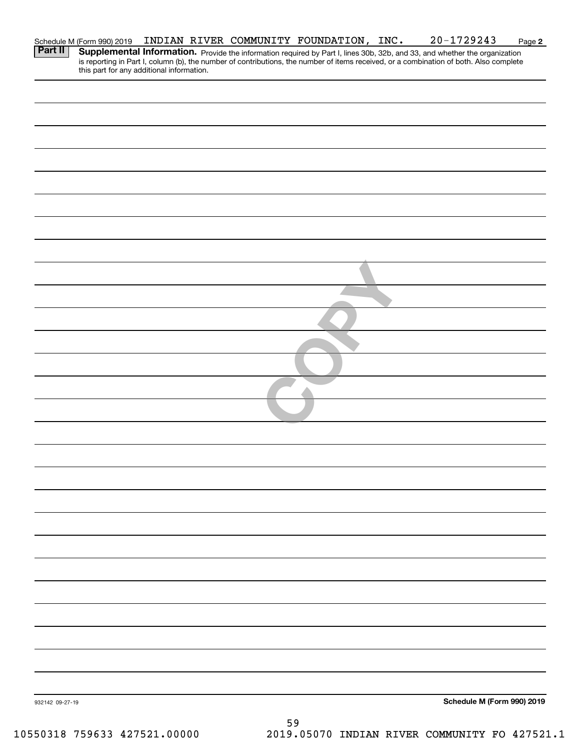Schedule M (Form 990) 2019 INDIAN RIVER COMMUNITY FOUNDATION, INC. 20-1729243 Page **2**

**Part II** **Supplemental Information.** Provide the information required by Part I, lines 30b, 32b, and 33, and whether the organization is reporting in Part I, column (b), the number of contributions, the number of items received, or a combination of both. Also complete this part for any additional information.

932142 09-27-19

**Schedule M (Form 990) 2019**

10550318 759633 427521.00000 2019.05070 INDIAN RIVER COMMUNITY FO 427521.1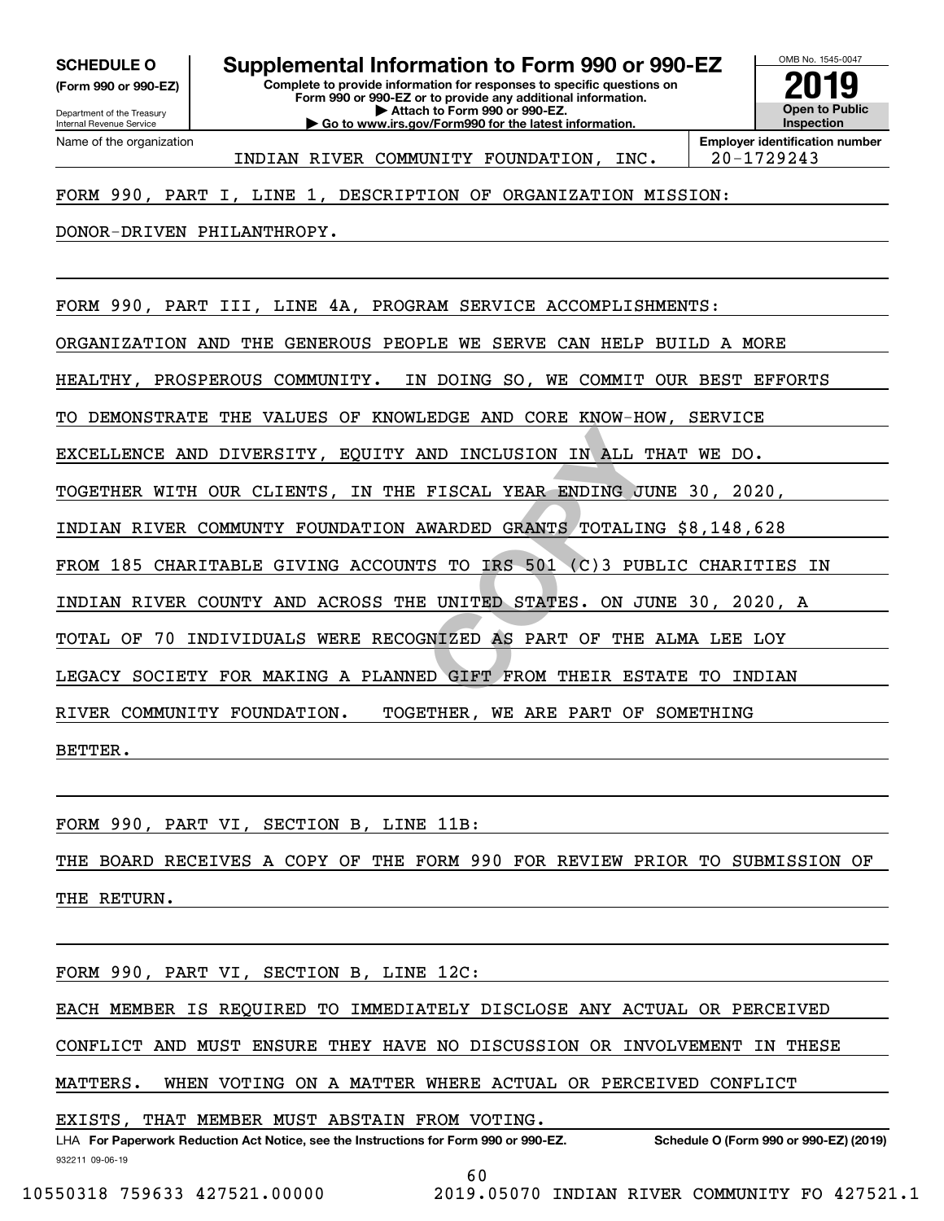**SCHEDULE O**
**(Form 990 or 990-EZ)**

Department of the Treasury
Internal Revenue Service

# Supplemental Information to Form 990 or 990-EZ

**Complete to provide information for responses to specific questions on Form 990 or 990-EZ or to provide any additional information.**
**▶ Attach to Form 990 or 990-EZ.**
**▶ Go to www.irs.gov/Form990 for the latest information.**

OMB No. 1545-0047
**2019**
**Open to Public Inspection**

Name of the organization: INDIAN RIVER COMMUNITY FOUNDATION, INC.
**Employer identification number**: 20-1729243

FORM 990, PART I, LINE 1, DESCRIPTION OF ORGANIZATION MISSION:

DONOR-DRIVEN PHILANTHROPY.

FORM 990, PART III, LINE 4A, PROGRAM SERVICE ACCOMPLISHMENTS:

ORGANIZATION AND THE GENEROUS PEOPLE WE SERVE CAN HELP BUILD A MORE HEALTHY, PROSPEROUS COMMUNITY. IN DOING SO, WE COMMIT OUR BEST EFFORTS TO DEMONSTRATE THE VALUES OF KNOWLEDGE AND CORE KNOW-HOW, SERVICE EXCELLENCE AND DIVERSITY, EQUITY AND INCLUSION IN ALL THAT WE DO. TOGETHER WITH OUR CLIENTS, IN THE FISCAL YEAR ENDING JUNE 30, 2020, INDIAN RIVER COMMUNTY FOUNDATION AWARDED GRANTS TOTALING $8,148,628 FROM 185 CHARITABLE GIVING ACCOUNTS TO IRS 501 (C)3 PUBLIC CHARITIES IN INDIAN RIVER COUNTY AND ACROSS THE UNITED STATES. ON JUNE 30, 2020, A TOTAL OF 70 INDIVIDUALS WERE RECOGNIZED AS PART OF THE ALMA LEE LOY LEGACY SOCIETY FOR MAKING A PLANNED GIFT FROM THEIR ESTATE TO INDIAN RIVER COMMUNITY FOUNDATION. TOGETHER, WE ARE PART OF SOMETHING BETTER.

FORM 990, PART VI, SECTION B, LINE 11B:

THE BOARD RECEIVES A COPY OF THE FORM 990 FOR REVIEW PRIOR TO SUBMISSION OF THE RETURN.

FORM 990, PART VI, SECTION B, LINE 12C:

EACH MEMBER IS REQUIRED TO IMMEDIATELY DISCLOSE ANY ACTUAL OR PERCEIVED CONFLICT AND MUST ENSURE THEY HAVE NO DISCUSSION OR INVOLVEMENT IN THESE MATTERS. WHEN VOTING ON A MATTER WHERE ACTUAL OR PERCEIVED CONFLICT EXISTS, THAT MEMBER MUST ABSTAIN FROM VOTING.

LHA **For Paperwork Reduction Act Notice, see the Instructions for Form 990 or 990-EZ.** **Schedule O (Form 990 or 990-EZ) (2019)**

932211 09-06-19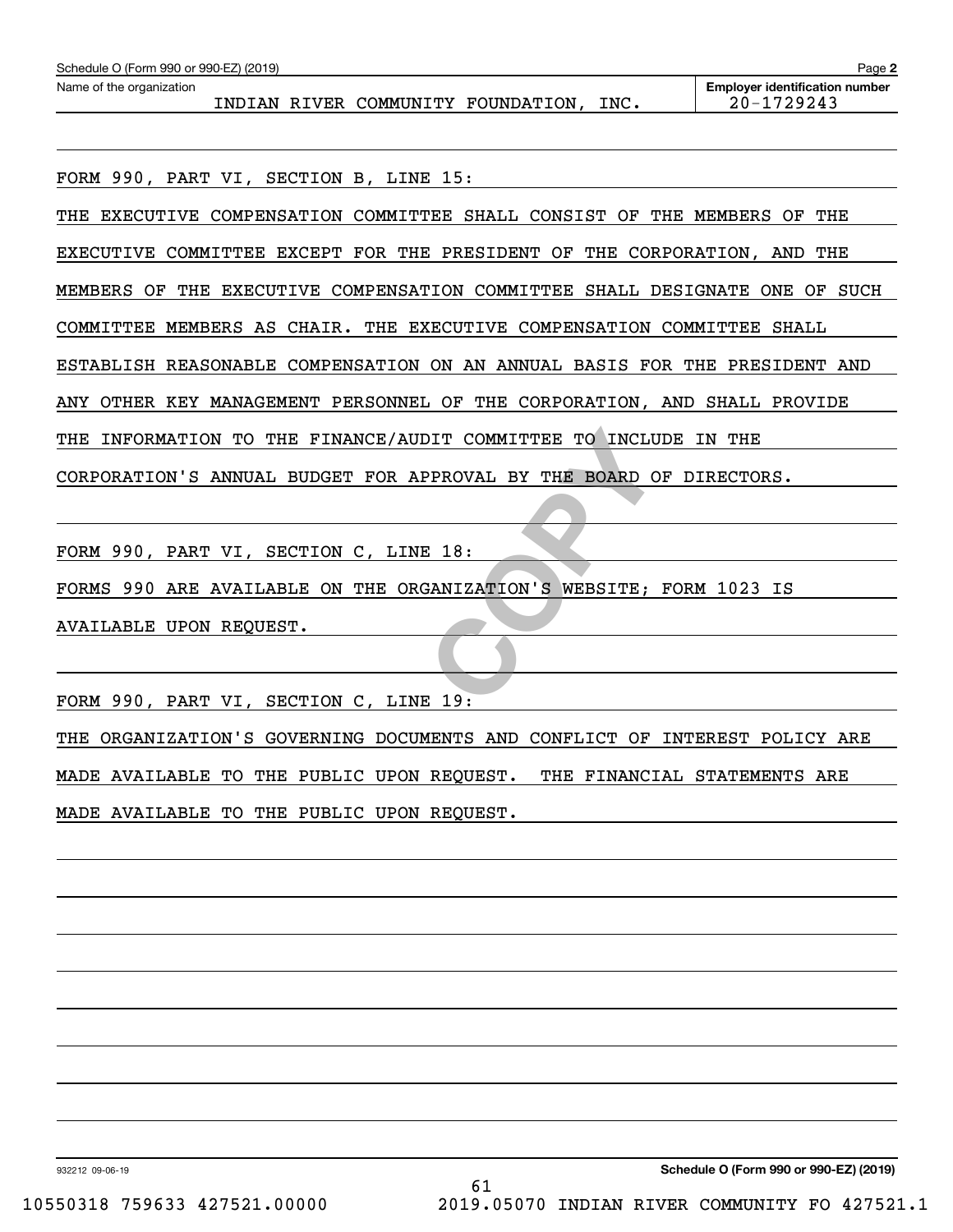Schedule O (Form 990 or 990-EZ) (2019) Page 2

Name of the organization: INDIAN RIVER COMMUNITY FOUNDATION, INC.

Employer identification number: 20-1729243

FORM 990, PART VI, SECTION B, LINE 15:

THE EXECUTIVE COMPENSATION COMMITTEE SHALL CONSIST OF THE MEMBERS OF THE EXECUTIVE COMMITTEE EXCEPT FOR THE PRESIDENT OF THE CORPORATION, AND THE MEMBERS OF THE EXECUTIVE COMPENSATION COMMITTEE SHALL DESIGNATE ONE OF SUCH COMMITTEE MEMBERS AS CHAIR. THE EXECUTIVE COMPENSATION COMMITTEE SHALL ESTABLISH REASONABLE COMPENSATION ON AN ANNUAL BASIS FOR THE PRESIDENT AND ANY OTHER KEY MANAGEMENT PERSONNEL OF THE CORPORATION, AND SHALL PROVIDE THE INFORMATION TO THE FINANCE/AUDIT COMMITTEE TO INCLUDE IN THE CORPORATION'S ANNUAL BUDGET FOR APPROVAL BY THE BOARD OF DIRECTORS.

FORM 990, PART VI, SECTION C, LINE 18:

FORMS 990 ARE AVAILABLE ON THE ORGANIZATION'S WEBSITE; FORM 1023 IS AVAILABLE UPON REQUEST.

FORM 990, PART VI, SECTION C, LINE 19:

THE ORGANIZATION'S GOVERNING DOCUMENTS AND CONFLICT OF INTEREST POLICY ARE MADE AVAILABLE TO THE PUBLIC UPON REQUEST. THE FINANCIAL STATEMENTS ARE MADE AVAILABLE TO THE PUBLIC UPON REQUEST.

932212 09-06-19

Schedule O (Form 990 or 990-EZ) (2019)

10550318 759633 427521.00000 2019.05070 INDIAN RIVER COMMUNITY FO 427521.1